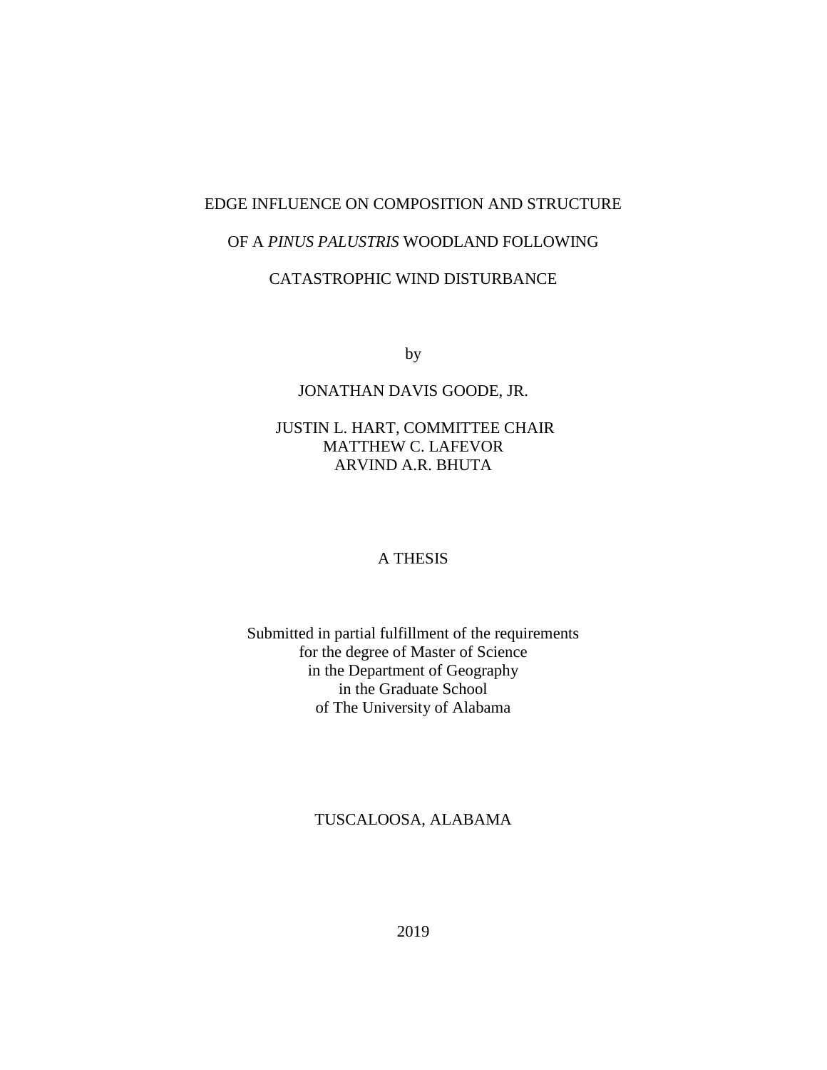# EDGE INFLUENCE ON COMPOSITION AND STRUCTURE OF A *PINUS PALUSTRIS* WOODLAND FOLLOWING CATASTROPHIC WIND DISTURBANCE

by

JONATHAN DAVIS GOODE, JR.

JUSTIN L. HART, COMMITTEE CHAIR
MATTHEW C. LAFEVOR
ARVIND A.R. BHUTA

A THESIS

Submitted in partial fulfillment of the requirements
for the degree of Master of Science
in the Department of Geography
in the Graduate School
of The University of Alabama

TUSCALOOSA, ALABAMA

2019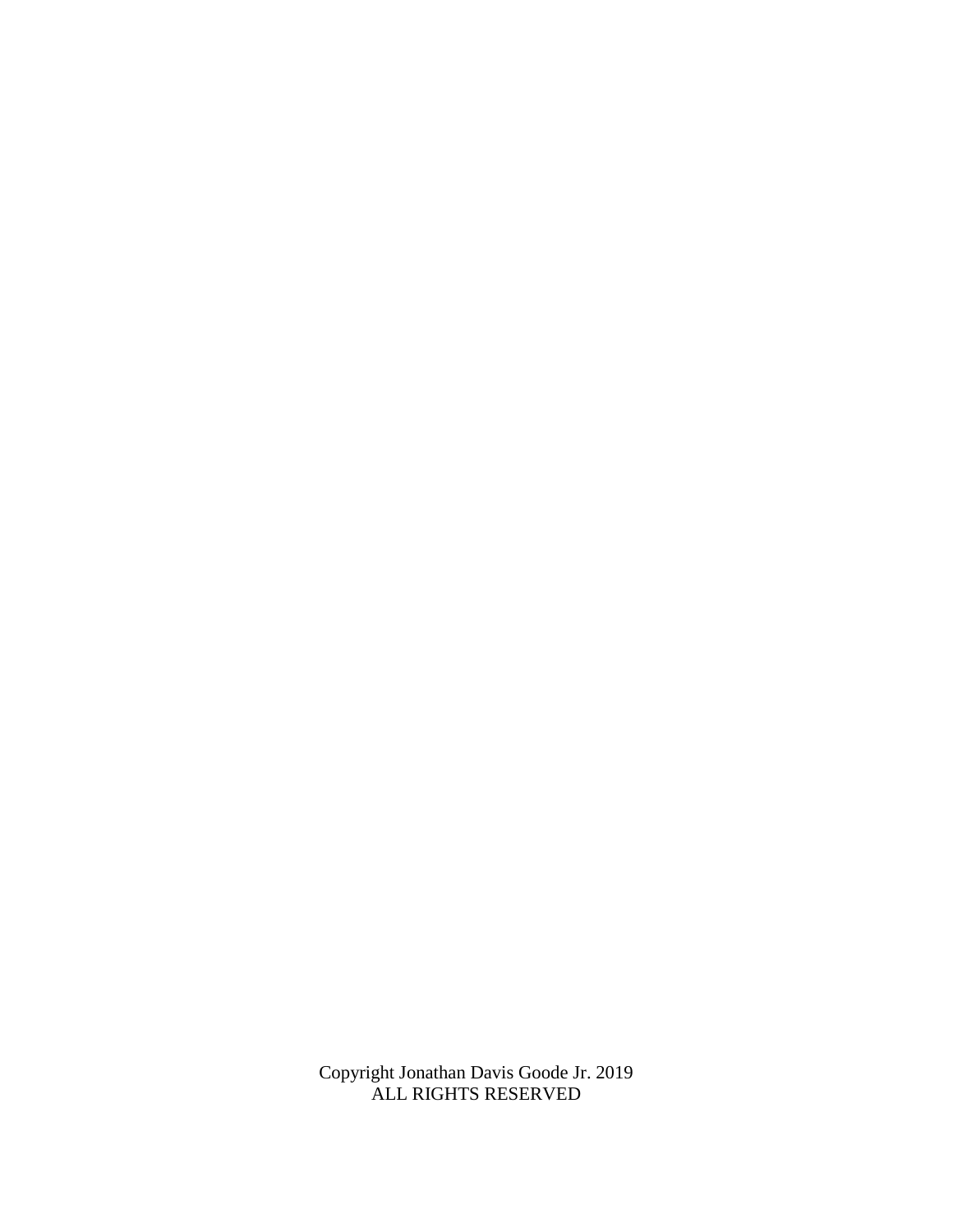Copyright Jonathan Davis Goode Jr. 2019
ALL RIGHTS RESERVED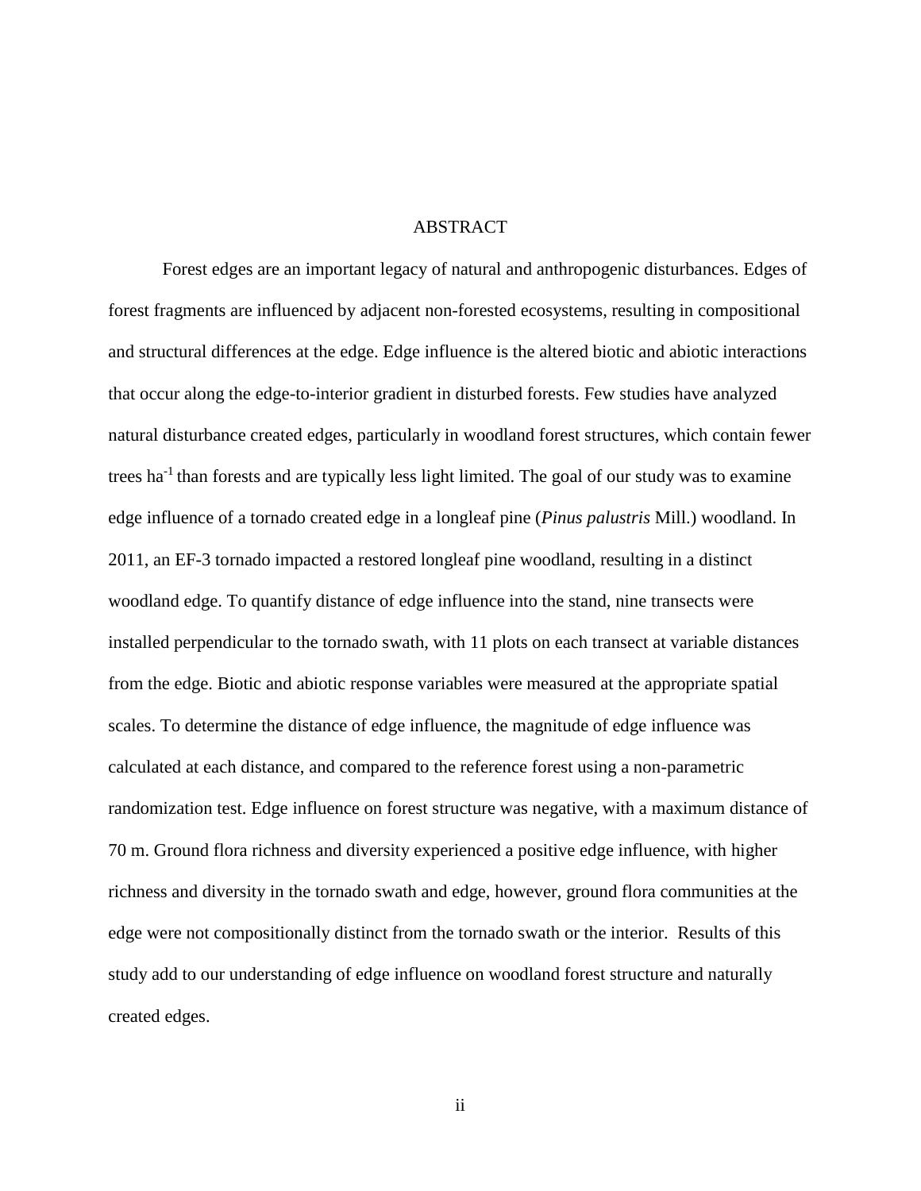# ABSTRACT

Forest edges are an important legacy of natural and anthropogenic disturbances. Edges of forest fragments are influenced by adjacent non-forested ecosystems, resulting in compositional and structural differences at the edge. Edge influence is the altered biotic and abiotic interactions that occur along the edge-to-interior gradient in disturbed forests. Few studies have analyzed natural disturbance created edges, particularly in woodland forest structures, which contain fewer trees $ha^{-1}$ than forests and are typically less light limited. The goal of our study was to examine edge influence of a tornado created edge in a longleaf pine (*Pinus palustris* Mill.) woodland. In 2011, an EF-3 tornado impacted a restored longleaf pine woodland, resulting in a distinct woodland edge. To quantify distance of edge influence into the stand, nine transects were installed perpendicular to the tornado swath, with 11 plots on each transect at variable distances from the edge. Biotic and abiotic response variables were measured at the appropriate spatial scales. To determine the distance of edge influence, the magnitude of edge influence was calculated at each distance, and compared to the reference forest using a non-parametric randomization test. Edge influence on forest structure was negative, with a maximum distance of 70 m. Ground flora richness and diversity experienced a positive edge influence, with higher richness and diversity in the tornado swath and edge, however, ground flora communities at the edge were not compositionally distinct from the tornado swath or the interior. Results of this study add to our understanding of edge influence on woodland forest structure and naturally created edges.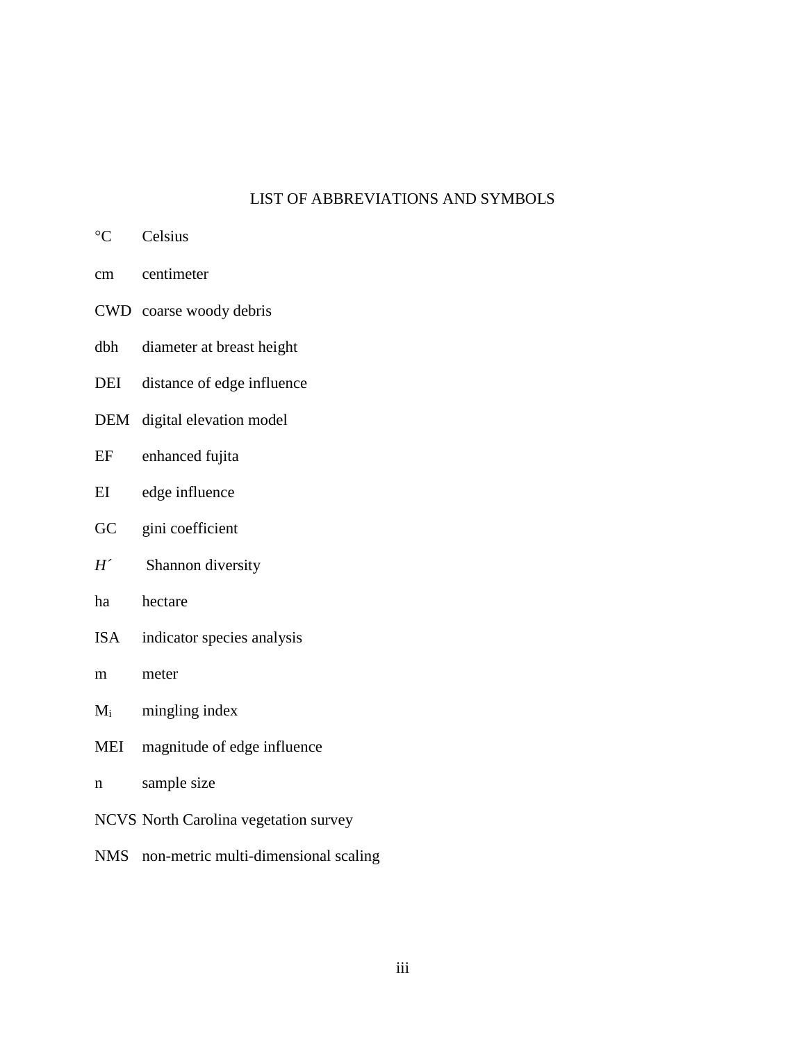# LIST OF ABBREVIATIONS AND SYMBOLS

| | |
|---|---|
| °C | Celsius |
| cm | centimeter |
| CWD | coarse woody debris |
| dbh | diameter at breast height |
| DEI | distance of edge influence |
| DEM | digital elevation model |
| EF | enhanced fujita |
| EI | edge influence |
| GC | gini coefficient |
| $H'$ | Shannon diversity |
| ha | hectare |
| ISA | indicator species analysis |
| m | meter |
| $M_i$ | mingling index |
| MEI | magnitude of edge influence |
| n | sample size |
| NCVS | North Carolina vegetation survey |
| NMS | non-metric multi-dimensional scaling |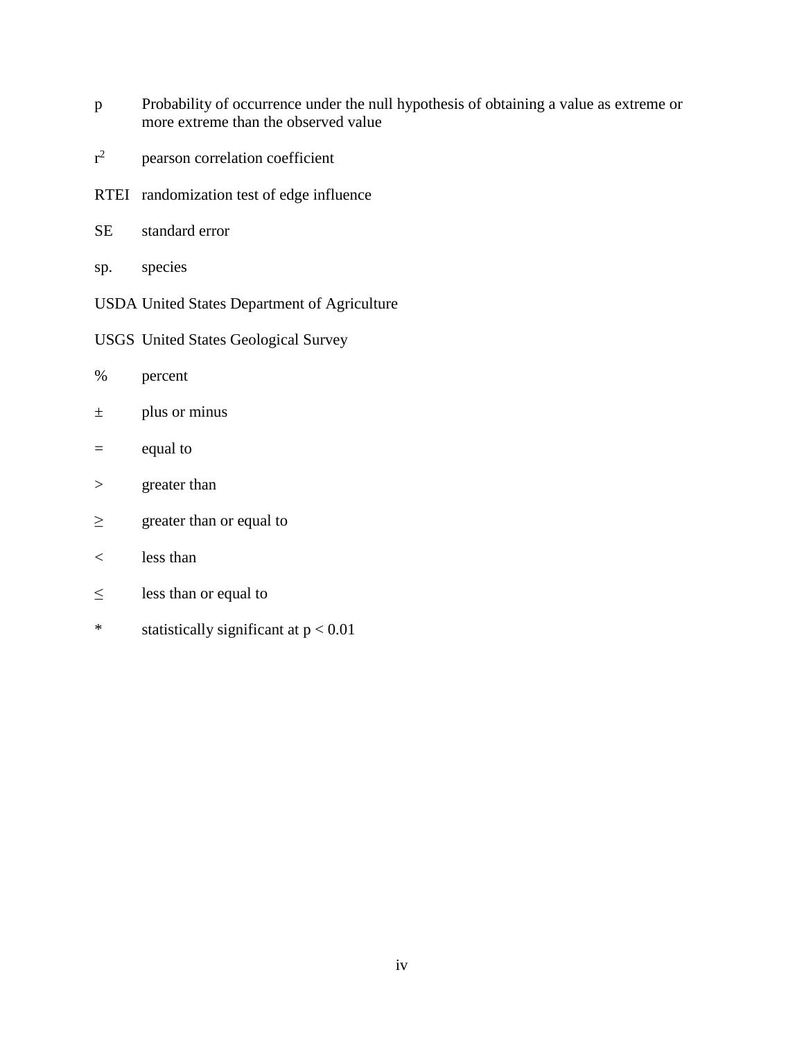p Probability of occurrence under the null hypothesis of obtaining a value as extreme or more extreme than the observed value

$r^2$ pearson correlation coefficient

RTEI randomization test of edge influence

SE standard error

sp. species

USDA United States Department of Agriculture

USGS United States Geological Survey

% percent

± plus or minus

= equal to

> greater than

≥ greater than or equal to

< less than

≤ less than or equal to

* statistically significant at $p < 0.01$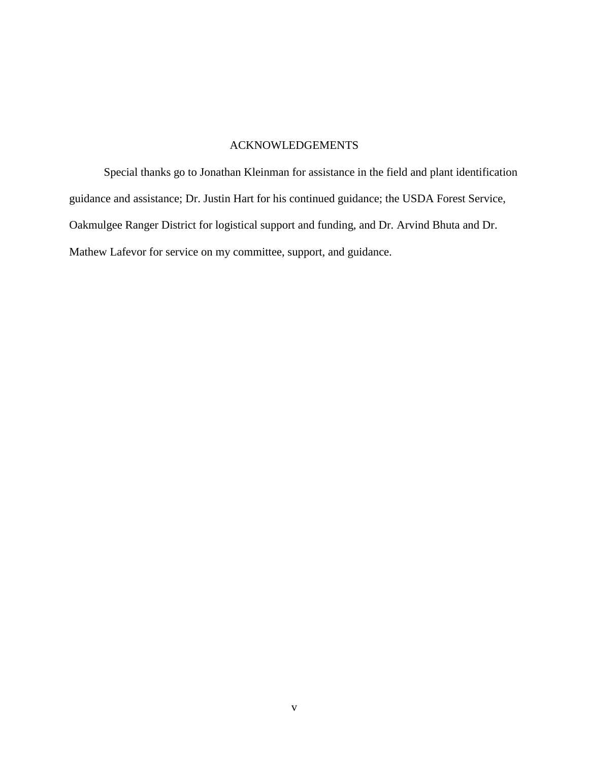# ACKNOWLEDGEMENTS

Special thanks go to Jonathan Kleinman for assistance in the field and plant identification guidance and assistance; Dr. Justin Hart for his continued guidance; the USDA Forest Service, Oakmulgee Ranger District for logistical support and funding, and Dr. Arvind Bhuta and Dr. Mathew Lafevor for service on my committee, support, and guidance.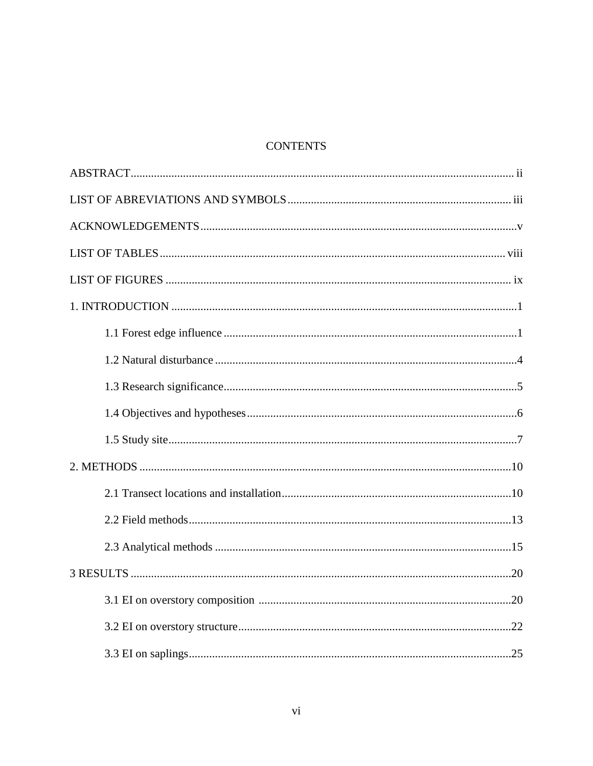# CONTENTS

ABSTRACT .......... ii

LIST OF ABREVIATIONS AND SYMBOLS .......... iii

ACKNOWLEDGEMENTS .......... v

LIST OF TABLES .......... viii

LIST OF FIGURES .......... ix

1. INTRODUCTION .......... 1

   1.1 Forest edge influence .......... 1

   1.2 Natural disturbance .......... 4

   1.3 Research significance .......... 5

   1.4 Objectives and hypotheses .......... 6

   1.5 Study site .......... 7

2. METHODS .......... 10

   2.1 Transect locations and installation .......... 10

   2.2 Field methods .......... 13

   2.3 Analytical methods .......... 15

3 RESULTS .......... 20

   3.1 EI on overstory composition .......... 20

   3.2 EI on overstory structure .......... 22

   3.3 EI on saplings .......... 25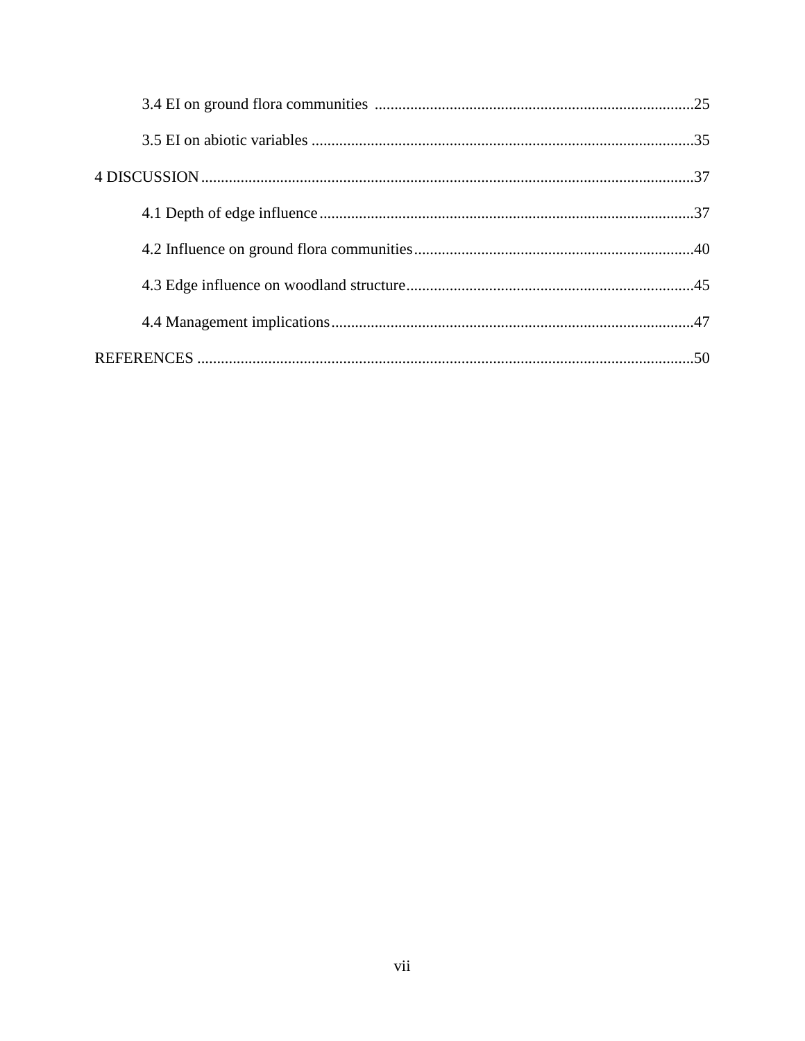3.4 EI on ground flora communities ....................................................................................25

3.5 EI on abiotic variables ..................................................................................................35

4 DISCUSSION..........................................................................................................................37

4.1 Depth of edge influence..................................................................................................37

4.2 Influence on ground flora communities..........................................................................40

4.3 Edge influence on woodland structure...........................................................................45

4.4 Management implications...............................................................................................47

REFERENCES ............................................................................................................................50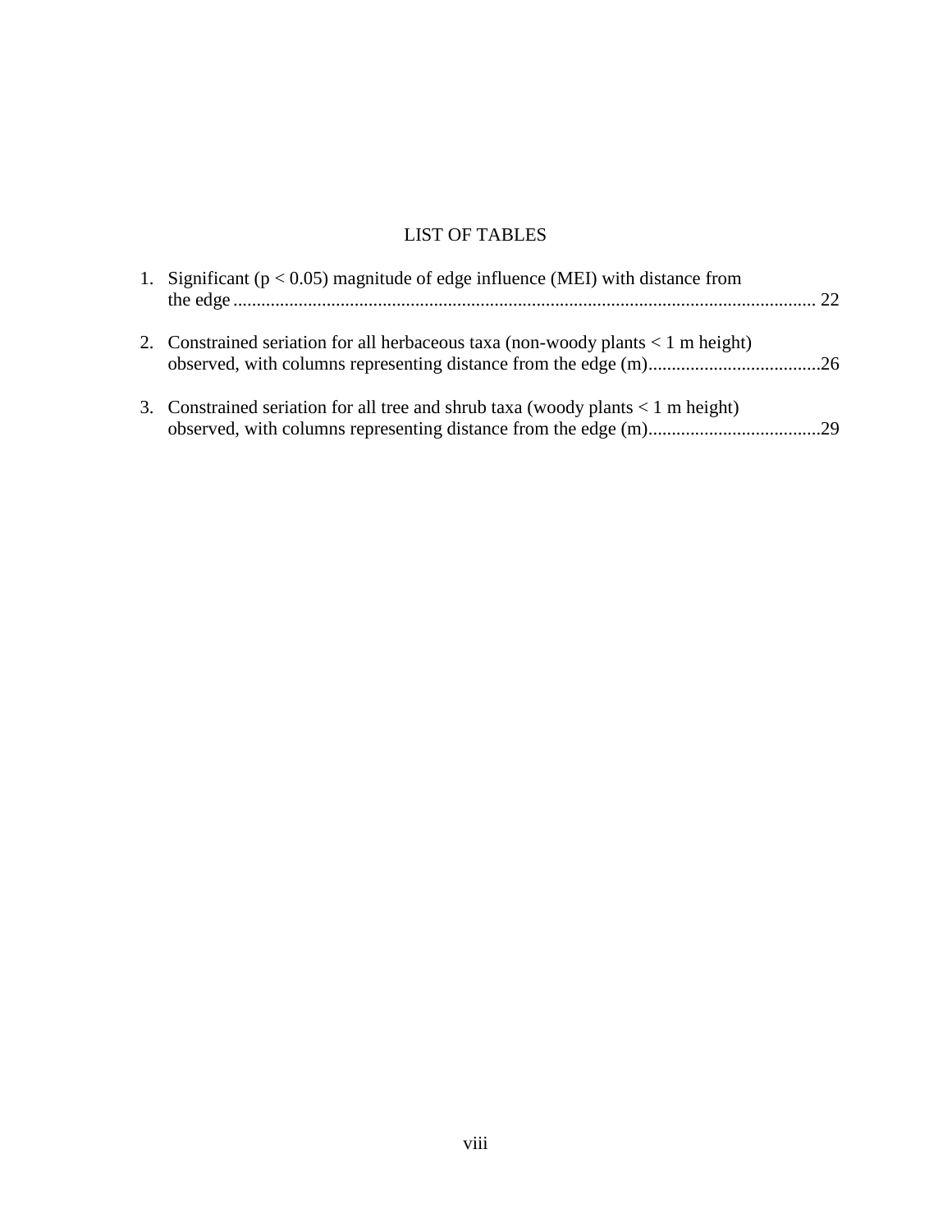# LIST OF TABLES

1. Significant ($p < 0.05$) magnitude of edge influence (MEI) with distance from the edge ........................................................................................................................ 22

2. Constrained seriation for all herbaceous taxa (non-woody plants < 1 m height) observed, with columns representing distance from the edge (m).....................................26

3. Constrained seriation for all tree and shrub taxa (woody plants < 1 m height) observed, with columns representing distance from the edge (m).....................................29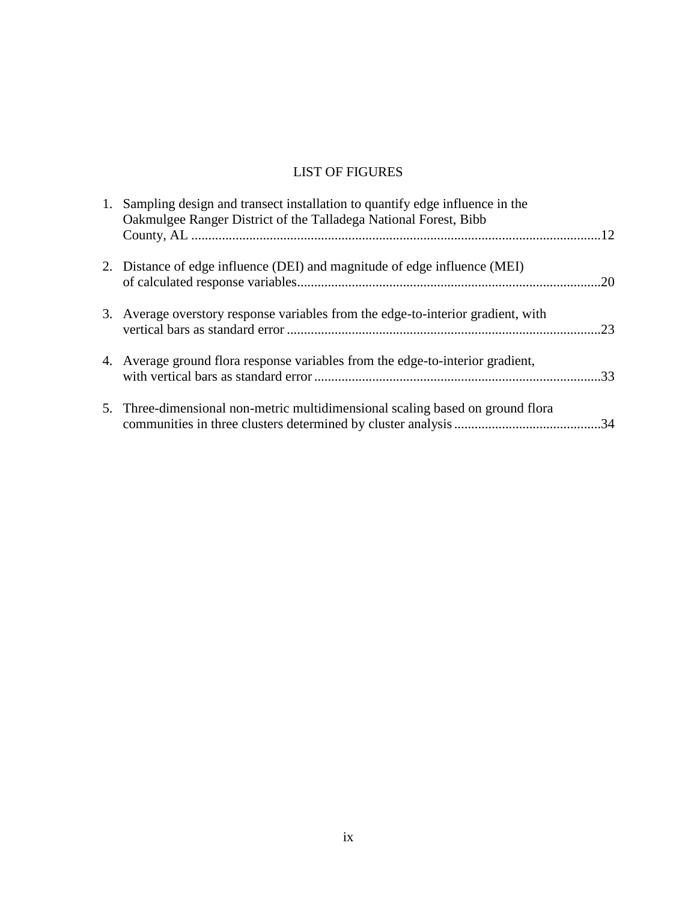# LIST OF FIGURES

1. Sampling design and transect installation to quantify edge influence in the Oakmulgee Ranger District of the Talladega National Forest, Bibb County, AL ........................................................................................................12

2. Distance of edge influence (DEI) and magnitude of edge influence (MEI) of calculated response variables........................................................................................20

3. Average overstory response variables from the edge-to-interior gradient, with vertical bars as standard error ...........................................................................................23

4. Average ground flora response variables from the edge-to-interior gradient, with vertical bars as standard error ...................................................................................33

5. Three-dimensional non-metric multidimensional scaling based on ground flora communities in three clusters determined by cluster analysis ...........................................34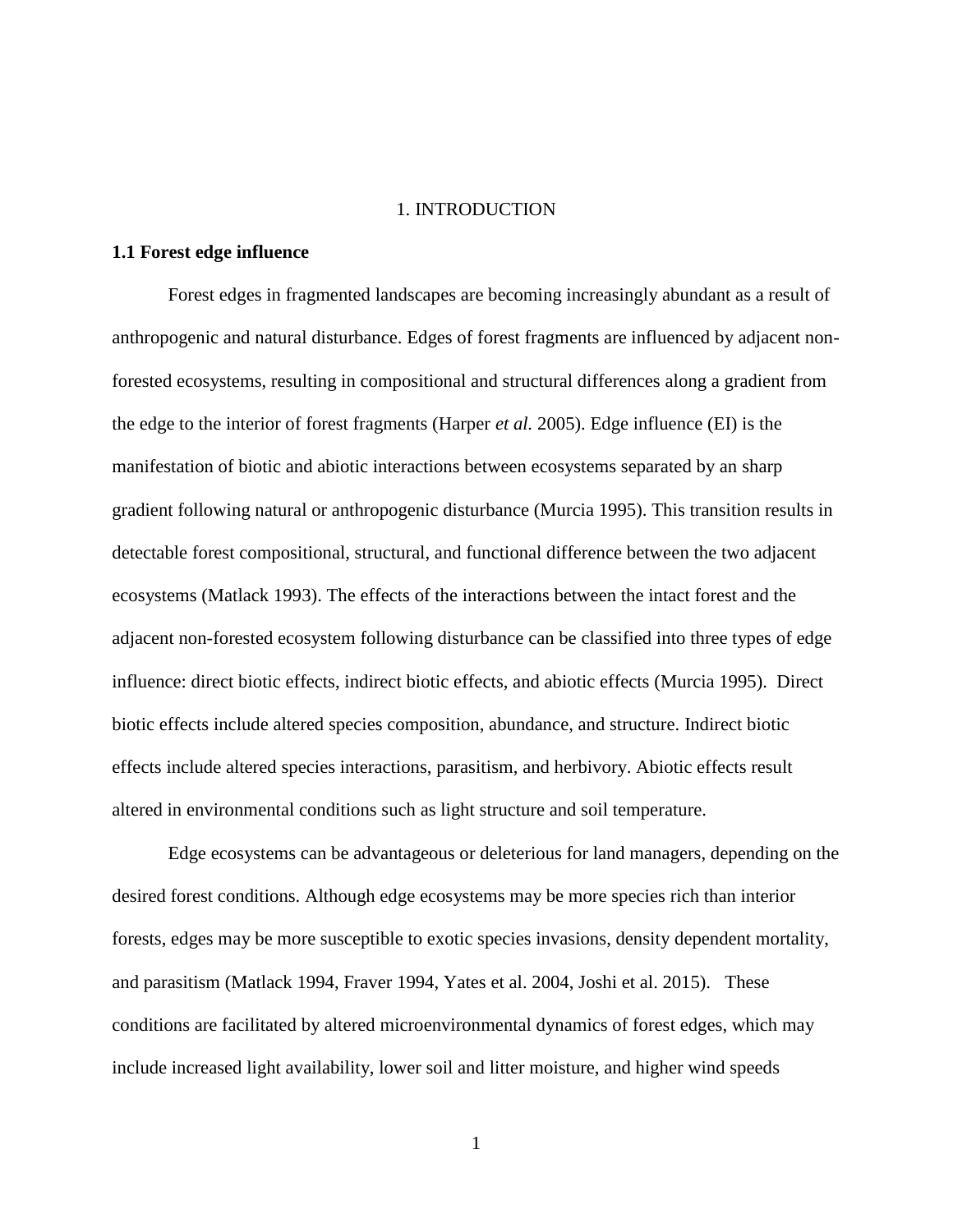# 1. INTRODUCTION

## 1.1 Forest edge influence

Forest edges in fragmented landscapes are becoming increasingly abundant as a result of anthropogenic and natural disturbance. Edges of forest fragments are influenced by adjacent non-forested ecosystems, resulting in compositional and structural differences along a gradient from the edge to the interior of forest fragments (Harper *et al.* 2005). Edge influence (EI) is the manifestation of biotic and abiotic interactions between ecosystems separated by an sharp gradient following natural or anthropogenic disturbance (Murcia 1995). This transition results in detectable forest compositional, structural, and functional difference between the two adjacent ecosystems (Matlack 1993). The effects of the interactions between the intact forest and the adjacent non-forested ecosystem following disturbance can be classified into three types of edge influence: direct biotic effects, indirect biotic effects, and abiotic effects (Murcia 1995). Direct biotic effects include altered species composition, abundance, and structure. Indirect biotic effects include altered species interactions, parasitism, and herbivory. Abiotic effects result altered in environmental conditions such as light structure and soil temperature.

Edge ecosystems can be advantageous or deleterious for land managers, depending on the desired forest conditions. Although edge ecosystems may be more species rich than interior forests, edges may be more susceptible to exotic species invasions, density dependent mortality, and parasitism (Matlack 1994, Fraver 1994, Yates et al. 2004, Joshi et al. 2015). These conditions are facilitated by altered microenvironmental dynamics of forest edges, which may include increased light availability, lower soil and litter moisture, and higher wind speeds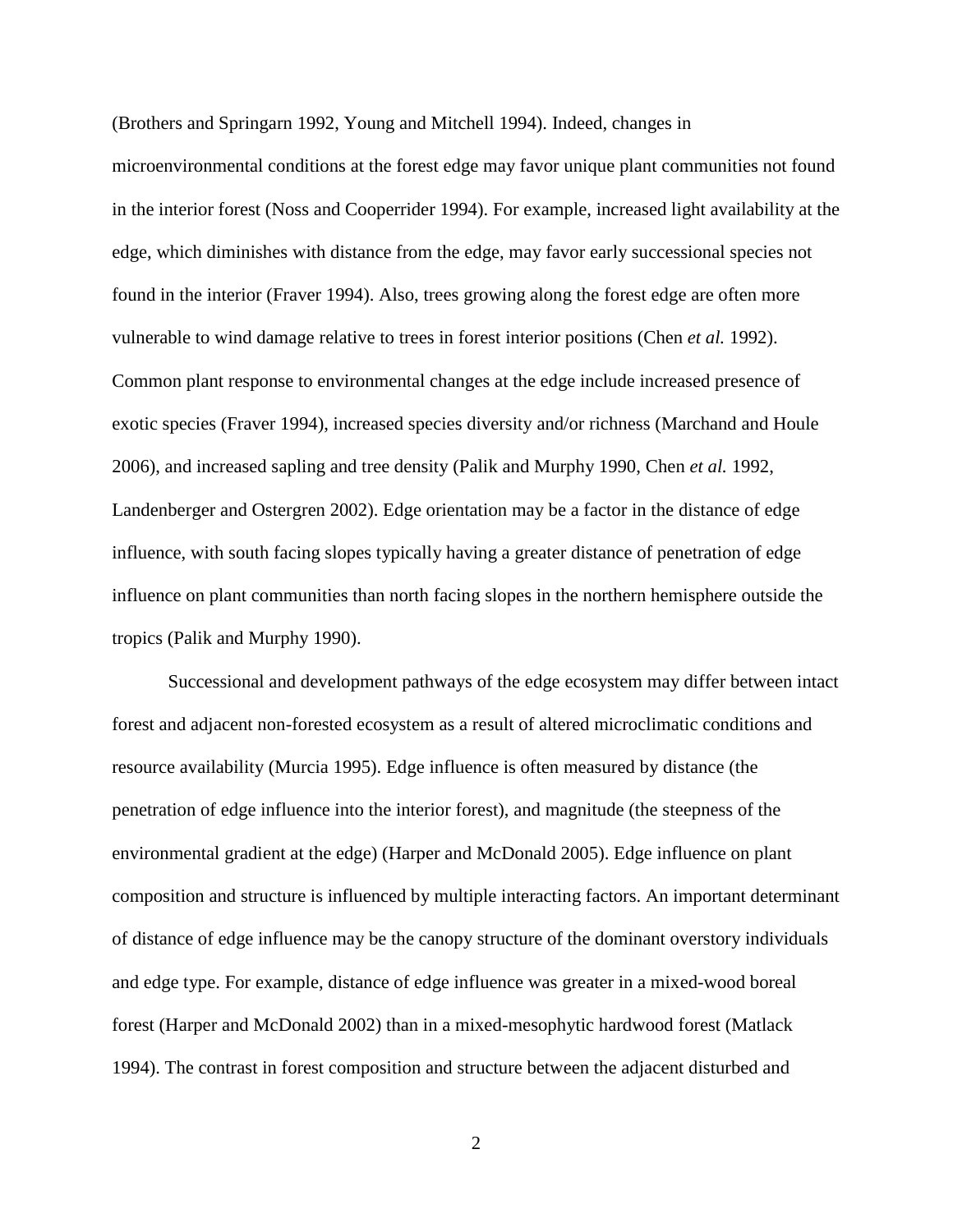(Brothers and Springarn 1992, Young and Mitchell 1994). Indeed, changes in microenvironmental conditions at the forest edge may favor unique plant communities not found in the interior forest (Noss and Cooperrider 1994). For example, increased light availability at the edge, which diminishes with distance from the edge, may favor early successional species not found in the interior (Fraver 1994). Also, trees growing along the forest edge are often more vulnerable to wind damage relative to trees in forest interior positions (Chen *et al.* 1992). Common plant response to environmental changes at the edge include increased presence of exotic species (Fraver 1994), increased species diversity and/or richness (Marchand and Houle 2006), and increased sapling and tree density (Palik and Murphy 1990, Chen *et al.* 1992, Landenberger and Ostergren 2002). Edge orientation may be a factor in the distance of edge influence, with south facing slopes typically having a greater distance of penetration of edge influence on plant communities than north facing slopes in the northern hemisphere outside the tropics (Palik and Murphy 1990).

Successional and development pathways of the edge ecosystem may differ between intact forest and adjacent non-forested ecosystem as a result of altered microclimatic conditions and resource availability (Murcia 1995). Edge influence is often measured by distance (the penetration of edge influence into the interior forest), and magnitude (the steepness of the environmental gradient at the edge) (Harper and McDonald 2005). Edge influence on plant composition and structure is influenced by multiple interacting factors. An important determinant of distance of edge influence may be the canopy structure of the dominant overstory individuals and edge type. For example, distance of edge influence was greater in a mixed-wood boreal forest (Harper and McDonald 2002) than in a mixed-mesophytic hardwood forest (Matlack 1994). The contrast in forest composition and structure between the adjacent disturbed and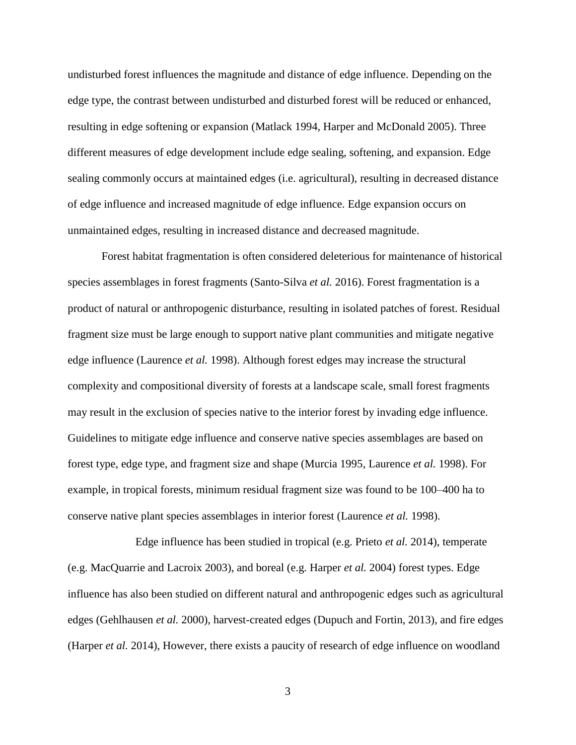undisturbed forest influences the magnitude and distance of edge influence. Depending on the edge type, the contrast between undisturbed and disturbed forest will be reduced or enhanced, resulting in edge softening or expansion (Matlack 1994, Harper and McDonald 2005). Three different measures of edge development include edge sealing, softening, and expansion. Edge sealing commonly occurs at maintained edges (i.e. agricultural), resulting in decreased distance of edge influence and increased magnitude of edge influence. Edge expansion occurs on unmaintained edges, resulting in increased distance and decreased magnitude.

Forest habitat fragmentation is often considered deleterious for maintenance of historical species assemblages in forest fragments (Santo-Silva *et al.* 2016). Forest fragmentation is a product of natural or anthropogenic disturbance, resulting in isolated patches of forest. Residual fragment size must be large enough to support native plant communities and mitigate negative edge influence (Laurence *et al.* 1998). Although forest edges may increase the structural complexity and compositional diversity of forests at a landscape scale, small forest fragments may result in the exclusion of species native to the interior forest by invading edge influence. Guidelines to mitigate edge influence and conserve native species assemblages are based on forest type, edge type, and fragment size and shape (Murcia 1995, Laurence *et al.* 1998). For example, in tropical forests, minimum residual fragment size was found to be 100–400 ha to conserve native plant species assemblages in interior forest (Laurence *et al.* 1998).

Edge influence has been studied in tropical (e.g. Prieto *et al.* 2014), temperate (e.g. MacQuarrie and Lacroix 2003), and boreal (e.g. Harper *et al.* 2004) forest types. Edge influence has also been studied on different natural and anthropogenic edges such as agricultural edges (Gehlhausen *et al.* 2000), harvest-created edges (Dupuch and Fortin, 2013), and fire edges (Harper *et al.* 2014), However, there exists a paucity of research of edge influence on woodland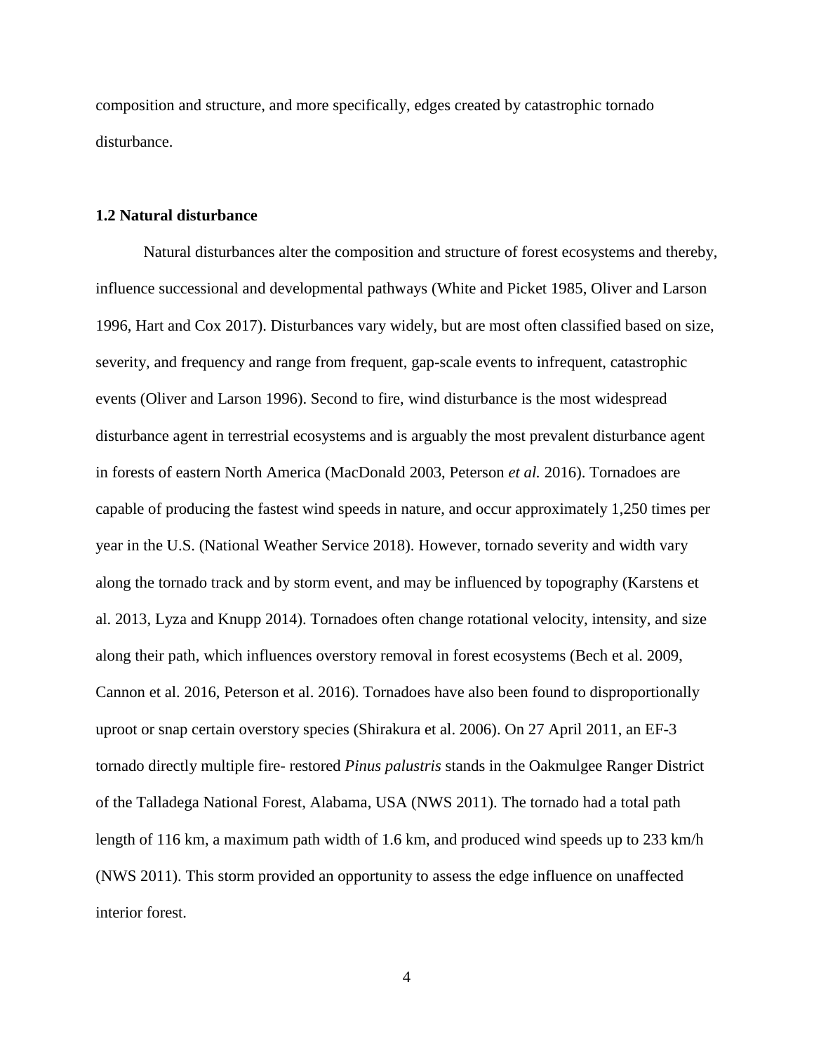composition and structure, and more specifically, edges created by catastrophic tornado disturbance.

## 1.2 Natural disturbance

Natural disturbances alter the composition and structure of forest ecosystems and thereby, influence successional and developmental pathways (White and Picket 1985, Oliver and Larson 1996, Hart and Cox 2017). Disturbances vary widely, but are most often classified based on size, severity, and frequency and range from frequent, gap-scale events to infrequent, catastrophic events (Oliver and Larson 1996). Second to fire, wind disturbance is the most widespread disturbance agent in terrestrial ecosystems and is arguably the most prevalent disturbance agent in forests of eastern North America (MacDonald 2003, Peterson *et al.* 2016). Tornadoes are capable of producing the fastest wind speeds in nature, and occur approximately 1,250 times per year in the U.S. (National Weather Service 2018). However, tornado severity and width vary along the tornado track and by storm event, and may be influenced by topography (Karstens et al. 2013, Lyza and Knupp 2014). Tornadoes often change rotational velocity, intensity, and size along their path, which influences overstory removal in forest ecosystems (Bech et al. 2009, Cannon et al. 2016, Peterson et al. 2016). Tornadoes have also been found to disproportionally uproot or snap certain overstory species (Shirakura et al. 2006). On 27 April 2011, an EF-3 tornado directly multiple fire- restored *Pinus palustris* stands in the Oakmulgee Ranger District of the Talladega National Forest, Alabama, USA (NWS 2011). The tornado had a total path length of 116 km, a maximum path width of 1.6 km, and produced wind speeds up to 233 km/h (NWS 2011). This storm provided an opportunity to assess the edge influence on unaffected interior forest.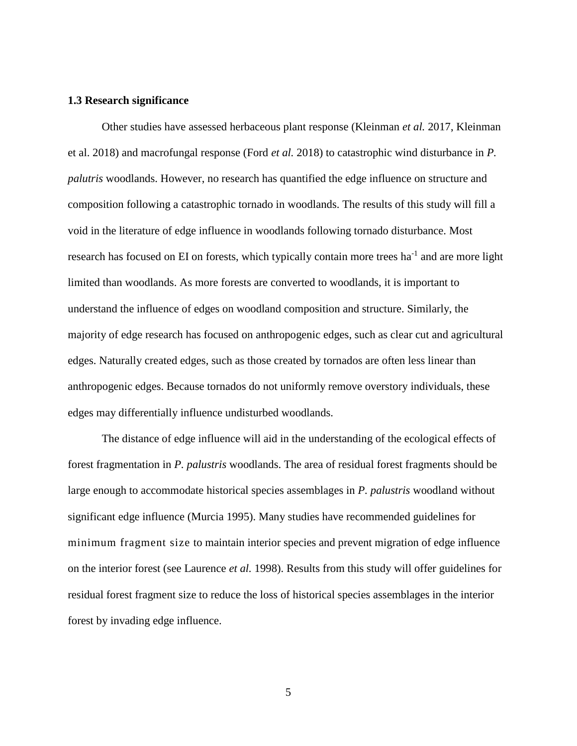### 1.3 Research significance

Other studies have assessed herbaceous plant response (Kleinman *et al.* 2017, Kleinman et al. 2018) and macrofungal response (Ford *et al.* 2018) to catastrophic wind disturbance in *P. palutris* woodlands. However, no research has quantified the edge influence on structure and composition following a catastrophic tornado in woodlands. The results of this study will fill a void in the literature of edge influence in woodlands following tornado disturbance. Most research has focused on EI on forests, which typically contain more trees $ha^{-1}$ and are more light limited than woodlands. As more forests are converted to woodlands, it is important to understand the influence of edges on woodland composition and structure. Similarly, the majority of edge research has focused on anthropogenic edges, such as clear cut and agricultural edges. Naturally created edges, such as those created by tornados are often less linear than anthropogenic edges. Because tornados do not uniformly remove overstory individuals, these edges may differentially influence undisturbed woodlands.

The distance of edge influence will aid in the understanding of the ecological effects of forest fragmentation in *P. palustris* woodlands. The area of residual forest fragments should be large enough to accommodate historical species assemblages in *P. palustris* woodland without significant edge influence (Murcia 1995). Many studies have recommended guidelines for minimum fragment size to maintain interior species and prevent migration of edge influence on the interior forest (see Laurence *et al.* 1998). Results from this study will offer guidelines for residual forest fragment size to reduce the loss of historical species assemblages in the interior forest by invading edge influence.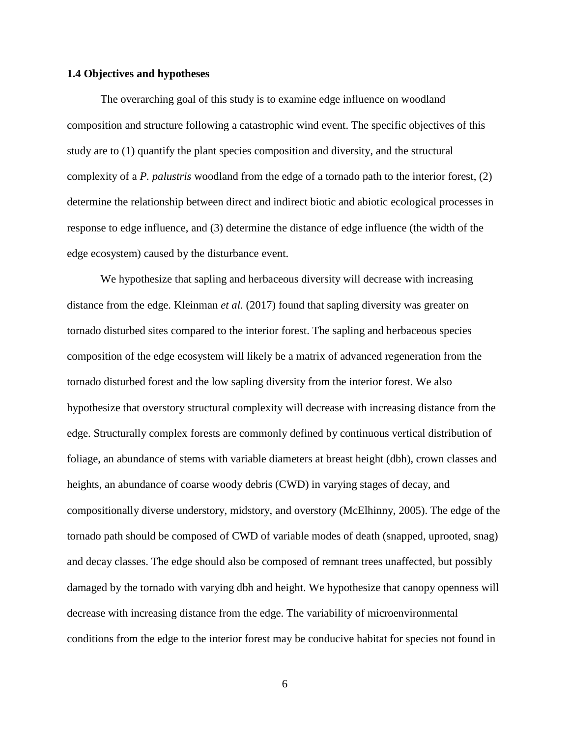### 1.4 Objectives and hypotheses

The overarching goal of this study is to examine edge influence on woodland composition and structure following a catastrophic wind event. The specific objectives of this study are to (1) quantify the plant species composition and diversity, and the structural complexity of a *P. palustris* woodland from the edge of a tornado path to the interior forest, (2) determine the relationship between direct and indirect biotic and abiotic ecological processes in response to edge influence, and (3) determine the distance of edge influence (the width of the edge ecosystem) caused by the disturbance event.

We hypothesize that sapling and herbaceous diversity will decrease with increasing distance from the edge. Kleinman *et al.* (2017) found that sapling diversity was greater on tornado disturbed sites compared to the interior forest. The sapling and herbaceous species composition of the edge ecosystem will likely be a matrix of advanced regeneration from the tornado disturbed forest and the low sapling diversity from the interior forest. We also hypothesize that overstory structural complexity will decrease with increasing distance from the edge. Structurally complex forests are commonly defined by continuous vertical distribution of foliage, an abundance of stems with variable diameters at breast height (dbh), crown classes and heights, an abundance of coarse woody debris (CWD) in varying stages of decay, and compositionally diverse understory, midstory, and overstory (McElhinny, 2005). The edge of the tornado path should be composed of CWD of variable modes of death (snapped, uprooted, snag) and decay classes. The edge should also be composed of remnant trees unaffected, but possibly damaged by the tornado with varying dbh and height. We hypothesize that canopy openness will decrease with increasing distance from the edge. The variability of microenvironmental conditions from the edge to the interior forest may be conducive habitat for species not found in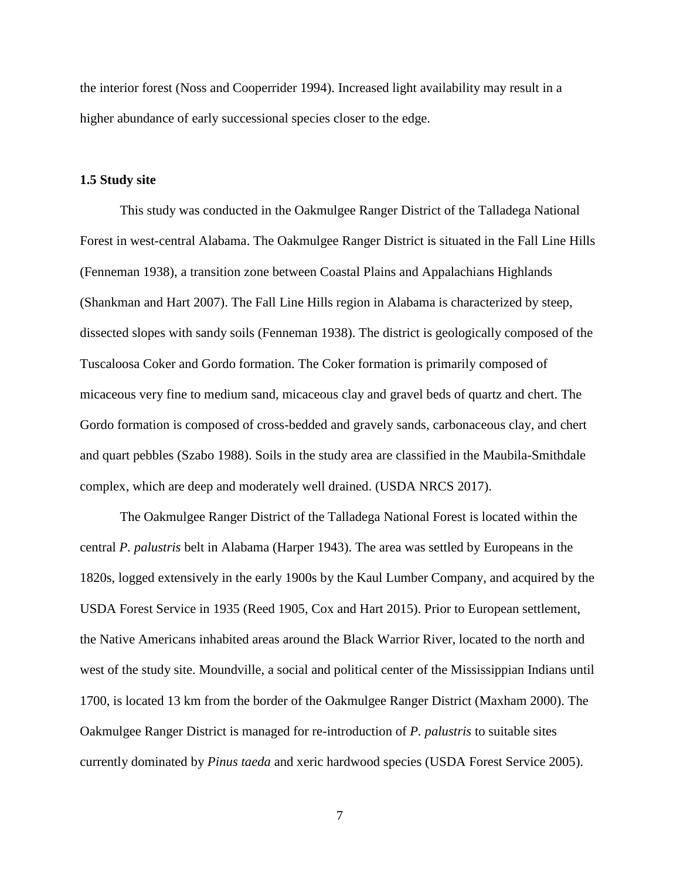the interior forest (Noss and Cooperrider 1994). Increased light availability may result in a higher abundance of early successional species closer to the edge.

### 1.5 Study site

This study was conducted in the Oakmulgee Ranger District of the Talladega National Forest in west-central Alabama. The Oakmulgee Ranger District is situated in the Fall Line Hills (Fenneman 1938), a transition zone between Coastal Plains and Appalachians Highlands (Shankman and Hart 2007). The Fall Line Hills region in Alabama is characterized by steep, dissected slopes with sandy soils (Fenneman 1938). The district is geologically composed of the Tuscaloosa Coker and Gordo formation. The Coker formation is primarily composed of micaceous very fine to medium sand, micaceous clay and gravel beds of quartz and chert. The Gordo formation is composed of cross-bedded and gravely sands, carbonaceous clay, and chert and quart pebbles (Szabo 1988). Soils in the study area are classified in the Maubila-Smithdale complex, which are deep and moderately well drained. (USDA NRCS 2017).

The Oakmulgee Ranger District of the Talladega National Forest is located within the central *P. palustris* belt in Alabama (Harper 1943). The area was settled by Europeans in the 1820s, logged extensively in the early 1900s by the Kaul Lumber Company, and acquired by the USDA Forest Service in 1935 (Reed 1905, Cox and Hart 2015). Prior to European settlement, the Native Americans inhabited areas around the Black Warrior River, located to the north and west of the study site. Moundville, a social and political center of the Mississippian Indians until 1700, is located 13 km from the border of the Oakmulgee Ranger District (Maxham 2000). The Oakmulgee Ranger District is managed for re-introduction of *P. palustris* to suitable sites currently dominated by *Pinus taeda* and xeric hardwood species (USDA Forest Service 2005).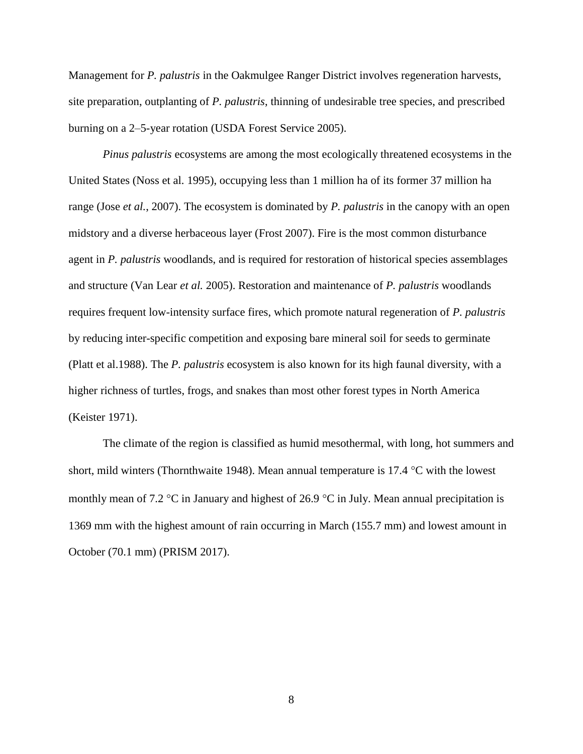Management for *P. palustris* in the Oakmulgee Ranger District involves regeneration harvests, site preparation, outplanting of *P. palustris*, thinning of undesirable tree species, and prescribed burning on a 2–5-year rotation (USDA Forest Service 2005).

*Pinus palustris* ecosystems are among the most ecologically threatened ecosystems in the United States (Noss et al. 1995), occupying less than 1 million ha of its former 37 million ha range (Jose *et al.*, 2007). The ecosystem is dominated by *P. palustris* in the canopy with an open midstory and a diverse herbaceous layer (Frost 2007). Fire is the most common disturbance agent in *P. palustris* woodlands, and is required for restoration of historical species assemblages and structure (Van Lear *et al.* 2005). Restoration and maintenance of *P. palustris* woodlands requires frequent low-intensity surface fires, which promote natural regeneration of *P. palustris* by reducing inter-specific competition and exposing bare mineral soil for seeds to germinate (Platt et al.1988). The *P. palustris* ecosystem is also known for its high faunal diversity, with a higher richness of turtles, frogs, and snakes than most other forest types in North America (Keister 1971).

The climate of the region is classified as humid mesothermal, with long, hot summers and short, mild winters (Thornthwaite 1948). Mean annual temperature is 17.4 °C with the lowest monthly mean of 7.2 °C in January and highest of 26.9 °C in July. Mean annual precipitation is 1369 mm with the highest amount of rain occurring in March (155.7 mm) and lowest amount in October (70.1 mm) (PRISM 2017).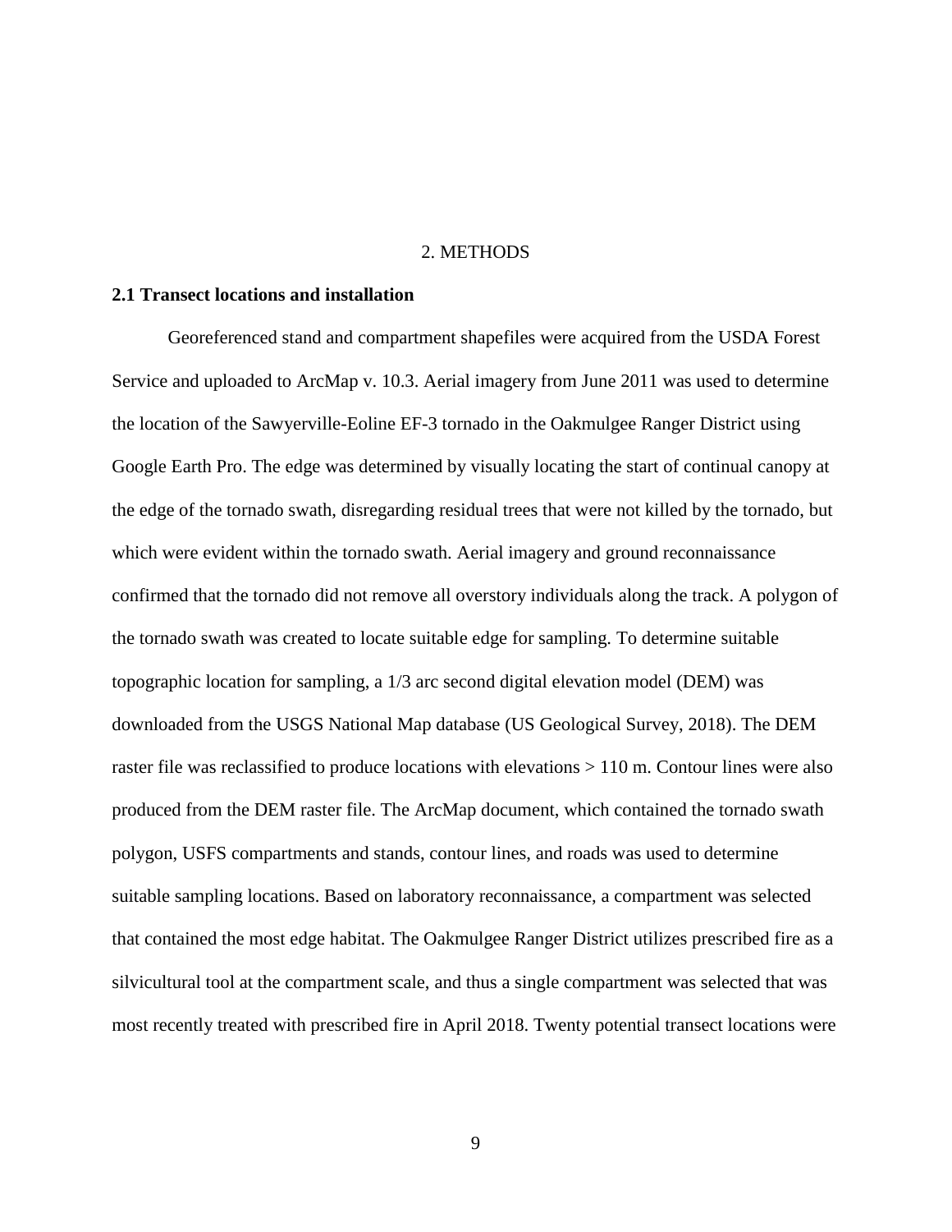# 2. METHODS

## 2.1 Transect locations and installation

Georeferenced stand and compartment shapefiles were acquired from the USDA Forest Service and uploaded to ArcMap v. 10.3. Aerial imagery from June 2011 was used to determine the location of the Sawyerville-Eoline EF-3 tornado in the Oakmulgee Ranger District using Google Earth Pro. The edge was determined by visually locating the start of continual canopy at the edge of the tornado swath, disregarding residual trees that were not killed by the tornado, but which were evident within the tornado swath. Aerial imagery and ground reconnaissance confirmed that the tornado did not remove all overstory individuals along the track. A polygon of the tornado swath was created to locate suitable edge for sampling. To determine suitable topographic location for sampling, a 1/3 arc second digital elevation model (DEM) was downloaded from the USGS National Map database (US Geological Survey, 2018). The DEM raster file was reclassified to produce locations with elevations > 110 m. Contour lines were also produced from the DEM raster file. The ArcMap document, which contained the tornado swath polygon, USFS compartments and stands, contour lines, and roads was used to determine suitable sampling locations. Based on laboratory reconnaissance, a compartment was selected that contained the most edge habitat. The Oakmulgee Ranger District utilizes prescribed fire as a silvicultural tool at the compartment scale, and thus a single compartment was selected that was most recently treated with prescribed fire in April 2018. Twenty potential transect locations were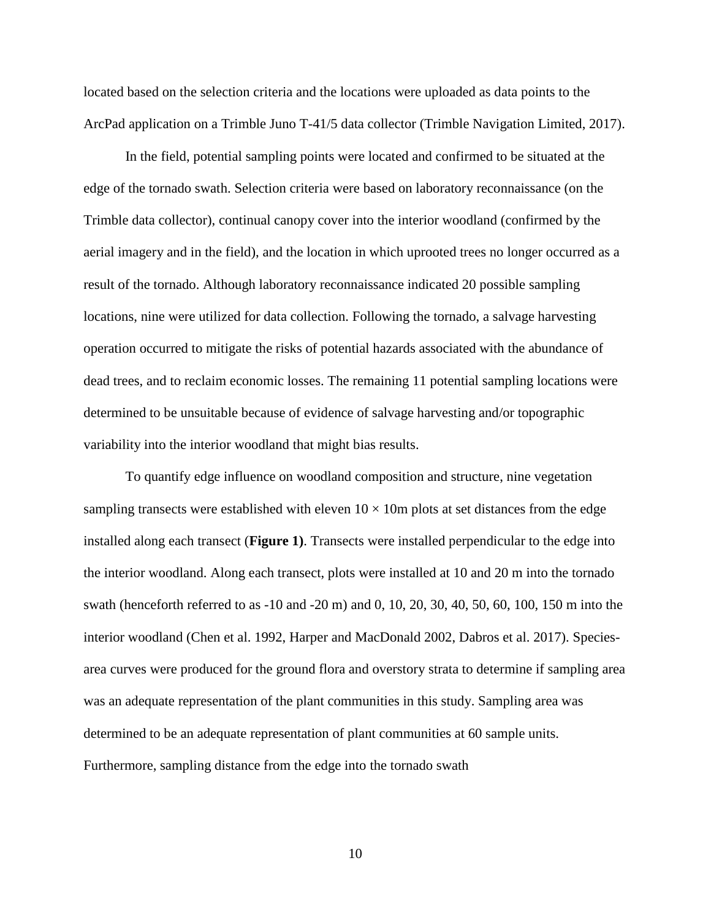located based on the selection criteria and the locations were uploaded as data points to the ArcPad application on a Trimble Juno T-41/5 data collector (Trimble Navigation Limited, 2017).

In the field, potential sampling points were located and confirmed to be situated at the edge of the tornado swath. Selection criteria were based on laboratory reconnaissance (on the Trimble data collector), continual canopy cover into the interior woodland (confirmed by the aerial imagery and in the field), and the location in which uprooted trees no longer occurred as a result of the tornado. Although laboratory reconnaissance indicated 20 possible sampling locations, nine were utilized for data collection. Following the tornado, a salvage harvesting operation occurred to mitigate the risks of potential hazards associated with the abundance of dead trees, and to reclaim economic losses. The remaining 11 potential sampling locations were determined to be unsuitable because of evidence of salvage harvesting and/or topographic variability into the interior woodland that might bias results.

To quantify edge influence on woodland composition and structure, nine vegetation sampling transects were established with eleven $10 \times 10$m plots at set distances from the edge installed along each transect (**Figure 1)**. Transects were installed perpendicular to the edge into the interior woodland. Along each transect, plots were installed at 10 and 20 m into the tornado swath (henceforth referred to as -10 and -20 m) and 0, 10, 20, 30, 40, 50, 60, 100, 150 m into the interior woodland (Chen et al. 1992, Harper and MacDonald 2002, Dabros et al. 2017). Species-area curves were produced for the ground flora and overstory strata to determine if sampling area was an adequate representation of the plant communities in this study. Sampling area was determined to be an adequate representation of plant communities at 60 sample units. Furthermore, sampling distance from the edge into the tornado swath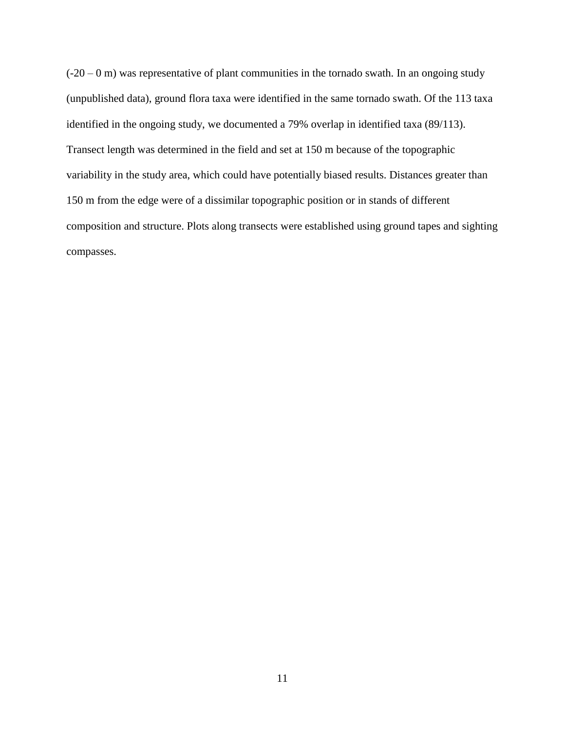(-20 – 0 m) was representative of plant communities in the tornado swath. In an ongoing study (unpublished data), ground flora taxa were identified in the same tornado swath. Of the 113 taxa identified in the ongoing study, we documented a 79% overlap in identified taxa (89/113). Transect length was determined in the field and set at 150 m because of the topographic variability in the study area, which could have potentially biased results. Distances greater than 150 m from the edge were of a dissimilar topographic position or in stands of different composition and structure. Plots along transects were established using ground tapes and sighting compasses.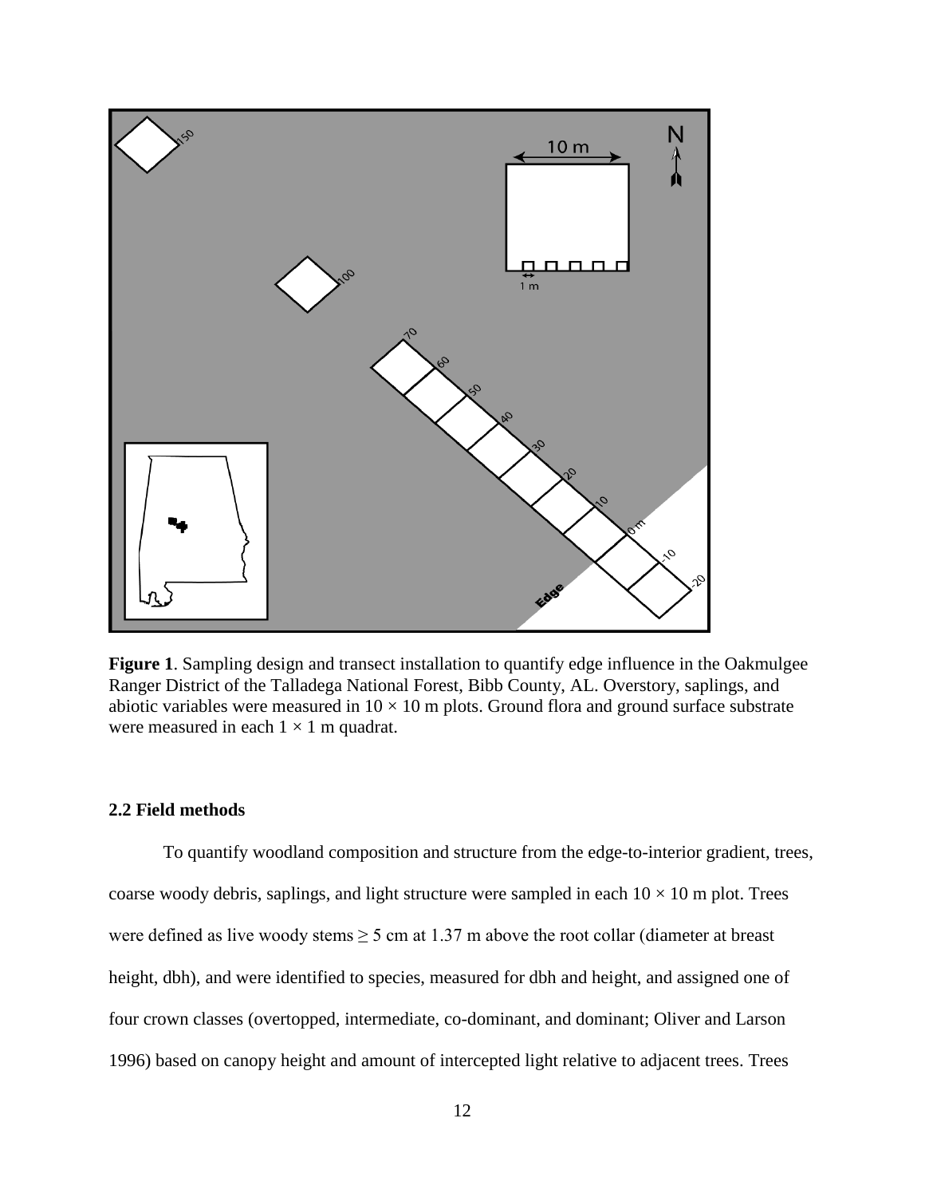**Figure 1**. Sampling design and transect installation to quantify edge influence in the Oakmulgee Ranger District of the Talladega National Forest, Bibb County, AL. Overstory, saplings, and abiotic variables were measured in $10 \times 10$ m plots. Ground flora and ground surface substrate were measured in each $1 \times 1$ m quadrat.

### 2.2 Field methods

To quantify woodland composition and structure from the edge-to-interior gradient, trees, coarse woody debris, saplings, and light structure were sampled in each $10 \times 10$ m plot. Trees were defined as live woody stems $\geq 5$ cm at 1.37 m above the root collar (diameter at breast height, dbh), and were identified to species, measured for dbh and height, and assigned one of four crown classes (overtopped, intermediate, co-dominant, and dominant; Oliver and Larson 1996) based on canopy height and amount of intercepted light relative to adjacent trees. Trees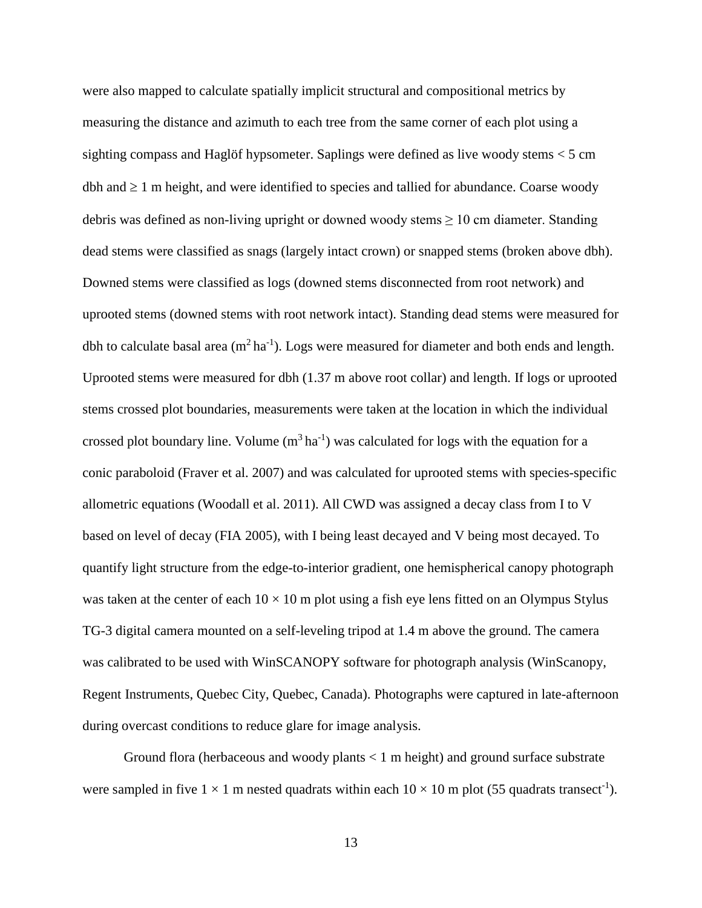were also mapped to calculate spatially implicit structural and compositional metrics by measuring the distance and azimuth to each tree from the same corner of each plot using a sighting compass and Haglöf hypsometer. Saplings were defined as live woody stems < 5 cm dbh and ≥ 1 m height, and were identified to species and tallied for abundance. Coarse woody debris was defined as non-living upright or downed woody stems ≥ 10 cm diameter. Standing dead stems were classified as snags (largely intact crown) or snapped stems (broken above dbh). Downed stems were classified as logs (downed stems disconnected from root network) and uprooted stems (downed stems with root network intact). Standing dead stems were measured for dbh to calculate basal area ($m^2\ ha^{-1}$). Logs were measured for diameter and both ends and length. Uprooted stems were measured for dbh (1.37 m above root collar) and length. If logs or uprooted stems crossed plot boundaries, measurements were taken at the location in which the individual crossed plot boundary line. Volume ($m^3\ ha^{-1}$) was calculated for logs with the equation for a conic paraboloid (Fraver et al. 2007) and was calculated for uprooted stems with species-specific allometric equations (Woodall et al. 2011). All CWD was assigned a decay class from I to V based on level of decay (FIA 2005), with I being least decayed and V being most decayed. To quantify light structure from the edge-to-interior gradient, one hemispherical canopy photograph was taken at the center of each $10 \times 10$ m plot using a fish eye lens fitted on an Olympus Stylus TG-3 digital camera mounted on a self-leveling tripod at 1.4 m above the ground. The camera was calibrated to be used with WinSCANOPY software for photograph analysis (WinScanopy, Regent Instruments, Quebec City, Quebec, Canada). Photographs were captured in late-afternoon during overcast conditions to reduce glare for image analysis.

Ground flora (herbaceous and woody plants < 1 m height) and ground surface substrate were sampled in five $1 \times 1$ m nested quadrats within each $10 \times 10$ m plot (55 quadrats transect$^{-1}$).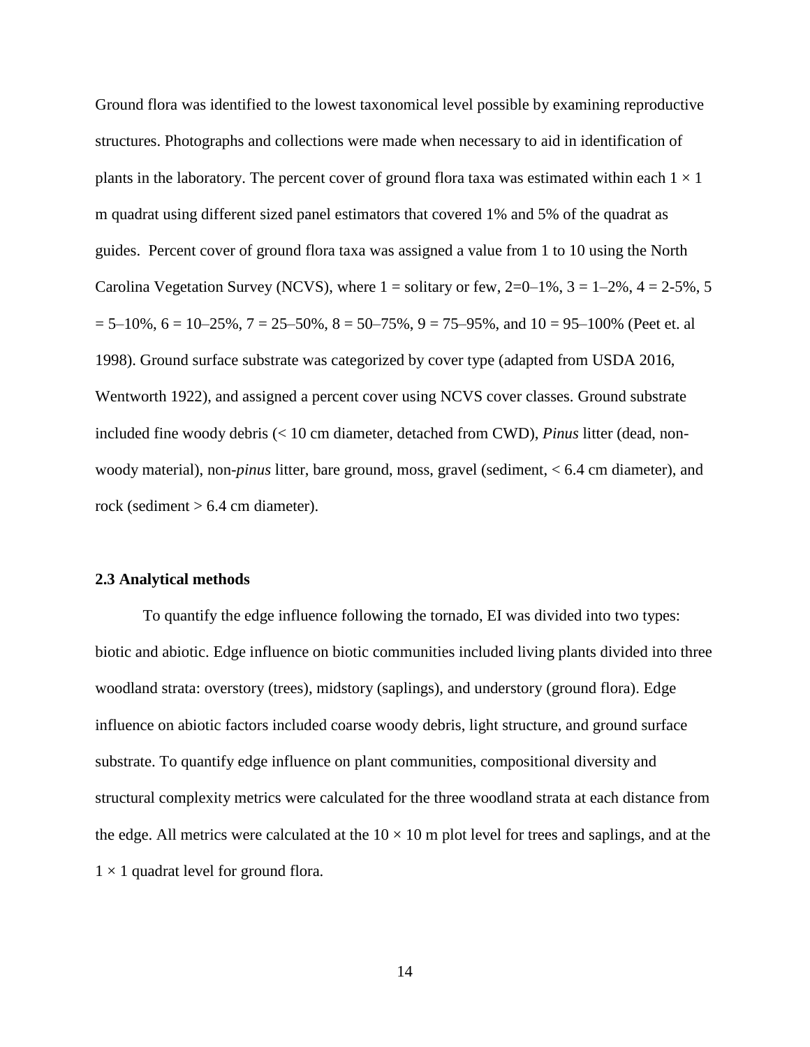Ground flora was identified to the lowest taxonomical level possible by examining reproductive structures. Photographs and collections were made when necessary to aid in identification of plants in the laboratory. The percent cover of ground flora taxa was estimated within each $1 \times 1$ m quadrat using different sized panel estimators that covered 1% and 5% of the quadrat as guides. Percent cover of ground flora taxa was assigned a value from 1 to 10 using the North Carolina Vegetation Survey (NCVS), where 1 = solitary or few, 2=0–1%, 3 = 1–2%, 4 = 2-5%, 5 = 5–10%, 6 = 10–25%, 7 = 25–50%, 8 = 50–75%, 9 = 75–95%, and 10 = 95–100% (Peet et. al 1998). Ground surface substrate was categorized by cover type (adapted from USDA 2016, Wentworth 1922), and assigned a percent cover using NCVS cover classes. Ground substrate included fine woody debris (< 10 cm diameter, detached from CWD), *Pinus* litter (dead, non-woody material), non-*pinus* litter, bare ground, moss, gravel (sediment, < 6.4 cm diameter), and rock (sediment > 6.4 cm diameter).

### 2.3 Analytical methods

To quantify the edge influence following the tornado, EI was divided into two types: biotic and abiotic. Edge influence on biotic communities included living plants divided into three woodland strata: overstory (trees), midstory (saplings), and understory (ground flora). Edge influence on abiotic factors included coarse woody debris, light structure, and ground surface substrate. To quantify edge influence on plant communities, compositional diversity and structural complexity metrics were calculated for the three woodland strata at each distance from the edge. All metrics were calculated at the $10 \times 10$ m plot level for trees and saplings, and at the $1 \times 1$ quadrat level for ground flora.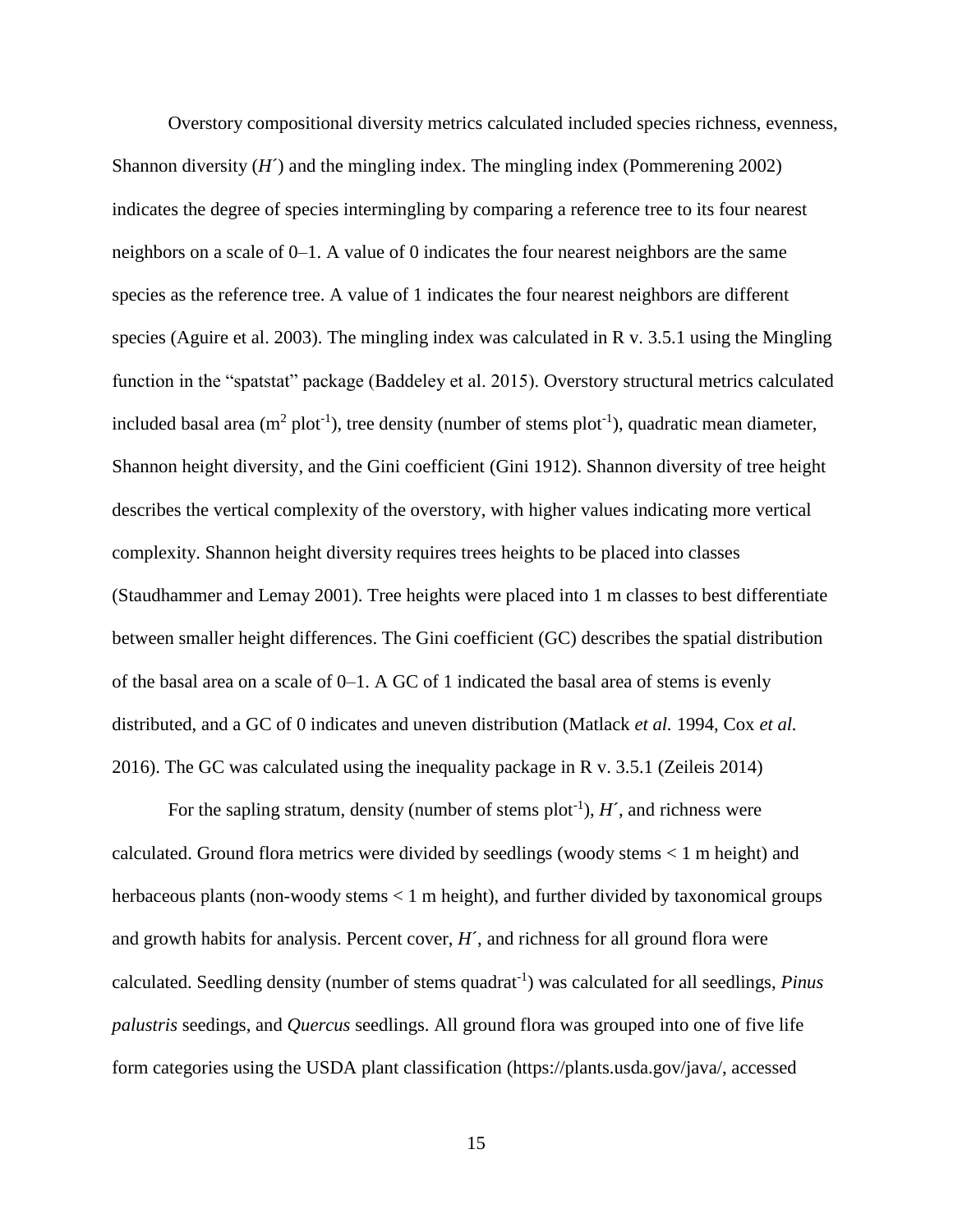Overstory compositional diversity metrics calculated included species richness, evenness, Shannon diversity (*H´*) and the mingling index. The mingling index (Pommerening 2002) indicates the degree of species intermingling by comparing a reference tree to its four nearest neighbors on a scale of 0–1. A value of 0 indicates the four nearest neighbors are the same species as the reference tree. A value of 1 indicates the four nearest neighbors are different species (Aguire et al. 2003). The mingling index was calculated in R v. 3.5.1 using the Mingling function in the "spatstat" package (Baddeley et al. 2015). Overstory structural metrics calculated included basal area ($m^2$ $plot^{-1}$), tree density (number of stems $plot^{-1}$), quadratic mean diameter, Shannon height diversity, and the Gini coefficient (Gini 1912). Shannon diversity of tree height describes the vertical complexity of the overstory, with higher values indicating more vertical complexity. Shannon height diversity requires trees heights to be placed into classes (Staudhammer and Lemay 2001). Tree heights were placed into 1 m classes to best differentiate between smaller height differences. The Gini coefficient (GC) describes the spatial distribution of the basal area on a scale of 0–1. A GC of 1 indicated the basal area of stems is evenly distributed, and a GC of 0 indicates and uneven distribution (Matlack *et al.* 1994, Cox *et al.* 2016). The GC was calculated using the inequality package in R v. 3.5.1 (Zeileis 2014)

For the sapling stratum, density (number of stems $plot^{-1}$), *H´*, and richness were calculated. Ground flora metrics were divided by seedlings (woody stems < 1 m height) and herbaceous plants (non-woody stems < 1 m height), and further divided by taxonomical groups and growth habits for analysis. Percent cover, *H´*, and richness for all ground flora were calculated. Seedling density (number of stems $quadrat^{-1}$) was calculated for all seedlings, *Pinus palustris* seedings, and *Quercus* seedlings. All ground flora was grouped into one of five life form categories using the USDA plant classification (https://plants.usda.gov/java/, accessed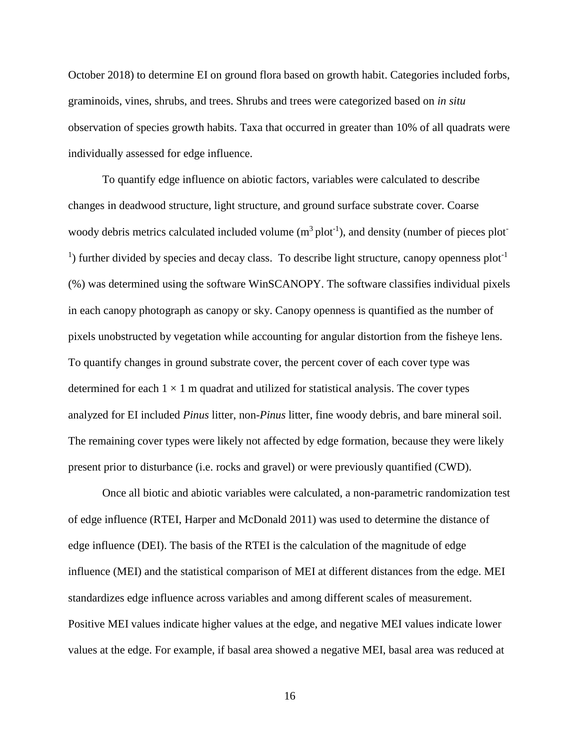October 2018) to determine EI on ground flora based on growth habit. Categories included forbs, graminoids, vines, shrubs, and trees. Shrubs and trees were categorized based on *in situ* observation of species growth habits. Taxa that occurred in greater than 10% of all quadrats were individually assessed for edge influence.

To quantify edge influence on abiotic factors, variables were calculated to describe changes in deadwood structure, light structure, and ground surface substrate cover. Coarse woody debris metrics calculated included volume ($m^3$ $plot^{-1}$), and density (number of pieces $plot^{-1}$) further divided by species and decay class. To describe light structure, canopy openness $plot^{-1}$ (%) was determined using the software WinSCANOPY. The software classifies individual pixels in each canopy photograph as canopy or sky. Canopy openness is quantified as the number of pixels unobstructed by vegetation while accounting for angular distortion from the fisheye lens. To quantify changes in ground substrate cover, the percent cover of each cover type was determined for each $1 \times 1$ m quadrat and utilized for statistical analysis. The cover types analyzed for EI included *Pinus* litter, non-*Pinus* litter, fine woody debris, and bare mineral soil. The remaining cover types were likely not affected by edge formation, because they were likely present prior to disturbance (i.e. rocks and gravel) or were previously quantified (CWD).

Once all biotic and abiotic variables were calculated, a non-parametric randomization test of edge influence (RTEI, Harper and McDonald 2011) was used to determine the distance of edge influence (DEI). The basis of the RTEI is the calculation of the magnitude of edge influence (MEI) and the statistical comparison of MEI at different distances from the edge. MEI standardizes edge influence across variables and among different scales of measurement. Positive MEI values indicate higher values at the edge, and negative MEI values indicate lower values at the edge. For example, if basal area showed a negative MEI, basal area was reduced at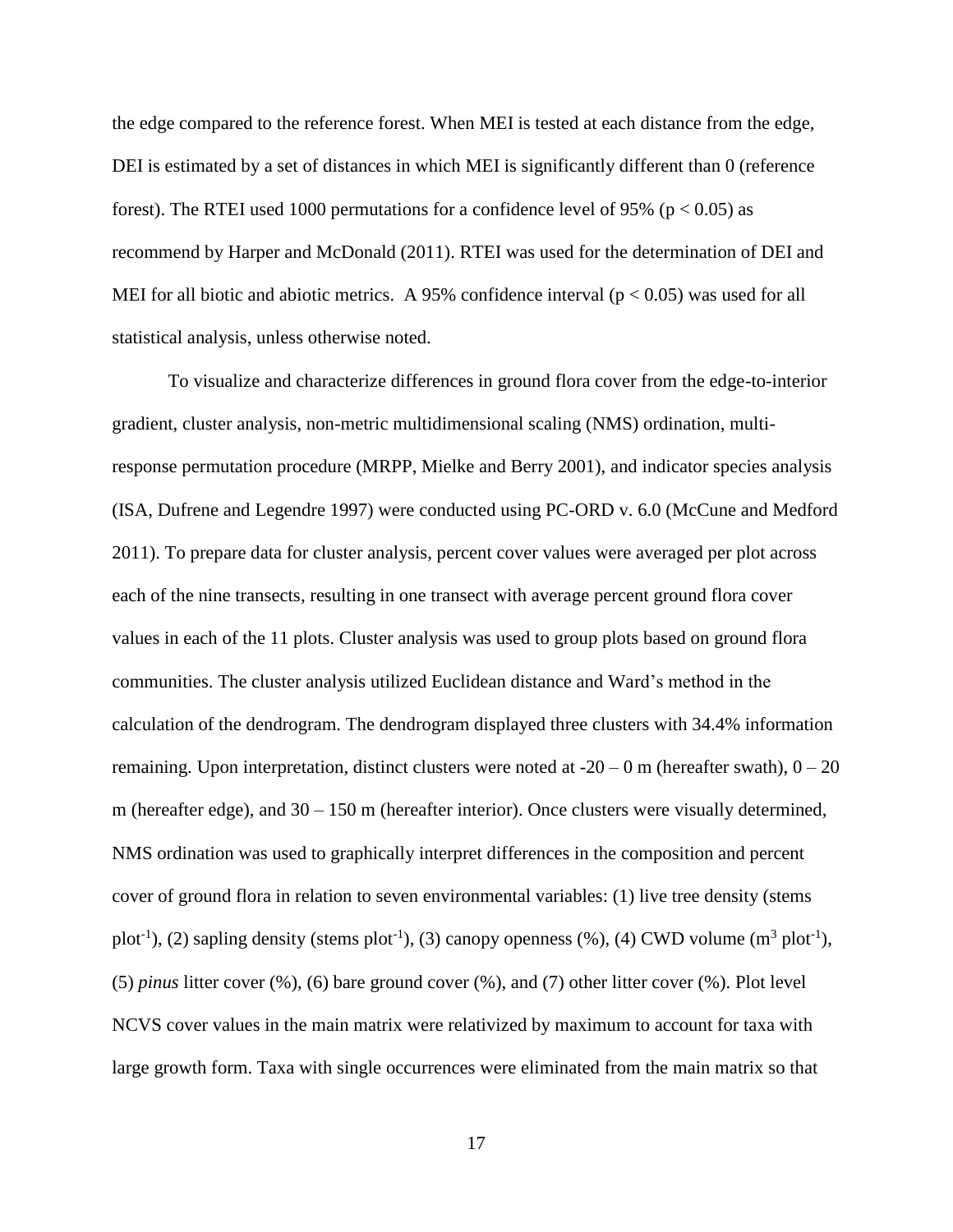the edge compared to the reference forest. When MEI is tested at each distance from the edge, DEI is estimated by a set of distances in which MEI is significantly different than 0 (reference forest). The RTEI used 1000 permutations for a confidence level of 95% ($p < 0.05$) as recommend by Harper and McDonald (2011). RTEI was used for the determination of DEI and MEI for all biotic and abiotic metrics. A 95% confidence interval ($p < 0.05$) was used for all statistical analysis, unless otherwise noted.

To visualize and characterize differences in ground flora cover from the edge-to-interior gradient, cluster analysis, non-metric multidimensional scaling (NMS) ordination, multi-response permutation procedure (MRPP, Mielke and Berry 2001), and indicator species analysis (ISA, Dufrene and Legendre 1997) were conducted using PC-ORD v. 6.0 (McCune and Medford 2011). To prepare data for cluster analysis, percent cover values were averaged per plot across each of the nine transects, resulting in one transect with average percent ground flora cover values in each of the 11 plots. Cluster analysis was used to group plots based on ground flora communities. The cluster analysis utilized Euclidean distance and Ward's method in the calculation of the dendrogram. The dendrogram displayed three clusters with 34.4% information remaining. Upon interpretation, distinct clusters were noted at -20 – 0 m (hereafter swath), 0 – 20 m (hereafter edge), and 30 – 150 m (hereafter interior). Once clusters were visually determined, NMS ordination was used to graphically interpret differences in the composition and percent cover of ground flora in relation to seven environmental variables: (1) live tree density (stems plot$^{-1}$), (2) sapling density (stems plot$^{-1}$), (3) canopy openness (%), (4) CWD volume (m$^{3}$ plot$^{-1}$), (5) *pinus* litter cover (%), (6) bare ground cover (%), and (7) other litter cover (%). Plot level NCVS cover values in the main matrix were relativized by maximum to account for taxa with large growth form. Taxa with single occurrences were eliminated from the main matrix so that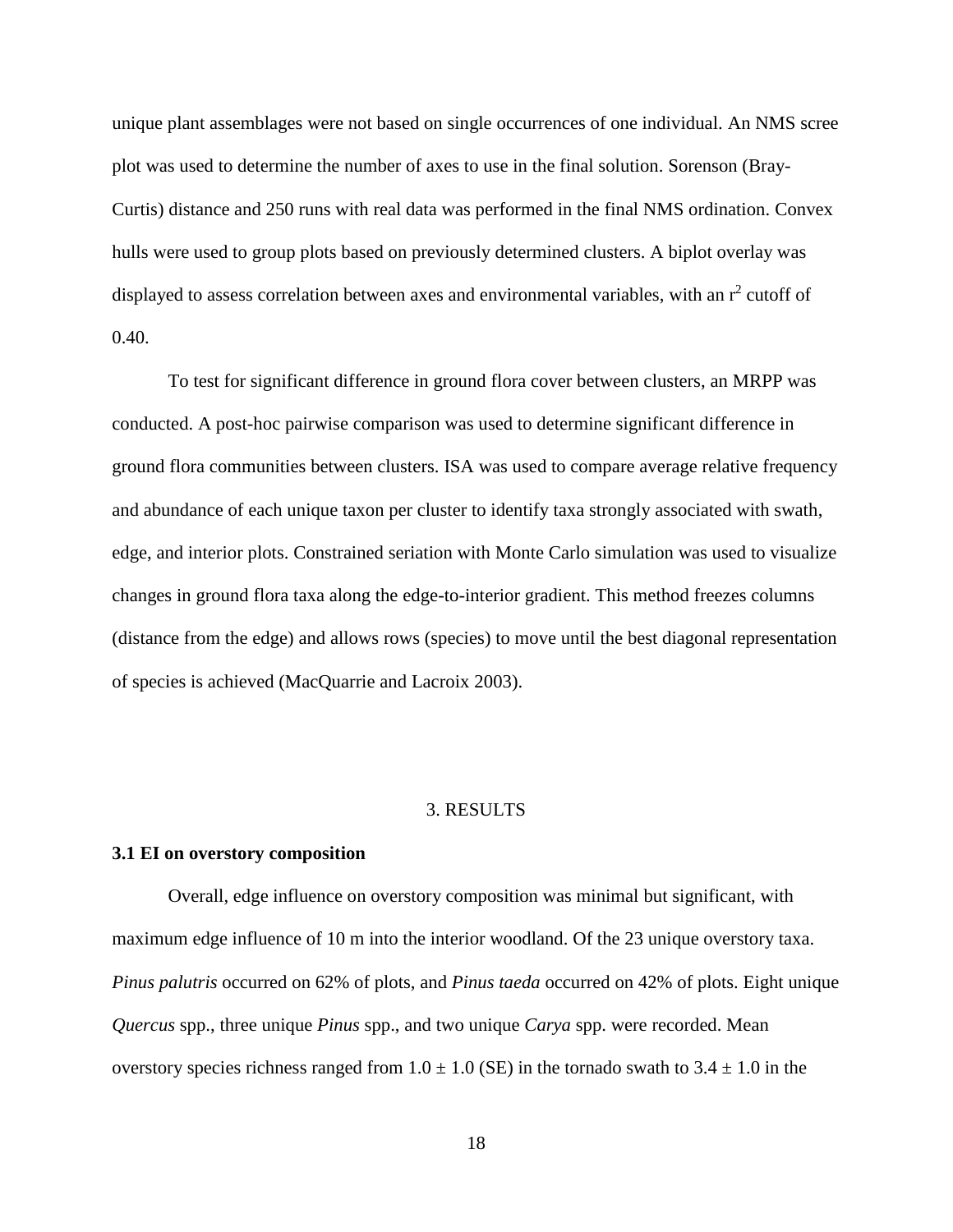unique plant assemblages were not based on single occurrences of one individual. An NMS scree plot was used to determine the number of axes to use in the final solution. Sorenson (Bray-Curtis) distance and 250 runs with real data was performed in the final NMS ordination. Convex hulls were used to group plots based on previously determined clusters. A biplot overlay was displayed to assess correlation between axes and environmental variables, with an $r^2$ cutoff of 0.40.

To test for significant difference in ground flora cover between clusters, an MRPP was conducted. A post-hoc pairwise comparison was used to determine significant difference in ground flora communities between clusters. ISA was used to compare average relative frequency and abundance of each unique taxon per cluster to identify taxa strongly associated with swath, edge, and interior plots. Constrained seriation with Monte Carlo simulation was used to visualize changes in ground flora taxa along the edge-to-interior gradient. This method freezes columns (distance from the edge) and allows rows (species) to move until the best diagonal representation of species is achieved (MacQuarrie and Lacroix 2003).

## 3. RESULTS

### 3.1 EI on overstory composition

Overall, edge influence on overstory composition was minimal but significant, with maximum edge influence of 10 m into the interior woodland. Of the 23 unique overstory taxa. *Pinus palutris* occurred on 62% of plots, and *Pinus taeda* occurred on 42% of plots. Eight unique *Quercus* spp., three unique *Pinus* spp., and two unique *Carya* spp. were recorded. Mean overstory species richness ranged from $1.0 \pm 1.0$ (SE) in the tornado swath to $3.4 \pm 1.0$ in the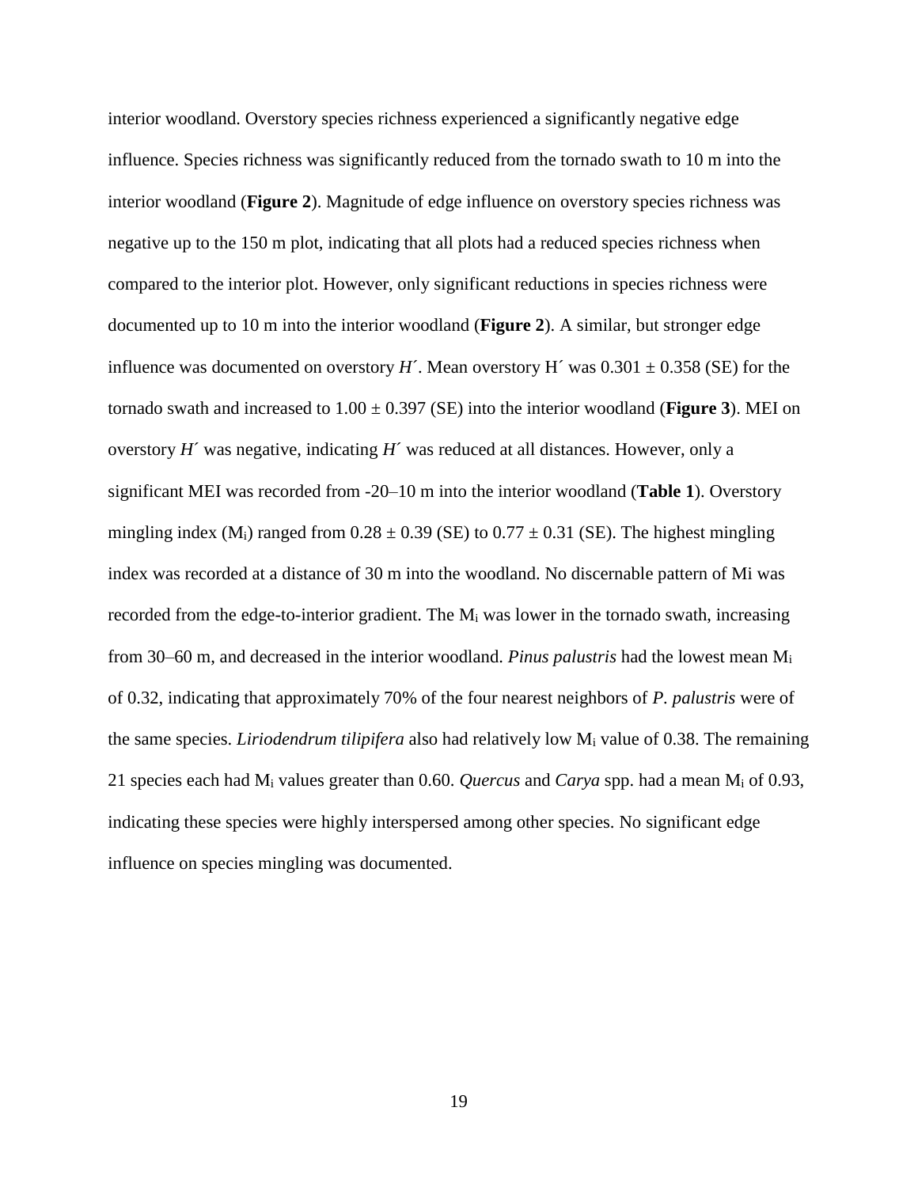interior woodland. Overstory species richness experienced a significantly negative edge influence. Species richness was significantly reduced from the tornado swath to 10 m into the interior woodland (**Figure 2**). Magnitude of edge influence on overstory species richness was negative up to the 150 m plot, indicating that all plots had a reduced species richness when compared to the interior plot. However, only significant reductions in species richness were documented up to 10 m into the interior woodland (**Figure 2**). A similar, but stronger edge influence was documented on overstory *H´*. Mean overstory H´ was 0.301 ± 0.358 (SE) for the tornado swath and increased to 1.00 ± 0.397 (SE) into the interior woodland (**Figure 3**). MEI on overstory *H´* was negative, indicating *H´* was reduced at all distances. However, only a significant MEI was recorded from -20–10 m into the interior woodland (**Table 1**). Overstory mingling index ($M_i$) ranged from 0.28 ± 0.39 (SE) to 0.77 ± 0.31 (SE). The highest mingling index was recorded at a distance of 30 m into the woodland. No discernable pattern of Mi was recorded from the edge-to-interior gradient. The $M_i$ was lower in the tornado swath, increasing from 30–60 m, and decreased in the interior woodland. *Pinus palustris* had the lowest mean $M_i$ of 0.32, indicating that approximately 70% of the four nearest neighbors of *P. palustris* were of the same species. *Liriodendrum tilipifera* also had relatively low $M_i$ value of 0.38. The remaining 21 species each had $M_i$ values greater than 0.60. *Quercus* and *Carya* spp. had a mean $M_i$ of 0.93, indicating these species were highly interspersed among other species. No significant edge influence on species mingling was documented.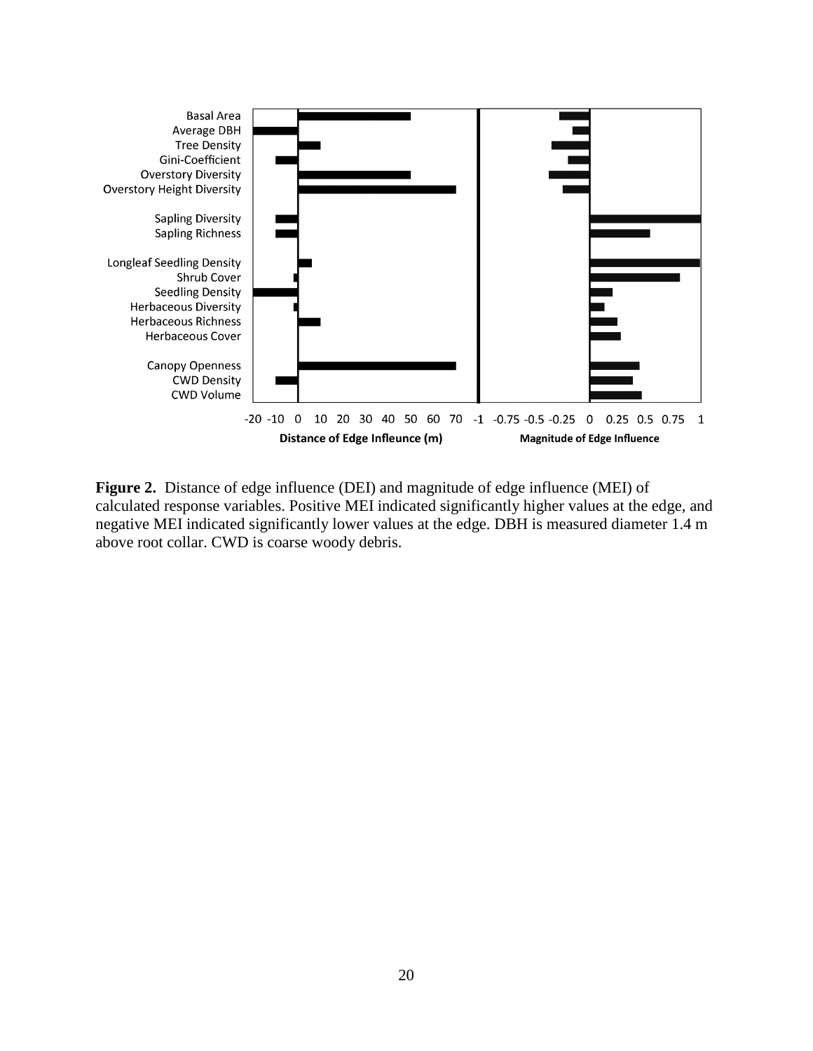**Figure 2.** Distance of edge influence (DEI) and magnitude of edge influence (MEI) of calculated response variables. Positive MEI indicated significantly higher values at the edge, and negative MEI indicated significantly lower values at the edge. DBH is measured diameter 1.4 m above root collar. CWD is coarse woody debris.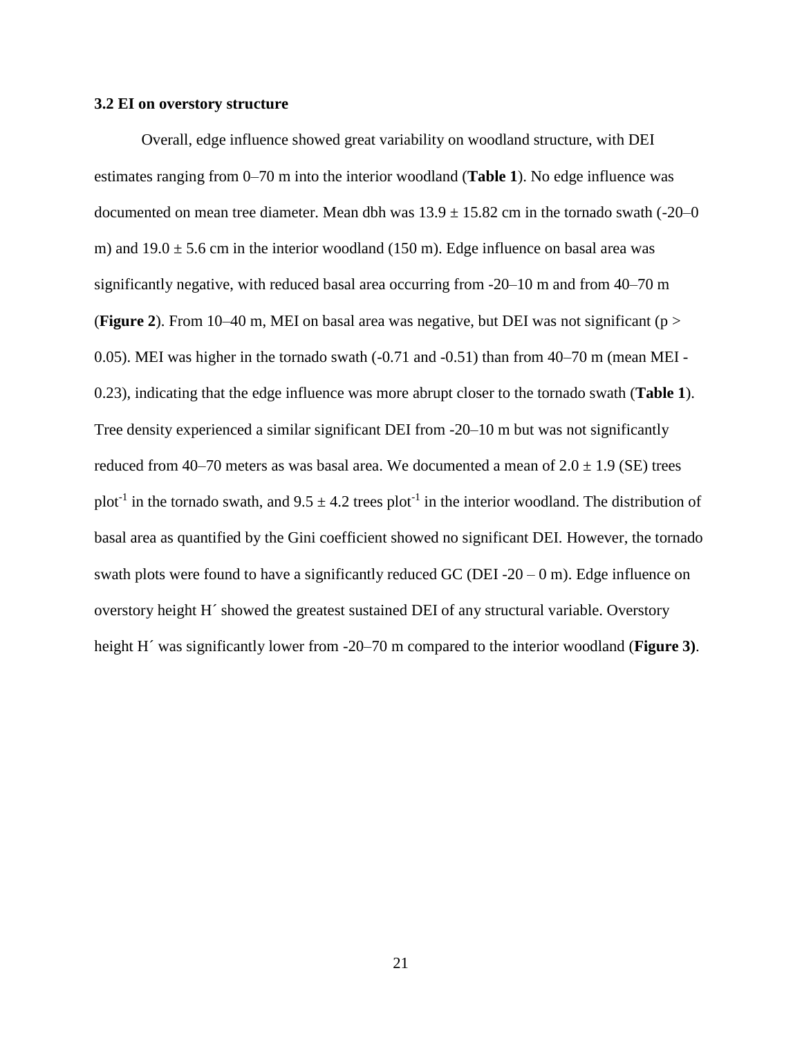### 3.2 EI on overstory structure

Overall, edge influence showed great variability on woodland structure, with DEI estimates ranging from 0–70 m into the interior woodland (**Table 1**). No edge influence was documented on mean tree diameter. Mean dbh was 13.9 ± 15.82 cm in the tornado swath (-20–0 m) and 19.0 ± 5.6 cm in the interior woodland (150 m). Edge influence on basal area was significantly negative, with reduced basal area occurring from -20–10 m and from 40–70 m (**Figure 2**). From 10–40 m, MEI on basal area was negative, but DEI was not significant ($p > 0.05$). MEI was higher in the tornado swath (-0.71 and -0.51) than from 40–70 m (mean MEI -0.23), indicating that the edge influence was more abrupt closer to the tornado swath (**Table 1**). Tree density experienced a similar significant DEI from -20–10 m but was not significantly reduced from 40–70 meters as was basal area. We documented a mean of 2.0 ± 1.9 (SE) trees plot$^{-1}$ in the tornado swath, and 9.5 ± 4.2 trees plot$^{-1}$ in the interior woodland. The distribution of basal area as quantified by the Gini coefficient showed no significant DEI. However, the tornado swath plots were found to have a significantly reduced GC (DEI -20 – 0 m). Edge influence on overstory height H´ showed the greatest sustained DEI of any structural variable. Overstory height H´ was significantly lower from -20–70 m compared to the interior woodland (**Figure 3)**.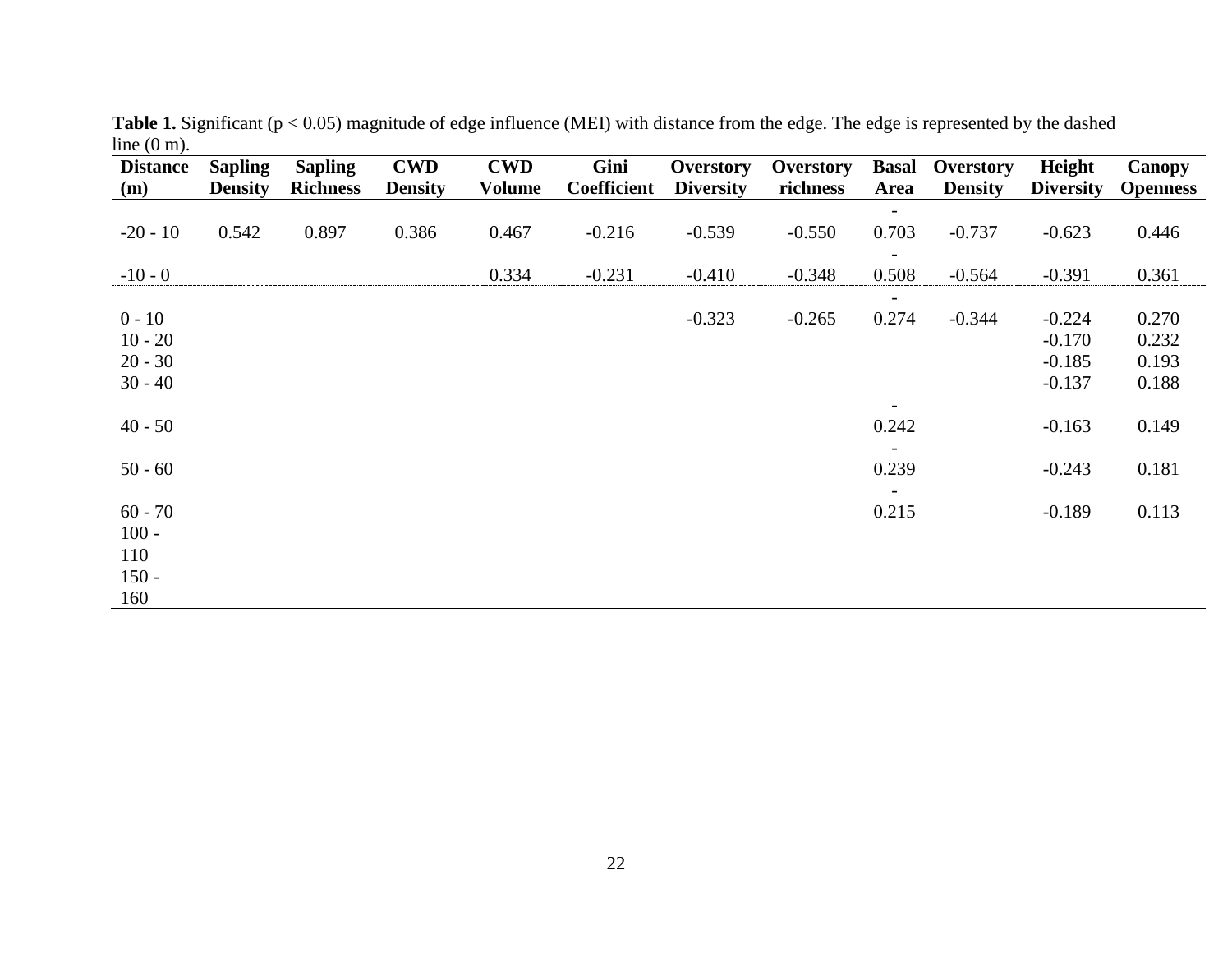**Table 1.** Significant ($p < 0.05$) magnitude of edge influence (MEI) with distance from the edge. The edge is represented by the dashed line (0 m).

| Distance (m) | Sapling Density | Sapling Richness | CWD Density | CWD Volume | Gini Coefficient | Overstory Diversity | Overstory richness | Basal Area | Overstory Density | Height Diversity | Canopy Openness |
|---|---|---|---|---|---|---|---|---|---|---|---|
| -20 - 10 | 0.542 | 0.897 | 0.386 | 0.467 | -0.216 | -0.539 | -0.550 | -0.703 | -0.737 | -0.623 | 0.446 |
| -10 - 0 | | | | 0.334 | -0.231 | -0.410 | -0.348 | -0.508 | -0.564 | -0.391 | 0.361 |
| 0 - 10 | | | | | | -0.323 | -0.265 | -0.274 | -0.344 | -0.224 | 0.270 |
| 10 - 20 | | | | | | | | | | -0.170 | 0.232 |
| 20 - 30 | | | | | | | | | | -0.185 | 0.193 |
| 30 - 40 | | | | | | | | | | -0.137 | 0.188 |
| 40 - 50 | | | | | | | | -0.242 | | -0.163 | 0.149 |
| 50 - 60 | | | | | | | | -0.239 | | -0.243 | 0.181 |
| 60 - 70 | | | | | | | | -0.215 | | -0.189 | 0.113 |
| 100 - 110 | | | | | | | | | | | |
| 150 - 160 | | | | | | | | | | | |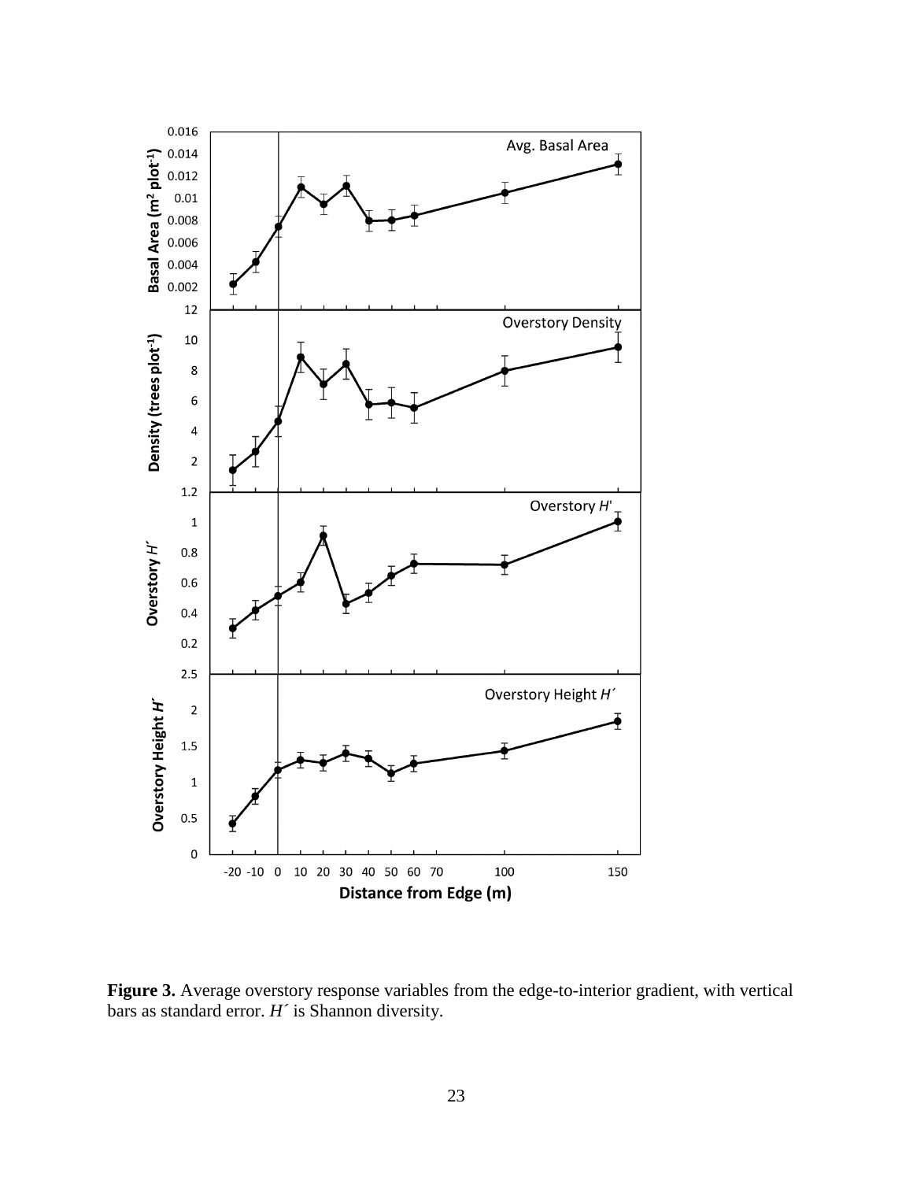**Figure 3.** Average overstory response variables from the edge-to-interior gradient, with vertical bars as standard error. $H'$ is Shannon diversity.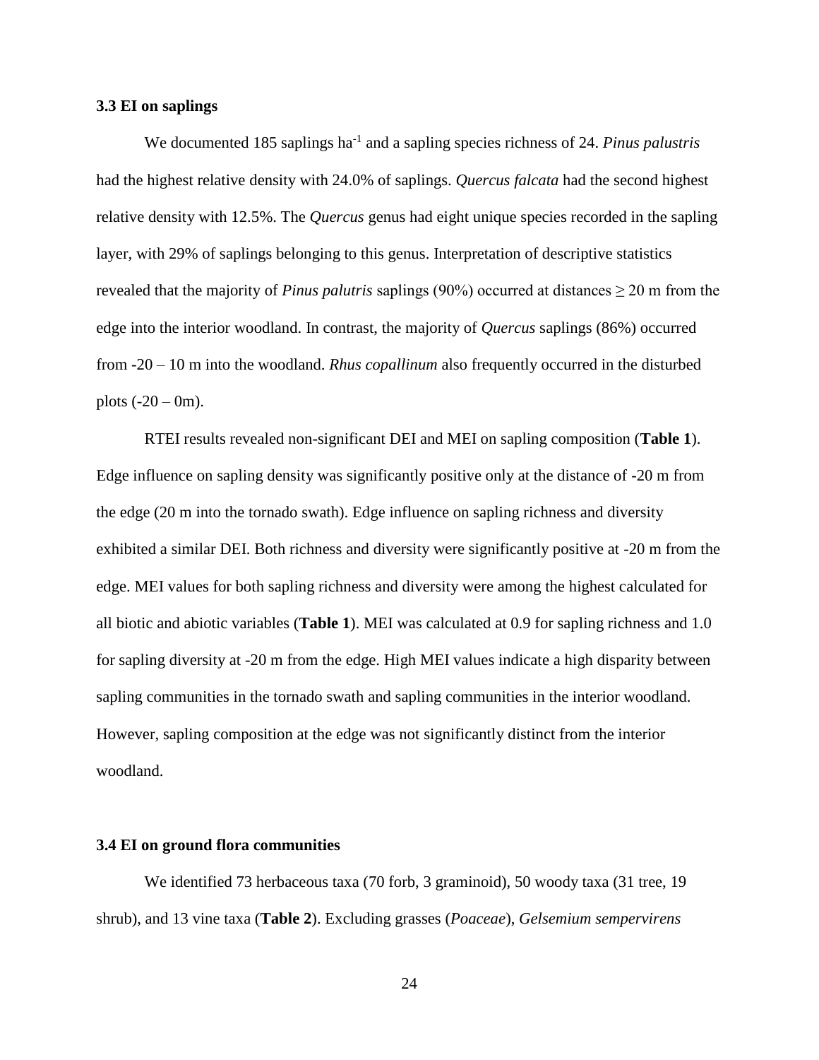### 3.3 EI on saplings

We documented 185 saplings ha$^{-1}$ and a sapling species richness of 24. *Pinus palustris* had the highest relative density with 24.0% of saplings. *Quercus falcata* had the second highest relative density with 12.5%. The *Quercus* genus had eight unique species recorded in the sapling layer, with 29% of saplings belonging to this genus. Interpretation of descriptive statistics revealed that the majority of *Pinus palutris* saplings (90%) occurred at distances ≥ 20 m from the edge into the interior woodland. In contrast, the majority of *Quercus* saplings (86%) occurred from -20 – 10 m into the woodland. *Rhus copallinum* also frequently occurred in the disturbed plots (-20 – 0m).

RTEI results revealed non-significant DEI and MEI on sapling composition (**Table 1**). Edge influence on sapling density was significantly positive only at the distance of -20 m from the edge (20 m into the tornado swath). Edge influence on sapling richness and diversity exhibited a similar DEI. Both richness and diversity were significantly positive at -20 m from the edge. MEI values for both sapling richness and diversity were among the highest calculated for all biotic and abiotic variables (**Table 1**). MEI was calculated at 0.9 for sapling richness and 1.0 for sapling diversity at -20 m from the edge. High MEI values indicate a high disparity between sapling communities in the tornado swath and sapling communities in the interior woodland. However, sapling composition at the edge was not significantly distinct from the interior woodland.

### 3.4 EI on ground flora communities

We identified 73 herbaceous taxa (70 forb, 3 graminoid), 50 woody taxa (31 tree, 19 shrub), and 13 vine taxa (**Table 2**). Excluding grasses (*Poaceae*), *Gelsemium sempervirens*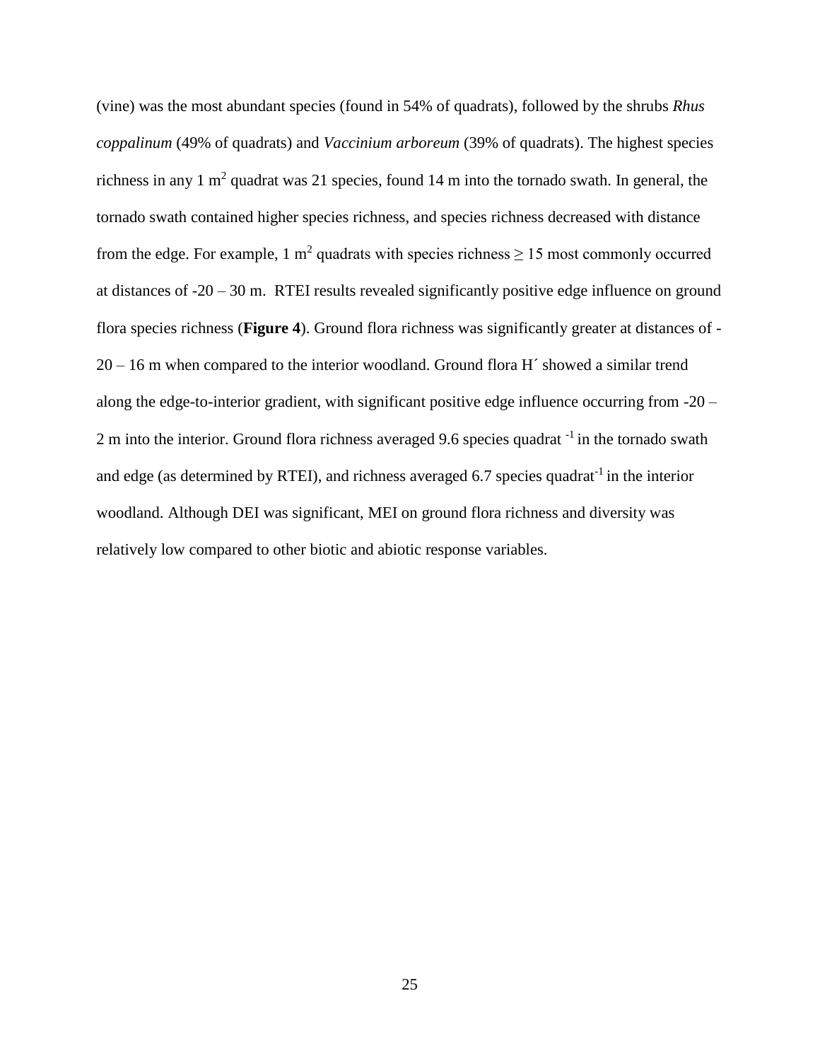(vine) was the most abundant species (found in 54% of quadrats), followed by the shrubs *Rhus coppalinum* (49% of quadrats) and *Vaccinium arboreum* (39% of quadrats). The highest species richness in any 1 $m^2$ quadrat was 21 species, found 14 m into the tornado swath. In general, the tornado swath contained higher species richness, and species richness decreased with distance from the edge. For example, 1 $m^2$ quadrats with species richness $\geq 15$ most commonly occurred at distances of -20 – 30 m. RTEI results revealed significantly positive edge influence on ground flora species richness (**Figure 4**). Ground flora richness was significantly greater at distances of -20 – 16 m when compared to the interior woodland. Ground flora H´ showed a similar trend along the edge-to-interior gradient, with significant positive edge influence occurring from -20 – 2 m into the interior. Ground flora richness averaged 9.6 species quadrat $^{-1}$ in the tornado swath and edge (as determined by RTEI), and richness averaged 6.7 species quadrat$^{-1}$ in the interior woodland. Although DEI was significant, MEI on ground flora richness and diversity was relatively low compared to other biotic and abiotic response variables.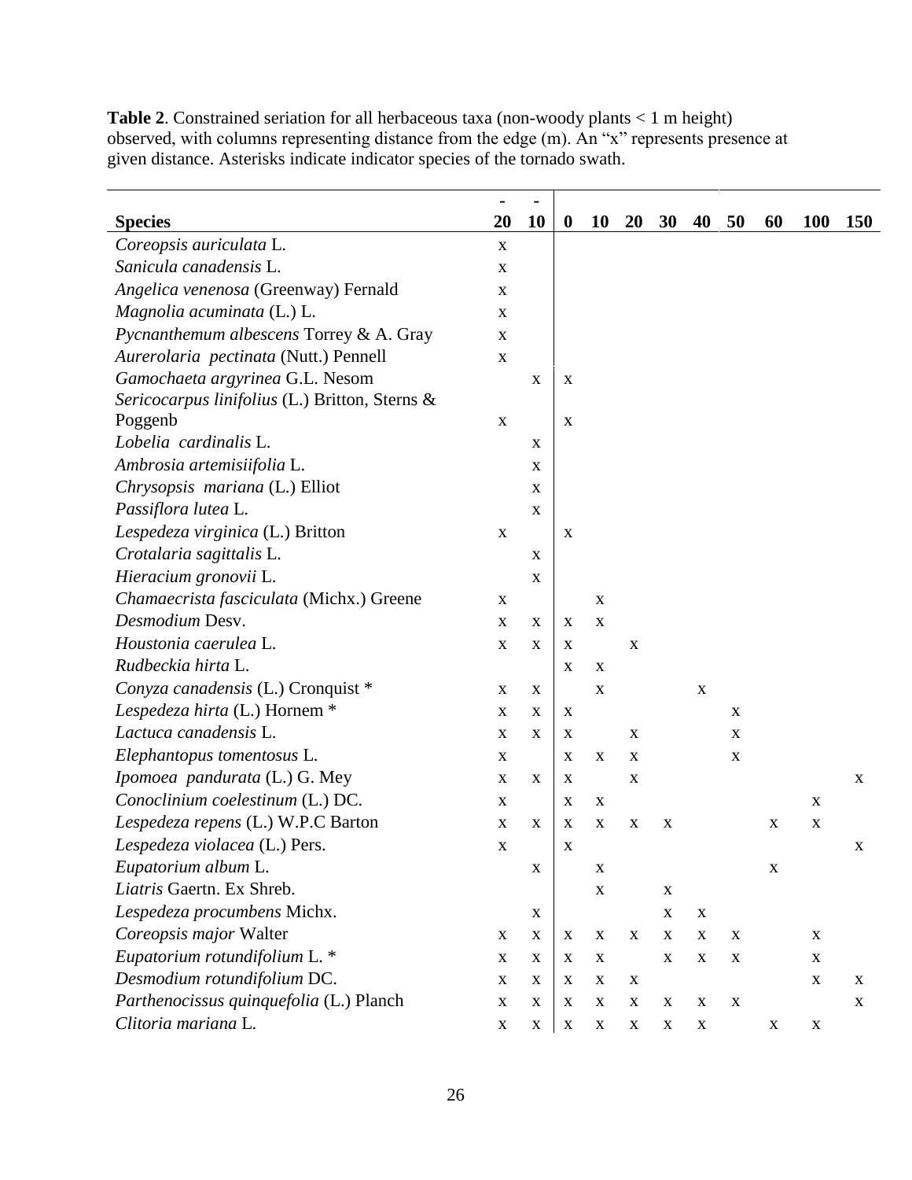**Table 2**. Constrained seriation for all herbaceous taxa (non-woody plants < 1 m height) observed, with columns representing distance from the edge (m). An "x" represents presence at given distance. Asterisks indicate indicator species of the tornado swath.

| Species | -20 | -10 | 0 | 10 | 20 | 30 | 40 | 50 | 60 | 100 | 150 |
|---|---|---|---|---|---|---|---|---|---|---|---|
| *Coreopsis auriculata* L. | x | | | | | | | | | | |
| *Sanicula canadensis* L. | x | | | | | | | | | | |
| *Angelica venenosa* (Greenway) Fernald | x | | | | | | | | | | |
| *Magnolia acuminata* (L.) L. | x | | | | | | | | | | |
| *Pycnanthemum albescens* Torrey & A. Gray | x | | | | | | | | | | |
| *Aurerolaria pectinata* (Nutt.) Pennell | x | | | | | | | | | | |
| *Gamochaeta argyrinea* G.L. Nesom | | x | x | | | | | | | | |
| *Sericocarpus linifolius* (L.) Britton, Sterns & Poggenb | x | | x | | | | | | | | |
| *Lobelia cardinalis* L. | | x | | | | | | | | | |
| *Ambrosia artemisiifolia* L. | | x | | | | | | | | | |
| *Chrysopsis mariana* (L.) Elliot | | x | | | | | | | | | |
| *Passiflora lutea* L. | | x | | | | | | | | | |
| *Lespedeza virginica* (L.) Britton | x | | x | | | | | | | | |
| *Crotalaria sagittalis* L. | | x | | | | | | | | | |
| *Hieracium gronovii* L. | | x | | | | | | | | | |
| *Chamaecrista fasciculata* (Michx.) Greene | x | | | x | | | | | | | |
| *Desmodium* Desv. | x | x | x | x | | | | | | | |
| *Houstonia caerulea* L. | x | x | x | | x | | | | | | |
| *Rudbeckia hirta* L. | | | x | x | | | | | | | |
| *Conyza canadensis* (L.) Cronquist * | x | x | | x | | | x | | | | |
| *Lespedeza hirta* (L.) Hornem * | x | x | x | | | | | x | | | |
| *Lactuca canadensis* L. | x | x | x | | x | | | x | | | |
| *Elephantopus tomentosus* L. | x | | x | x | x | | | x | | | |
| *Ipomoea pandurata* (L.) G. Mey | x | x | x | | x | | | | | | x |
| *Conoclinium coelestinum* (L.) DC. | x | | x | x | | | | | | x | |
| *Lespedeza repens* (L.) W.P.C Barton | x | x | x | x | x | x | | | x | x | |
| *Lespedeza violacea* (L.) Pers. | x | | x | | | | | | | | x |
| *Eupatorium album* L. | | x | | x | | | | | x | | |
| *Liatris* Gaertn. Ex Shreb. | | | | x | | x | | | | | |
| *Lespedeza procumbens* Michx. | | x | | | | x | x | | | | |
| *Coreopsis major* Walter | x | x | x | x | x | x | x | x | | x | |
| *Eupatorium rotundifolium* L. * | x | x | x | x | | x | x | x | | x | |
| *Desmodium rotundifolium* DC. | x | x | x | x | x | | | | | x | x |
| *Parthenocissus quinquefolia* (L.) Planch | x | x | x | x | x | x | x | x | | | x |
| *Clitoria mariana* L. | x | x | x | x | x | x | x | | x | x | |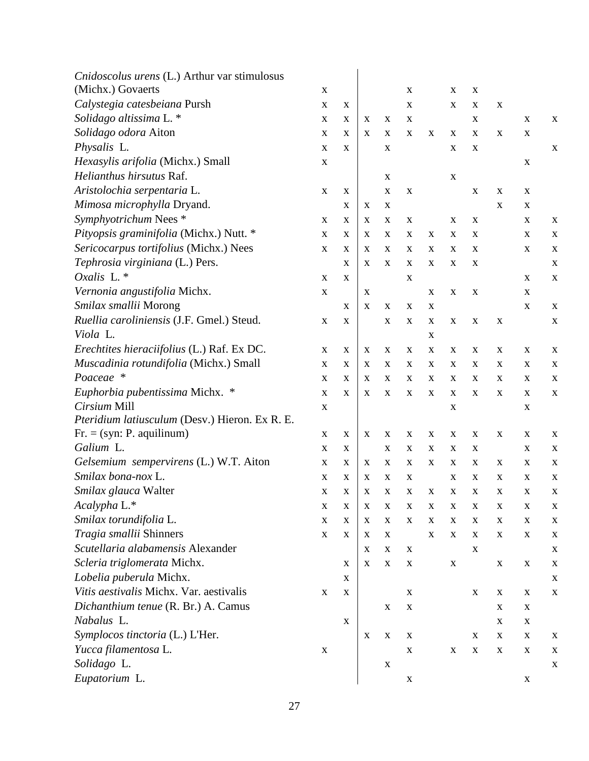| | | | | | | | | | | | |
|---|---|---|---|---|---|---|---|---|---|---|---|
| *Cnidoscolus urens* (L.) Arthur var stimulosus (Michx.) Govaerts | x | | | | x | | x | x | | | |
| *Calystegia catesbeiana* Pursh | x | x | | | x | | x | x | x | | |
| *Solidago altissima* L. * | x | x | x | x | x | | | x | | x | x |
| *Solidago odora* Aiton | x | x | x | x | x | x | x | x | x | x | |
| *Physalis* L. | x | x | | x | | | x | x | | | x |
| *Hexasylis arifolia* (Michx.) Small | x | | | | | | | | | x | |
| *Helianthus hirsutus* Raf. | | | | x | | | x | | | | |
| *Aristolochia serpentaria* L. | x | x | | x | x | | | x | x | x | |
| *Mimosa microphylla* Dryand. | | x | x | x | | | | | x | x | |
| *Symphyotrichum* Nees * | x | x | x | x | x | | x | x | | x | x |
| *Pityopsis graminifolia* (Michx.) Nutt. * | x | x | x | x | x | x | x | x | | x | x |
| *Sericocarpus tortifolius* (Michx.) Nees | x | x | x | x | x | x | x | x | | x | x |
| *Tephrosia virginiana* (L.) Pers. | | x | x | x | x | x | x | x | | | x |
| *Oxalis* L. * | x | x | | | x | | | | | x | x |
| *Vernonia angustifolia* Michx. | x | | x | | | x | x | x | | x | |
| *Smilax smallii* Morong | | x | x | x | x | x | | | | x | x |
| *Ruellia caroliniensis* (J.F. Gmel.) Steud. | x | x | | x | x | x | x | x | x | | x |
| *Viola* L. | | | | | | x | | | | | |
| *Erechtites hieraciifolius* (L.) Raf. Ex DC. | x | x | x | x | x | x | x | x | x | x | x |
| *Muscadinia rotundifolia* (Michx.) Small | x | x | x | x | x | x | x | x | x | x | x |
| *Poaceae* * | x | x | x | x | x | x | x | x | x | x | x |
| *Euphorbia pubentissima* Michx. * | x | x | x | x | x | x | x | x | x | x | x |
| *Cirsium* Mill | x | | | | | | x | | | x | |
| *Pteridium latiusculum* (Desv.) Hieron. Ex R. E. Fr. = (syn: P. aquilinum) | x | x | x | x | x | x | x | x | x | x | x |
| *Galium* L. | x | x | | x | x | x | x | x | | x | x |
| *Gelsemium sempervirens* (L.) W.T. Aiton | x | x | x | x | x | x | x | x | x | x | x |
| *Smilax bona-nox* L. | x | x | x | x | x | | x | x | x | x | x |
| *Smilax glauca* Walter | x | x | x | x | x | x | x | x | x | x | x |
| *Acalypha* L.* | x | x | x | x | x | x | x | x | x | x | x |
| *Smilax torundifolia* L. | x | x | x | x | x | x | x | x | x | x | x |
| *Tragia smallii* Shinners | x | x | x | x | | x | x | x | x | x | x |
| *Scutellaria alabamensis* Alexander | | | x | x | x | | | x | | | x |
| *Scleria triglomerata* Michx. | | x | x | x | x | | x | | x | x | x |
| *Lobelia puberula* Michx. | | x | | | | | | | | | x |
| *Vitis aestivalis* Michx. Var. aestivalis | x | x | | | x | | | x | x | x | x |
| *Dichanthium tenue* (R. Br.) A. Camus | | | | x | x | | | | x | x | |
| *Nabalus* L. | | x | | | | | | | x | x | |
| *Symplocos tinctoria* (L.) L'Her. | | | x | x | x | | | x | x | x | x |
| *Yucca filamentosa* L. | x | | | | x | | x | x | x | x | x |
| *Solidago* L. | | | | x | | | | | | | x |
| *Eupatorium* L. | | | | | x | | | | | x | |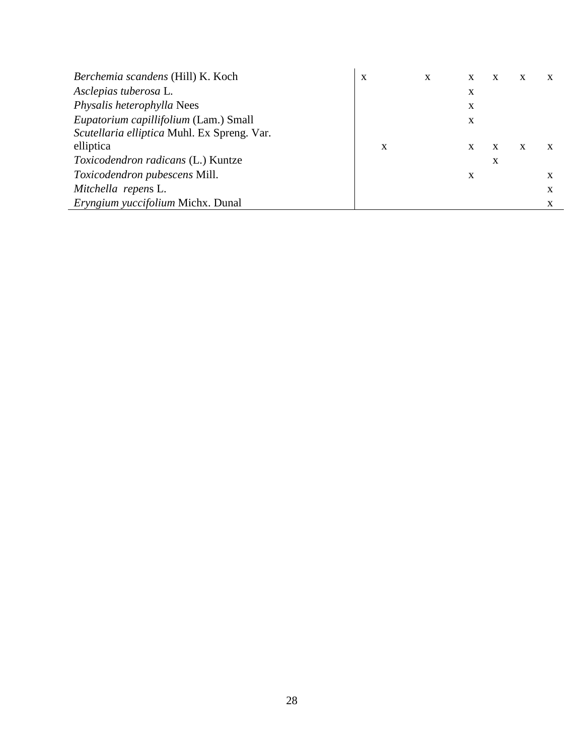| Species | | | | | | | |
|---|---|---|---|---|---|---|---|
| *Berchemia scandens* (Hill) K. Koch | x | | x | x | x | x | x |
| *Asclepias tuberosa* L. | | | | x | | | |
| *Physalis heterophylla* Nees | | | | x | | | |
| *Eupatorium capillifolium* (Lam.) Small | | | | x | | | |
| *Scutellaria elliptica* Muhl. Ex Spreng. Var. elliptica | | x | | x | x | x | x |
| *Toxicodendron radicans* (L.) Kuntze | | | | | x | | |
| *Toxicodendron pubescens* Mill. | | | | x | | | x |
| *Mitchella repens* L. | | | | | | | x |
| *Eryngium yuccifolium* Michx. Dunal | | | | | | | x |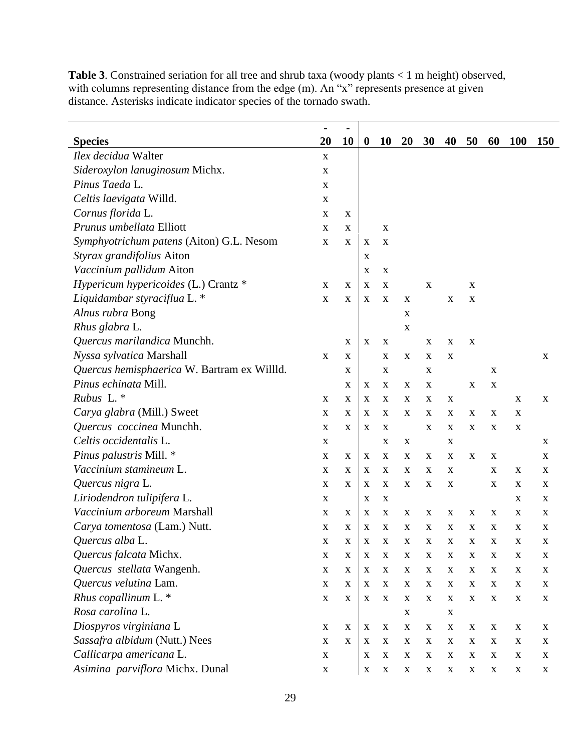**Table 3**. Constrained seriation for all tree and shrub taxa (woody plants < 1 m height) observed, with columns representing distance from the edge (m). An "x" represents presence at given distance. Asterisks indicate indicator species of the tornado swath.

| Species | -20 | -10 | 0 | 10 | 20 | 30 | 40 | 50 | 60 | 100 | 150 |
|---|---|---|---|---|---|---|---|---|---|---|---|
| *Ilex decidua* Walter | x | | | | | | | | | | |
| *Sideroxylon lanuginosum* Michx. | x | | | | | | | | | | |
| *Pinus Taeda* L. | x | | | | | | | | | | |
| *Celtis laevigata* Willd. | x | | | | | | | | | | |
| *Cornus florida* L. | x | x | | | | | | | | | |
| *Prunus umbellata* Elliott | x | x | | x | | | | | | | |
| *Symphyotrichum patens* (Aiton) G.L. Nesom | x | x | x | x | | | | | | | |
| *Styrax grandifolius* Aiton | | | x | | | | | | | | |
| *Vaccinium pallidum* Aiton | | | x | x | | | | | | | |
| *Hypericum hypericoides* (L.) Crantz * | x | x | x | x | | x | | x | | | |
| *Liquidambar styraciflua* L. * | x | x | x | x | x | | x | x | | | |
| *Alnus rubra* Bong | | | | | x | | | | | | |
| *Rhus glabra* L. | | | | | x | | | | | | |
| *Quercus marilandica* Munchh. | | x | x | x | | x | x | x | | | |
| *Nyssa sylvatica* Marshall | x | x | | x | x | x | x | | | | x |
| *Quercus hemisphaerica* W. Bartram ex Willld. | | x | | x | | x | | | x | | |
| *Pinus echinata* Mill. | | x | x | x | x | x | | x | x | | |
| *Rubus* L. * | x | x | x | x | x | x | x | | | x | x |
| *Carya glabra* (Mill.) Sweet | x | x | x | x | x | x | x | x | x | x | |
| *Quercus coccinea* Munchh. | x | x | x | x | | x | x | x | x | x | |
| *Celtis occidentalis* L. | x | | | x | x | | x | | | | x |
| *Pinus palustris* Mill. * | x | x | x | x | x | x | x | x | x | | x |
| *Vaccinium stamineum* L. | x | x | x | x | x | x | x | | x | x | x |
| *Quercus nigra* L. | x | x | x | x | x | x | x | | x | x | x |
| *Liriodendron tulipifera* L. | x | | x | x | | | | | | x | x |
| *Vaccinium arboreum* Marshall | x | x | x | x | x | x | x | x | x | x | x |
| *Carya tomentosa* (Lam.) Nutt. | x | x | x | x | x | x | x | x | x | x | x |
| *Quercus alba* L. | x | x | x | x | x | x | x | x | x | x | x |
| *Quercus falcata* Michx. | x | x | x | x | x | x | x | x | x | x | x |
| *Quercus stellata* Wangenh. | x | x | x | x | x | x | x | x | x | x | x |
| *Quercus velutina* Lam. | x | x | x | x | x | x | x | x | x | x | x |
| *Rhus copallinum* L. * | x | x | x | x | x | x | x | x | x | x | x |
| *Rosa carolina* L. | | | | | x | | x | | | | |
| *Diospyros virginiana* L | x | x | x | x | x | x | x | x | x | x | x |
| *Sassafra albidum* (Nutt.) Nees | x | x | x | x | x | x | x | x | x | x | x |
| *Callicarpa americana* L. | x | | x | x | x | x | x | x | x | x | x |
| *Asimina parviflora* Michx. Dunal | x | | x | x | x | x | x | x | x | x | x |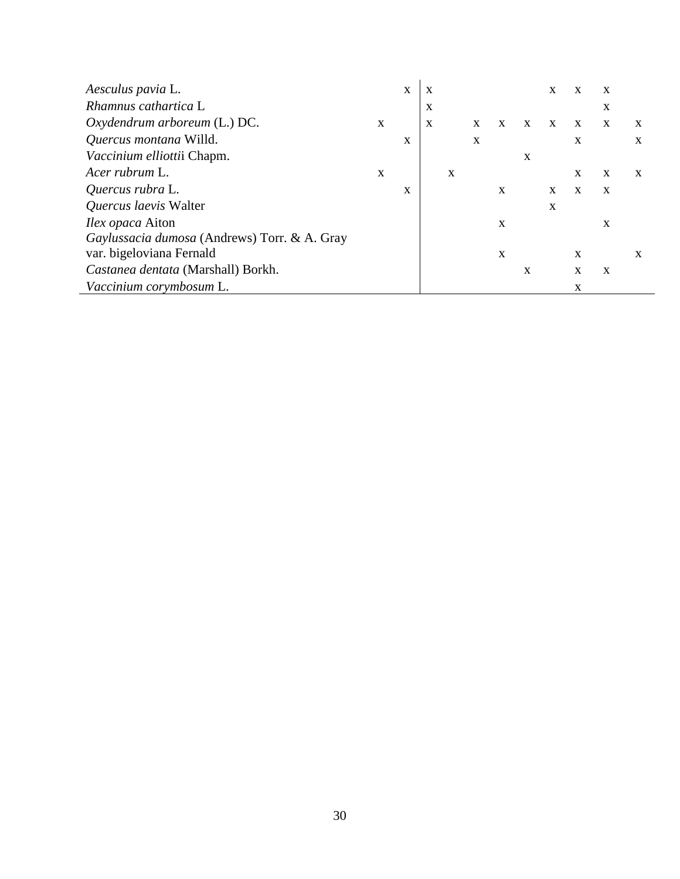| | | | | | | | | | | | |
|---|---|---|---|---|---|---|---|---|---|---|---|
| *Aesculus pavia* L. | | x | x | | | | | x | x | x | |
| *Rhamnus cathartica* L | | | x | | | | | | | x | |
| *Oxydendrum arboreum* (L.) DC. | x | | x | | x | x | x | x | x | x | x |
| *Quercus montana* Willd. | | x | | | x | | | | x | | x |
| *Vaccinium elliottii* Chapm. | | | | | | | x | | | | |
| *Acer rubrum* L. | x | | | x | | | | | x | x | x |
| *Quercus rubra* L. | | x | | | | x | | x | x | x | |
| *Quercus laevis* Walter | | | | | | | | x | | | |
| *Ilex opaca* Aiton | | | | | | x | | | | x | |
| *Gaylussacia dumosa* (Andrews) Torr. & A. Gray var. bigeloviana Fernald | | | | | | x | | | x | | x |
| *Castanea dentata* (Marshall) Borkh. | | | | | | | x | | x | x | |
| *Vaccinium corymbosum* L. | | | | | | | | | x | | |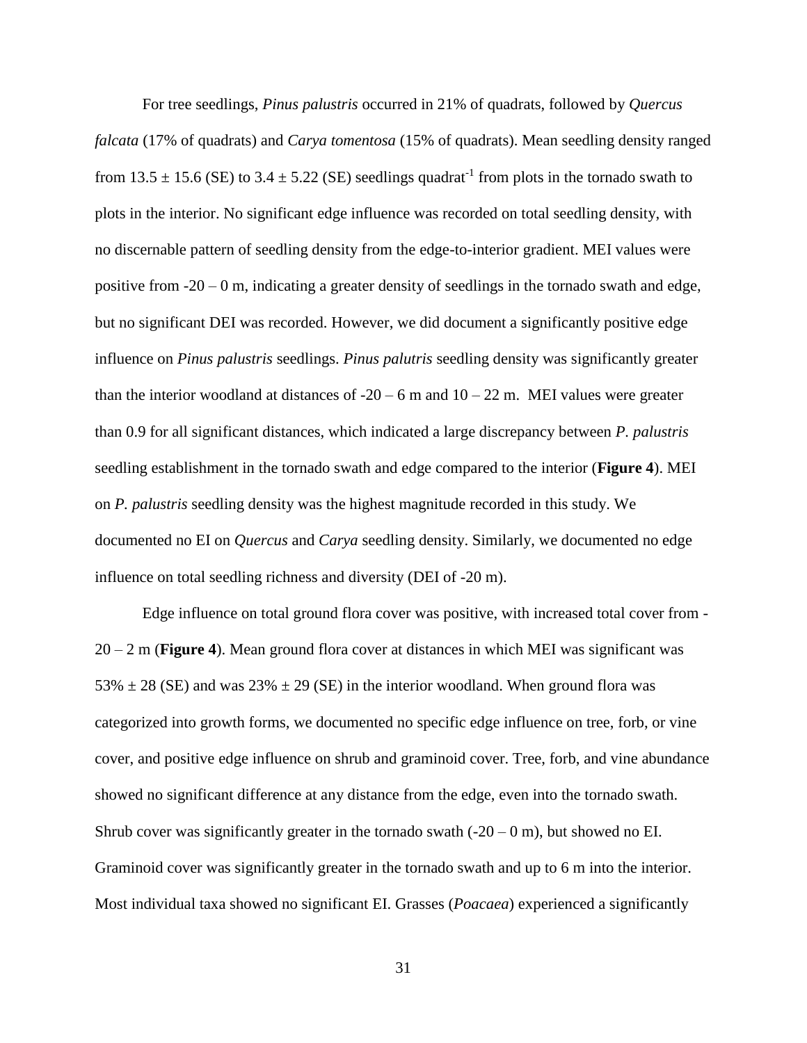For tree seedlings, *Pinus palustris* occurred in 21% of quadrats, followed by *Quercus falcata* (17% of quadrats) and *Carya tomentosa* (15% of quadrats). Mean seedling density ranged from 13.5 ± 15.6 (SE) to 3.4 ± 5.22 (SE) seedlings quadrat$^{-1}$ from plots in the tornado swath to plots in the interior. No significant edge influence was recorded on total seedling density, with no discernable pattern of seedling density from the edge-to-interior gradient. MEI values were positive from -20 – 0 m, indicating a greater density of seedlings in the tornado swath and edge, but no significant DEI was recorded. However, we did document a significantly positive edge influence on *Pinus palustris* seedlings. *Pinus palutris* seedling density was significantly greater than the interior woodland at distances of -20 – 6 m and 10 – 22 m. MEI values were greater than 0.9 for all significant distances, which indicated a large discrepancy between *P. palustris* seedling establishment in the tornado swath and edge compared to the interior (**Figure 4**). MEI on *P. palustris* seedling density was the highest magnitude recorded in this study. We documented no EI on *Quercus* and *Carya* seedling density. Similarly, we documented no edge influence on total seedling richness and diversity (DEI of -20 m).

Edge influence on total ground flora cover was positive, with increased total cover from -20 – 2 m (**Figure 4**). Mean ground flora cover at distances in which MEI was significant was 53% ± 28 (SE) and was 23% ± 29 (SE) in the interior woodland. When ground flora was categorized into growth forms, we documented no specific edge influence on tree, forb, or vine cover, and positive edge influence on shrub and graminoid cover. Tree, forb, and vine abundance showed no significant difference at any distance from the edge, even into the tornado swath. Shrub cover was significantly greater in the tornado swath (-20 – 0 m), but showed no EI. Graminoid cover was significantly greater in the tornado swath and up to 6 m into the interior. Most individual taxa showed no significant EI. Grasses (*Poacaea*) experienced a significantly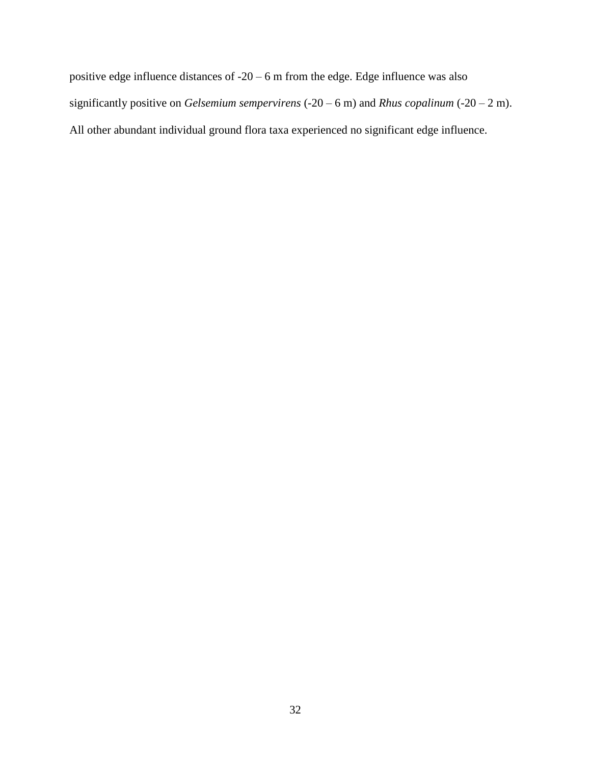positive edge influence distances of -20 – 6 m from the edge. Edge influence was also significantly positive on *Gelsemium sempervirens* (-20 – 6 m) and *Rhus copalinum* (-20 – 2 m). All other abundant individual ground flora taxa experienced no significant edge influence.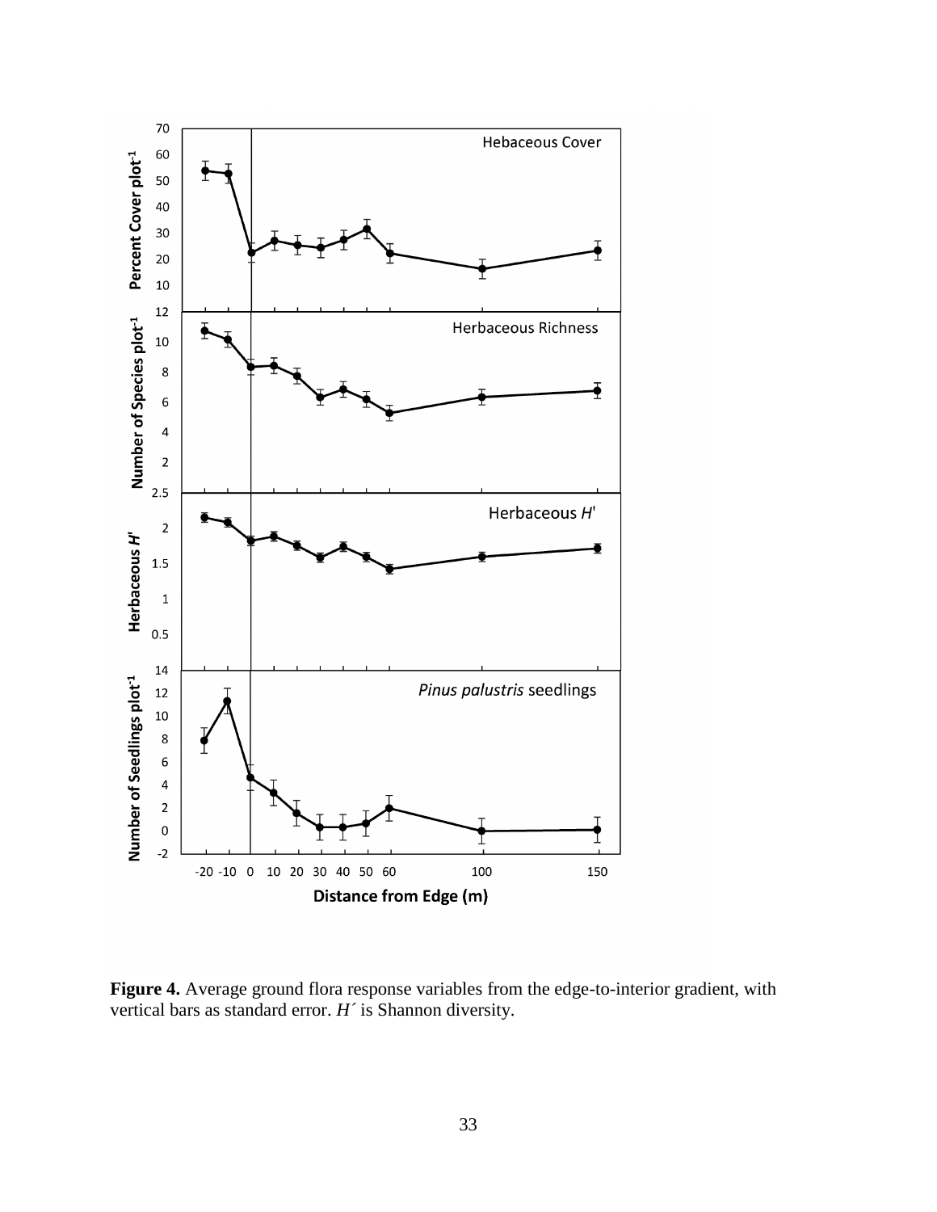**Figure 4.** Average ground flora response variables from the edge-to-interior gradient, with vertical bars as standard error. *H*´ is Shannon diversity.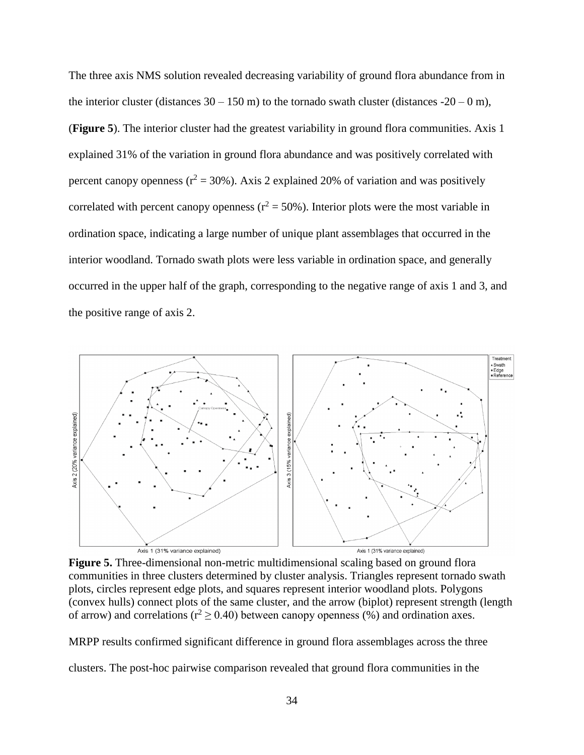The three axis NMS solution revealed decreasing variability of ground flora abundance from in the interior cluster (distances 30 – 150 m) to the tornado swath cluster (distances -20 – 0 m), (**Figure 5**). The interior cluster had the greatest variability in ground flora communities. Axis 1 explained 31% of the variation in ground flora abundance and was positively correlated with percent canopy openness ($r^2 = 30\%$). Axis 2 explained 20% of variation and was positively correlated with percent canopy openness ($r^2 = 50\%$). Interior plots were the most variable in ordination space, indicating a large number of unique plant assemblages that occurred in the interior woodland. Tornado swath plots were less variable in ordination space, and generally occurred in the upper half of the graph, corresponding to the negative range of axis 1 and 3, and the positive range of axis 2.

**Figure 5.** Three-dimensional non-metric multidimensional scaling based on ground flora communities in three clusters determined by cluster analysis. Triangles represent tornado swath plots, circles represent edge plots, and squares represent interior woodland plots. Polygons (convex hulls) connect plots of the same cluster, and the arrow (biplot) represent strength (length of arrow) and correlations ($r^2 \geq 0.40$) between canopy openness (%) and ordination axes.

MRPP results confirmed significant difference in ground flora assemblages across the three clusters. The post-hoc pairwise comparison revealed that ground flora communities in the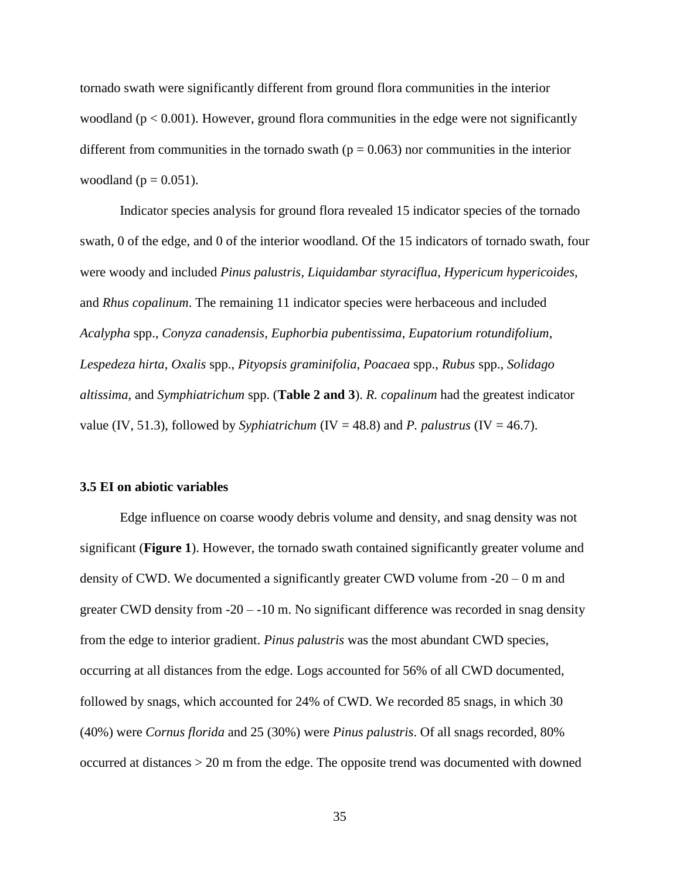tornado swath were significantly different from ground flora communities in the interior woodland ($p < 0.001$). However, ground flora communities in the edge were not significantly different from communities in the tornado swath ($p = 0.063$) nor communities in the interior woodland ($p = 0.051$).

Indicator species analysis for ground flora revealed 15 indicator species of the tornado swath, 0 of the edge, and 0 of the interior woodland. Of the 15 indicators of tornado swath, four were woody and included *Pinus palustris*, *Liquidambar styraciflua*, *Hypericum hypericoides*, and *Rhus copalinum*. The remaining 11 indicator species were herbaceous and included *Acalypha* spp., *Conyza canadensis*, *Euphorbia pubentissima*, *Eupatorium rotundifolium*, *Lespedeza hirta*, *Oxalis* spp., *Pityopsis graminifolia*, *Poacaea* spp., *Rubus* spp., *Solidago altissima*, and *Symphiatrichum* spp. (**Table 2 and 3**). *R. copalinum* had the greatest indicator value (IV, 51.3), followed by *Syphiatrichum* (IV = 48.8) and *P. palustrus* (IV = 46.7).

### 3.5 EI on abiotic variables

Edge influence on coarse woody debris volume and density, and snag density was not significant (**Figure 1**). However, the tornado swath contained significantly greater volume and density of CWD. We documented a significantly greater CWD volume from -20 – 0 m and greater CWD density from -20 – -10 m. No significant difference was recorded in snag density from the edge to interior gradient. *Pinus palustris* was the most abundant CWD species, occurring at all distances from the edge. Logs accounted for 56% of all CWD documented, followed by snags, which accounted for 24% of CWD. We recorded 85 snags, in which 30 (40%) were *Cornus florida* and 25 (30%) were *Pinus palustris*. Of all snags recorded, 80% occurred at distances > 20 m from the edge. The opposite trend was documented with downed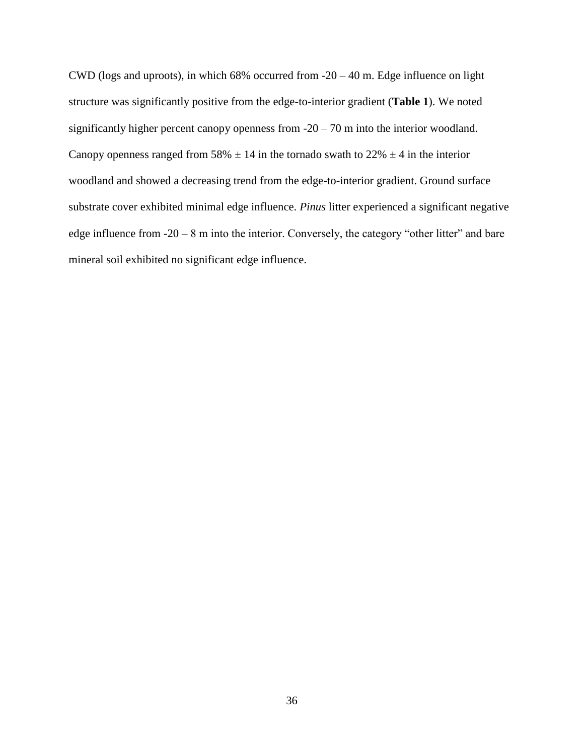CWD (logs and uproots), in which 68% occurred from -20 – 40 m. Edge influence on light structure was significantly positive from the edge-to-interior gradient (**Table 1**). We noted significantly higher percent canopy openness from -20 – 70 m into the interior woodland. Canopy openness ranged from 58% ± 14 in the tornado swath to 22% ± 4 in the interior woodland and showed a decreasing trend from the edge-to-interior gradient. Ground surface substrate cover exhibited minimal edge influence. *Pinus* litter experienced a significant negative edge influence from -20 – 8 m into the interior. Conversely, the category "other litter" and bare mineral soil exhibited no significant edge influence.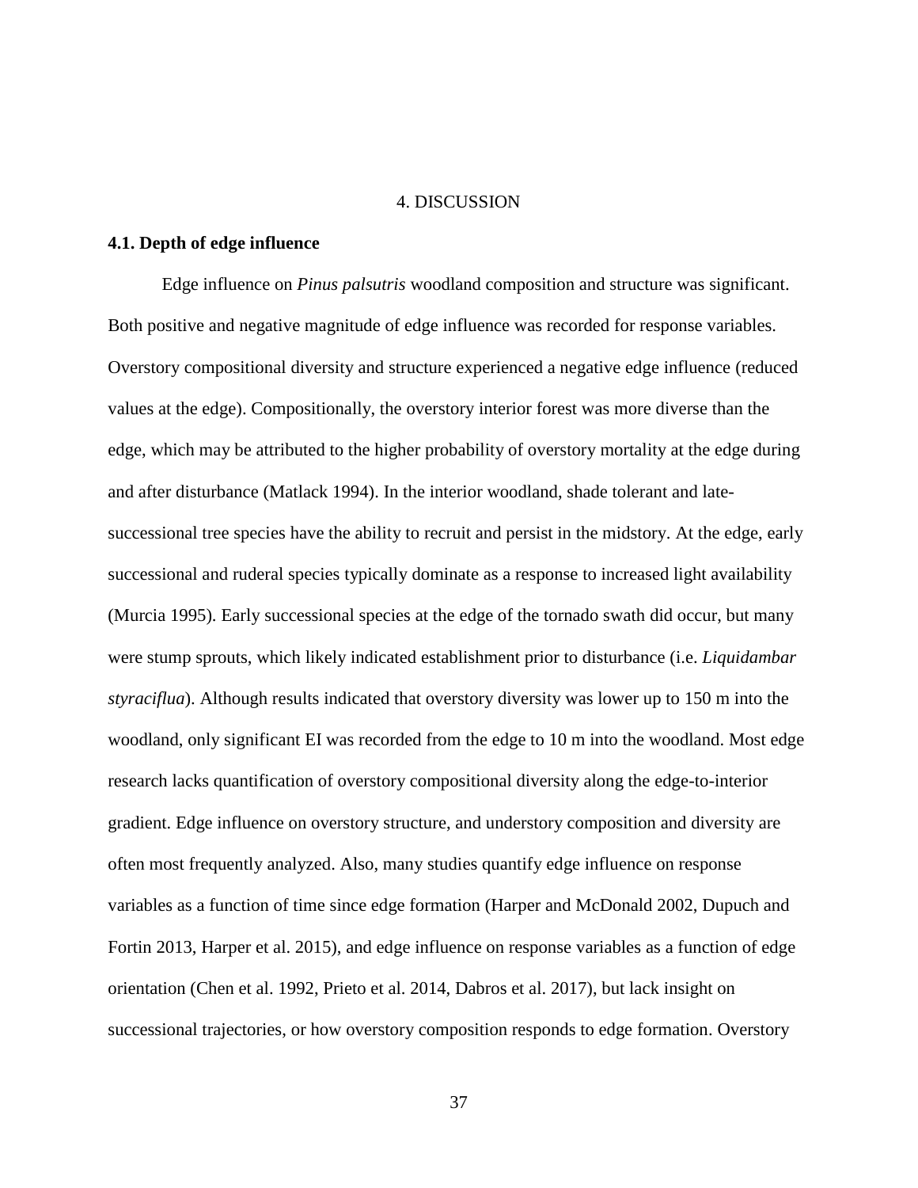# 4. DISCUSSION

## 4.1. Depth of edge influence

Edge influence on *Pinus palsutris* woodland composition and structure was significant. Both positive and negative magnitude of edge influence was recorded for response variables. Overstory compositional diversity and structure experienced a negative edge influence (reduced values at the edge). Compositionally, the overstory interior forest was more diverse than the edge, which may be attributed to the higher probability of overstory mortality at the edge during and after disturbance (Matlack 1994). In the interior woodland, shade tolerant and late-successional tree species have the ability to recruit and persist in the midstory. At the edge, early successional and ruderal species typically dominate as a response to increased light availability (Murcia 1995). Early successional species at the edge of the tornado swath did occur, but many were stump sprouts, which likely indicated establishment prior to disturbance (i.e. *Liquidambar styraciflua*). Although results indicated that overstory diversity was lower up to 150 m into the woodland, only significant EI was recorded from the edge to 10 m into the woodland. Most edge research lacks quantification of overstory compositional diversity along the edge-to-interior gradient. Edge influence on overstory structure, and understory composition and diversity are often most frequently analyzed. Also, many studies quantify edge influence on response variables as a function of time since edge formation (Harper and McDonald 2002, Dupuch and Fortin 2013, Harper et al. 2015), and edge influence on response variables as a function of edge orientation (Chen et al. 1992, Prieto et al. 2014, Dabros et al. 2017), but lack insight on successional trajectories, or how overstory composition responds to edge formation. Overstory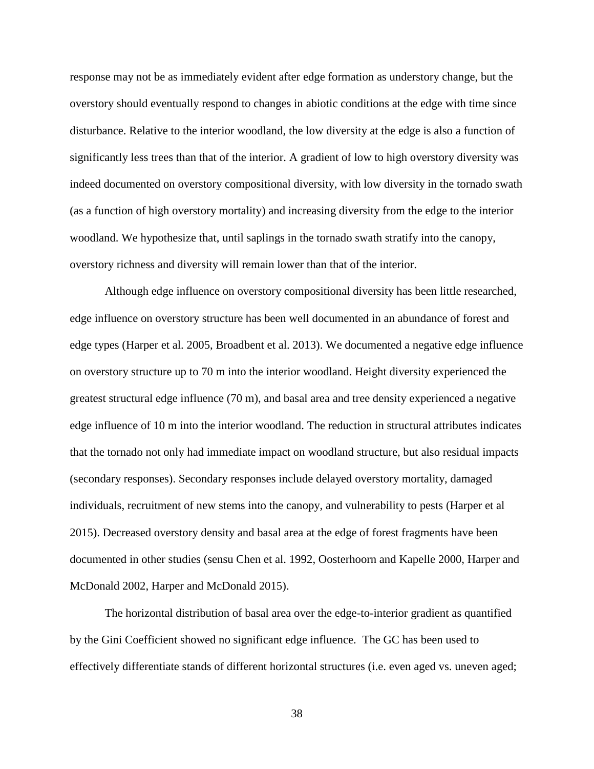response may not be as immediately evident after edge formation as understory change, but the overstory should eventually respond to changes in abiotic conditions at the edge with time since disturbance. Relative to the interior woodland, the low diversity at the edge is also a function of significantly less trees than that of the interior. A gradient of low to high overstory diversity was indeed documented on overstory compositional diversity, with low diversity in the tornado swath (as a function of high overstory mortality) and increasing diversity from the edge to the interior woodland. We hypothesize that, until saplings in the tornado swath stratify into the canopy, overstory richness and diversity will remain lower than that of the interior.

Although edge influence on overstory compositional diversity has been little researched, edge influence on overstory structure has been well documented in an abundance of forest and edge types (Harper et al. 2005, Broadbent et al. 2013). We documented a negative edge influence on overstory structure up to 70 m into the interior woodland. Height diversity experienced the greatest structural edge influence (70 m), and basal area and tree density experienced a negative edge influence of 10 m into the interior woodland. The reduction in structural attributes indicates that the tornado not only had immediate impact on woodland structure, but also residual impacts (secondary responses). Secondary responses include delayed overstory mortality, damaged individuals, recruitment of new stems into the canopy, and vulnerability to pests (Harper et al 2015). Decreased overstory density and basal area at the edge of forest fragments have been documented in other studies (sensu Chen et al. 1992, Oosterhoorn and Kapelle 2000, Harper and McDonald 2002, Harper and McDonald 2015).

The horizontal distribution of basal area over the edge-to-interior gradient as quantified by the Gini Coefficient showed no significant edge influence. The GC has been used to effectively differentiate stands of different horizontal structures (i.e. even aged vs. uneven aged;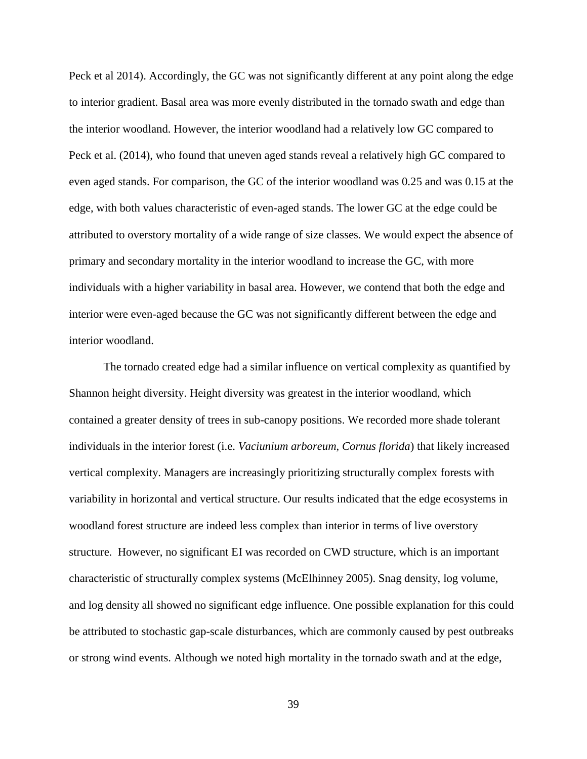Peck et al 2014). Accordingly, the GC was not significantly different at any point along the edge to interior gradient. Basal area was more evenly distributed in the tornado swath and edge than the interior woodland. However, the interior woodland had a relatively low GC compared to Peck et al. (2014), who found that uneven aged stands reveal a relatively high GC compared to even aged stands. For comparison, the GC of the interior woodland was 0.25 and was 0.15 at the edge, with both values characteristic of even-aged stands. The lower GC at the edge could be attributed to overstory mortality of a wide range of size classes. We would expect the absence of primary and secondary mortality in the interior woodland to increase the GC, with more individuals with a higher variability in basal area. However, we contend that both the edge and interior were even-aged because the GC was not significantly different between the edge and interior woodland.

The tornado created edge had a similar influence on vertical complexity as quantified by Shannon height diversity. Height diversity was greatest in the interior woodland, which contained a greater density of trees in sub-canopy positions. We recorded more shade tolerant individuals in the interior forest (i.e. *Vaciunium arboreum*, *Cornus florida*) that likely increased vertical complexity. Managers are increasingly prioritizing structurally complex forests with variability in horizontal and vertical structure. Our results indicated that the edge ecosystems in woodland forest structure are indeed less complex than interior in terms of live overstory structure. However, no significant EI was recorded on CWD structure, which is an important characteristic of structurally complex systems (McElhinney 2005). Snag density, log volume, and log density all showed no significant edge influence. One possible explanation for this could be attributed to stochastic gap-scale disturbances, which are commonly caused by pest outbreaks or strong wind events. Although we noted high mortality in the tornado swath and at the edge,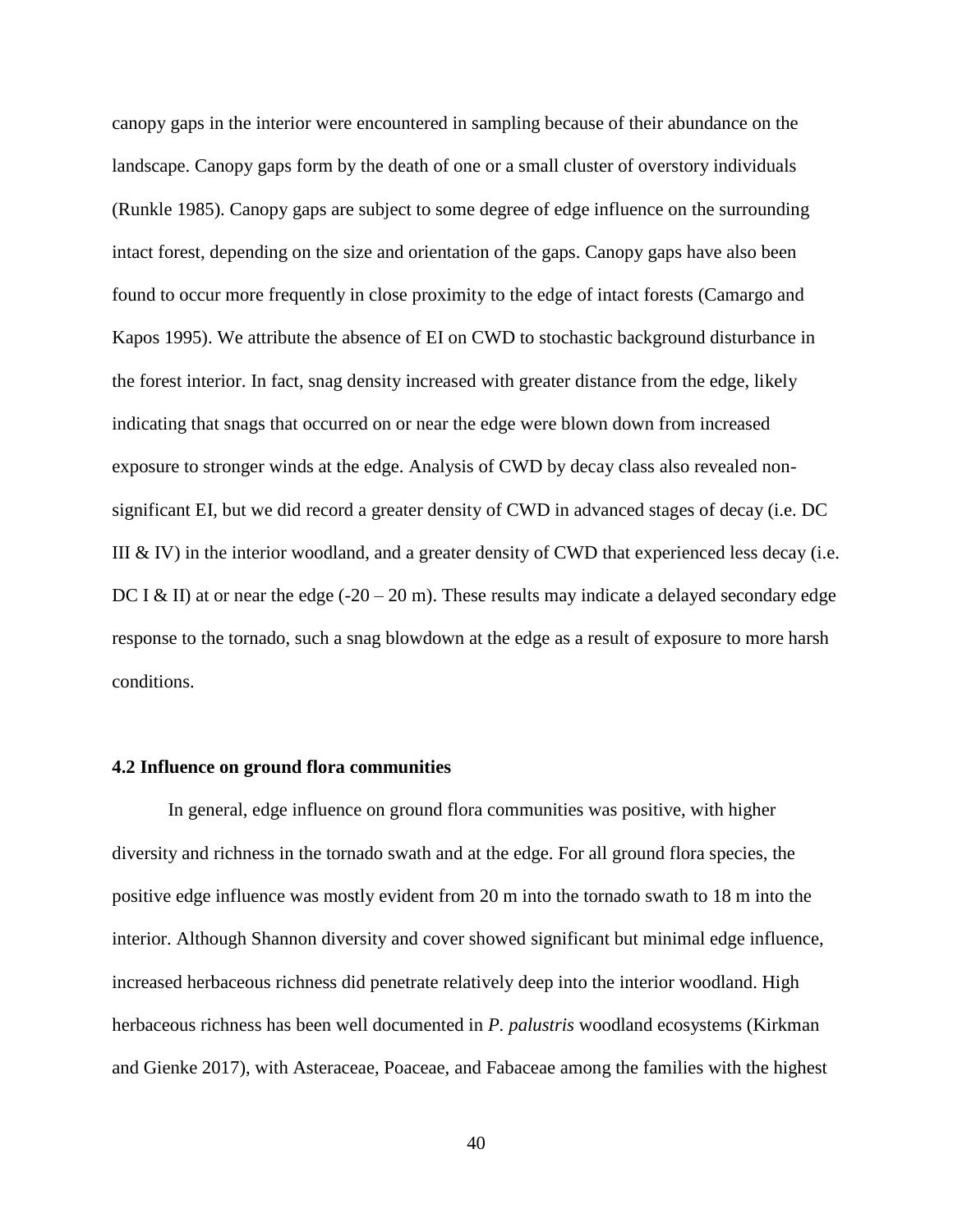canopy gaps in the interior were encountered in sampling because of their abundance on the landscape. Canopy gaps form by the death of one or a small cluster of overstory individuals (Runkle 1985). Canopy gaps are subject to some degree of edge influence on the surrounding intact forest, depending on the size and orientation of the gaps. Canopy gaps have also been found to occur more frequently in close proximity to the edge of intact forests (Camargo and Kapos 1995). We attribute the absence of EI on CWD to stochastic background disturbance in the forest interior. In fact, snag density increased with greater distance from the edge, likely indicating that snags that occurred on or near the edge were blown down from increased exposure to stronger winds at the edge. Analysis of CWD by decay class also revealed non-significant EI, but we did record a greater density of CWD in advanced stages of decay (i.e. DC III & IV) in the interior woodland, and a greater density of CWD that experienced less decay (i.e. DC I & II) at or near the edge (-20 – 20 m). These results may indicate a delayed secondary edge response to the tornado, such a snag blowdown at the edge as a result of exposure to more harsh conditions.

### 4.2 Influence on ground flora communities

In general, edge influence on ground flora communities was positive, with higher diversity and richness in the tornado swath and at the edge. For all ground flora species, the positive edge influence was mostly evident from 20 m into the tornado swath to 18 m into the interior. Although Shannon diversity and cover showed significant but minimal edge influence, increased herbaceous richness did penetrate relatively deep into the interior woodland. High herbaceous richness has been well documented in *P. palustris* woodland ecosystems (Kirkman and Gienke 2017), with Asteraceae, Poaceae, and Fabaceae among the families with the highest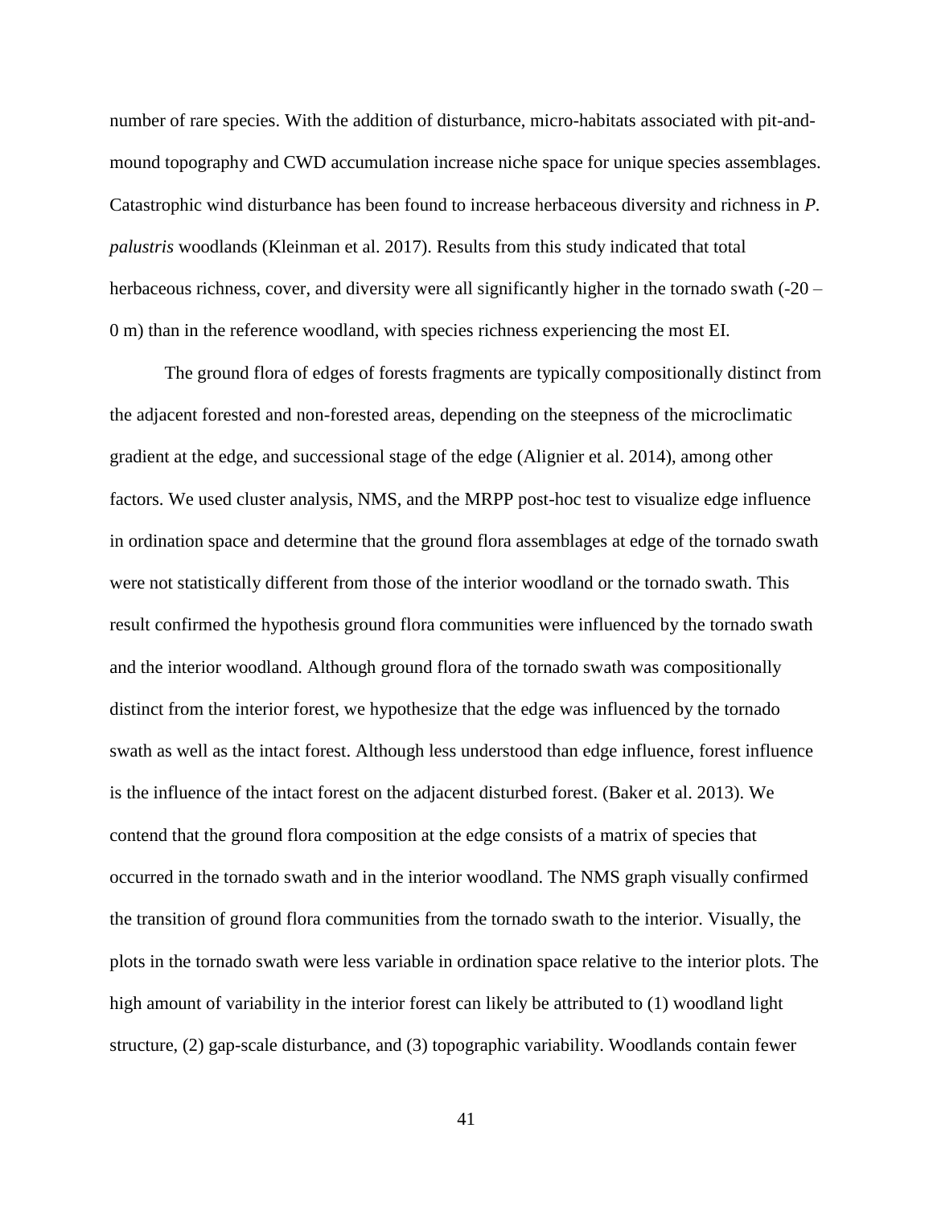number of rare species. With the addition of disturbance, micro-habitats associated with pit-and-mound topography and CWD accumulation increase niche space for unique species assemblages. Catastrophic wind disturbance has been found to increase herbaceous diversity and richness in *P. palustris* woodlands (Kleinman et al. 2017). Results from this study indicated that total herbaceous richness, cover, and diversity were all significantly higher in the tornado swath (-20 – 0 m) than in the reference woodland, with species richness experiencing the most EI.

The ground flora of edges of forests fragments are typically compositionally distinct from the adjacent forested and non-forested areas, depending on the steepness of the microclimatic gradient at the edge, and successional stage of the edge (Alignier et al. 2014), among other factors. We used cluster analysis, NMS, and the MRPP post-hoc test to visualize edge influence in ordination space and determine that the ground flora assemblages at edge of the tornado swath were not statistically different from those of the interior woodland or the tornado swath. This result confirmed the hypothesis ground flora communities were influenced by the tornado swath and the interior woodland. Although ground flora of the tornado swath was compositionally distinct from the interior forest, we hypothesize that the edge was influenced by the tornado swath as well as the intact forest. Although less understood than edge influence, forest influence is the influence of the intact forest on the adjacent disturbed forest. (Baker et al. 2013). We contend that the ground flora composition at the edge consists of a matrix of species that occurred in the tornado swath and in the interior woodland. The NMS graph visually confirmed the transition of ground flora communities from the tornado swath to the interior. Visually, the plots in the tornado swath were less variable in ordination space relative to the interior plots. The high amount of variability in the interior forest can likely be attributed to (1) woodland light structure, (2) gap-scale disturbance, and (3) topographic variability. Woodlands contain fewer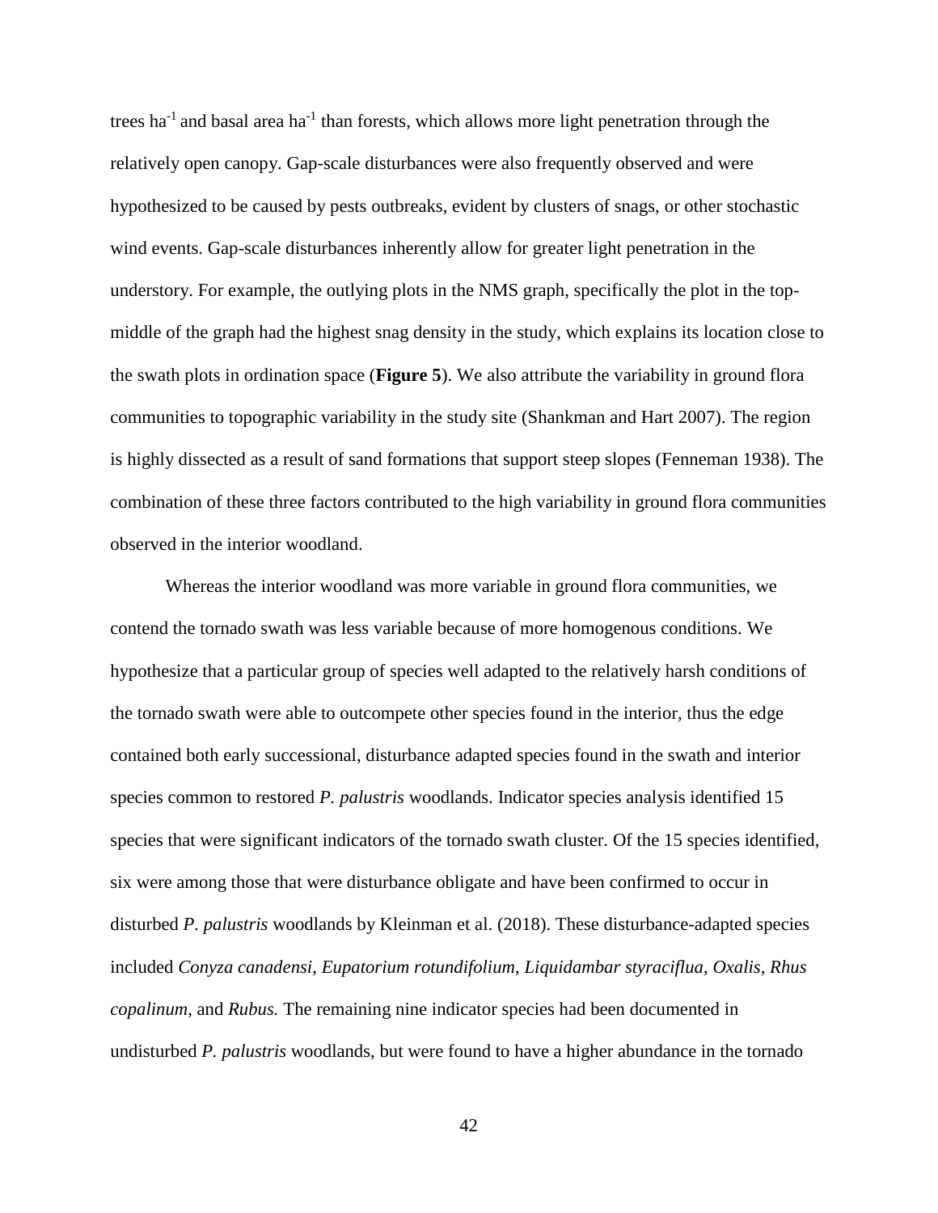trees $ha^{-1}$ and basal area $ha^{-1}$ than forests, which allows more light penetration through the relatively open canopy. Gap-scale disturbances were also frequently observed and were hypothesized to be caused by pests outbreaks, evident by clusters of snags, or other stochastic wind events. Gap-scale disturbances inherently allow for greater light penetration in the understory. For example, the outlying plots in the NMS graph, specifically the plot in the top-middle of the graph had the highest snag density in the study, which explains its location close to the swath plots in ordination space (**Figure 5**). We also attribute the variability in ground flora communities to topographic variability in the study site (Shankman and Hart 2007). The region is highly dissected as a result of sand formations that support steep slopes (Fenneman 1938). The combination of these three factors contributed to the high variability in ground flora communities observed in the interior woodland.

Whereas the interior woodland was more variable in ground flora communities, we contend the tornado swath was less variable because of more homogenous conditions. We hypothesize that a particular group of species well adapted to the relatively harsh conditions of the tornado swath were able to outcompete other species found in the interior, thus the edge contained both early successional, disturbance adapted species found in the swath and interior species common to restored *P. palustris* woodlands. Indicator species analysis identified 15 species that were significant indicators of the tornado swath cluster. Of the 15 species identified, six were among those that were disturbance obligate and have been confirmed to occur in disturbed *P. palustris* woodlands by Kleinman et al. (2018). These disturbance-adapted species included *Conyza canadensi*, *Eupatorium rotundifolium*, *Liquidambar styraciflua*, *Oxalis*, *Rhus copalinum*, and *Rubus.* The remaining nine indicator species had been documented in undisturbed *P. palustris* woodlands, but were found to have a higher abundance in the tornado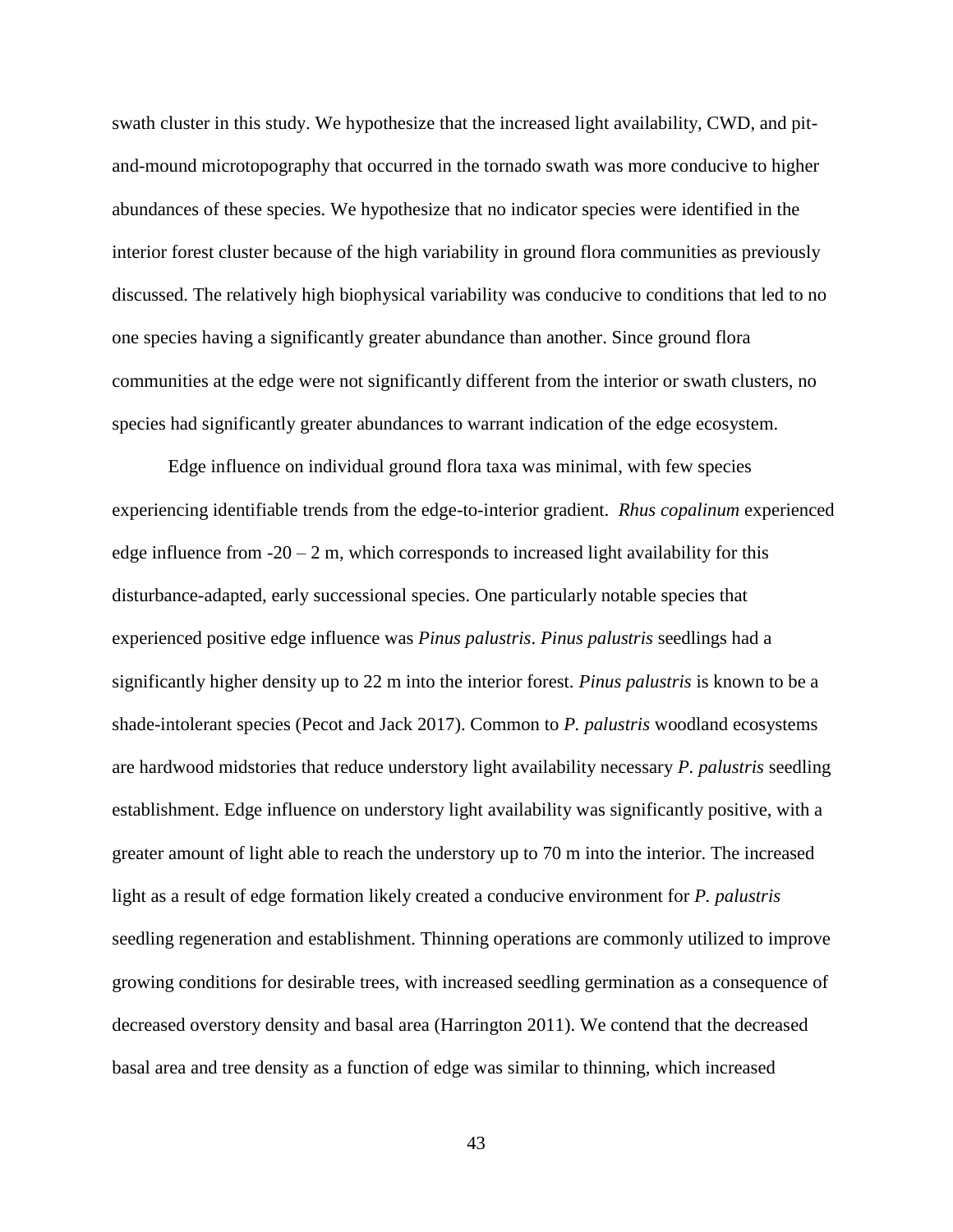swath cluster in this study. We hypothesize that the increased light availability, CWD, and pit-and-mound microtopography that occurred in the tornado swath was more conducive to higher abundances of these species. We hypothesize that no indicator species were identified in the interior forest cluster because of the high variability in ground flora communities as previously discussed. The relatively high biophysical variability was conducive to conditions that led to no one species having a significantly greater abundance than another. Since ground flora communities at the edge were not significantly different from the interior or swath clusters, no species had significantly greater abundances to warrant indication of the edge ecosystem.

Edge influence on individual ground flora taxa was minimal, with few species experiencing identifiable trends from the edge-to-interior gradient. *Rhus copalinum* experienced edge influence from -20 – 2 m, which corresponds to increased light availability for this disturbance-adapted, early successional species. One particularly notable species that experienced positive edge influence was *Pinus palustris*. *Pinus palustris* seedlings had a significantly higher density up to 22 m into the interior forest. *Pinus palustris* is known to be a shade-intolerant species (Pecot and Jack 2017). Common to *P. palustris* woodland ecosystems are hardwood midstories that reduce understory light availability necessary *P. palustris* seedling establishment. Edge influence on understory light availability was significantly positive, with a greater amount of light able to reach the understory up to 70 m into the interior. The increased light as a result of edge formation likely created a conducive environment for *P. palustris* seedling regeneration and establishment. Thinning operations are commonly utilized to improve growing conditions for desirable trees, with increased seedling germination as a consequence of decreased overstory density and basal area (Harrington 2011). We contend that the decreased basal area and tree density as a function of edge was similar to thinning, which increased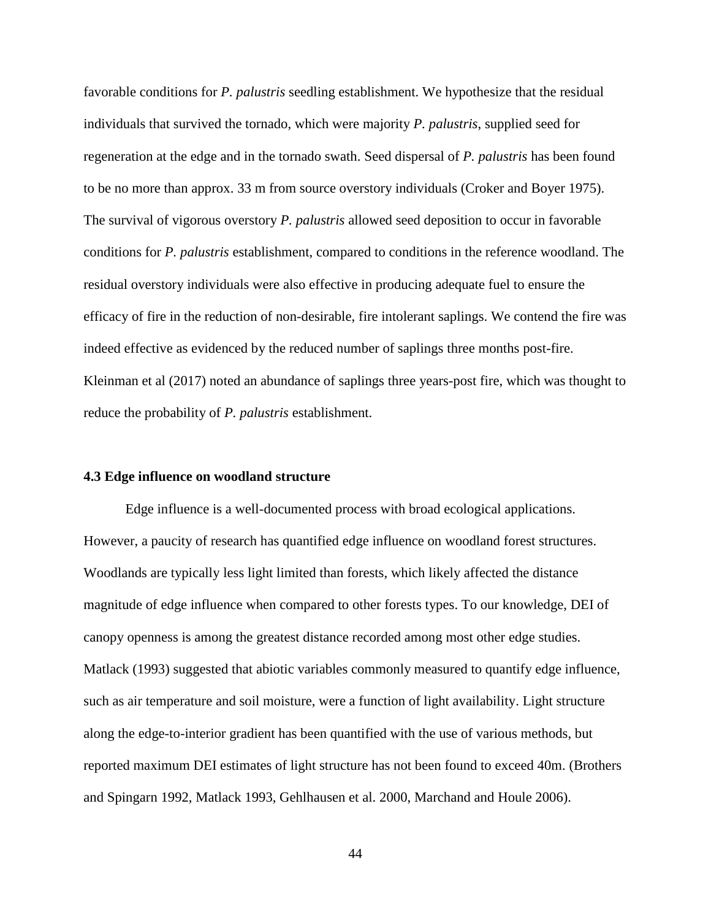favorable conditions for *P. palustris* seedling establishment. We hypothesize that the residual individuals that survived the tornado, which were majority *P. palustris*, supplied seed for regeneration at the edge and in the tornado swath. Seed dispersal of *P. palustris* has been found to be no more than approx. 33 m from source overstory individuals (Croker and Boyer 1975). The survival of vigorous overstory *P. palustris* allowed seed deposition to occur in favorable conditions for *P. palustris* establishment, compared to conditions in the reference woodland. The residual overstory individuals were also effective in producing adequate fuel to ensure the efficacy of fire in the reduction of non-desirable, fire intolerant saplings. We contend the fire was indeed effective as evidenced by the reduced number of saplings three months post-fire. Kleinman et al (2017) noted an abundance of saplings three years-post fire, which was thought to reduce the probability of *P. palustris* establishment.

### 4.3 Edge influence on woodland structure

Edge influence is a well-documented process with broad ecological applications. However, a paucity of research has quantified edge influence on woodland forest structures. Woodlands are typically less light limited than forests, which likely affected the distance magnitude of edge influence when compared to other forests types. To our knowledge, DEI of canopy openness is among the greatest distance recorded among most other edge studies. Matlack (1993) suggested that abiotic variables commonly measured to quantify edge influence, such as air temperature and soil moisture, were a function of light availability. Light structure along the edge-to-interior gradient has been quantified with the use of various methods, but reported maximum DEI estimates of light structure has not been found to exceed 40m. (Brothers and Spingarn 1992, Matlack 1993, Gehlhausen et al. 2000, Marchand and Houle 2006).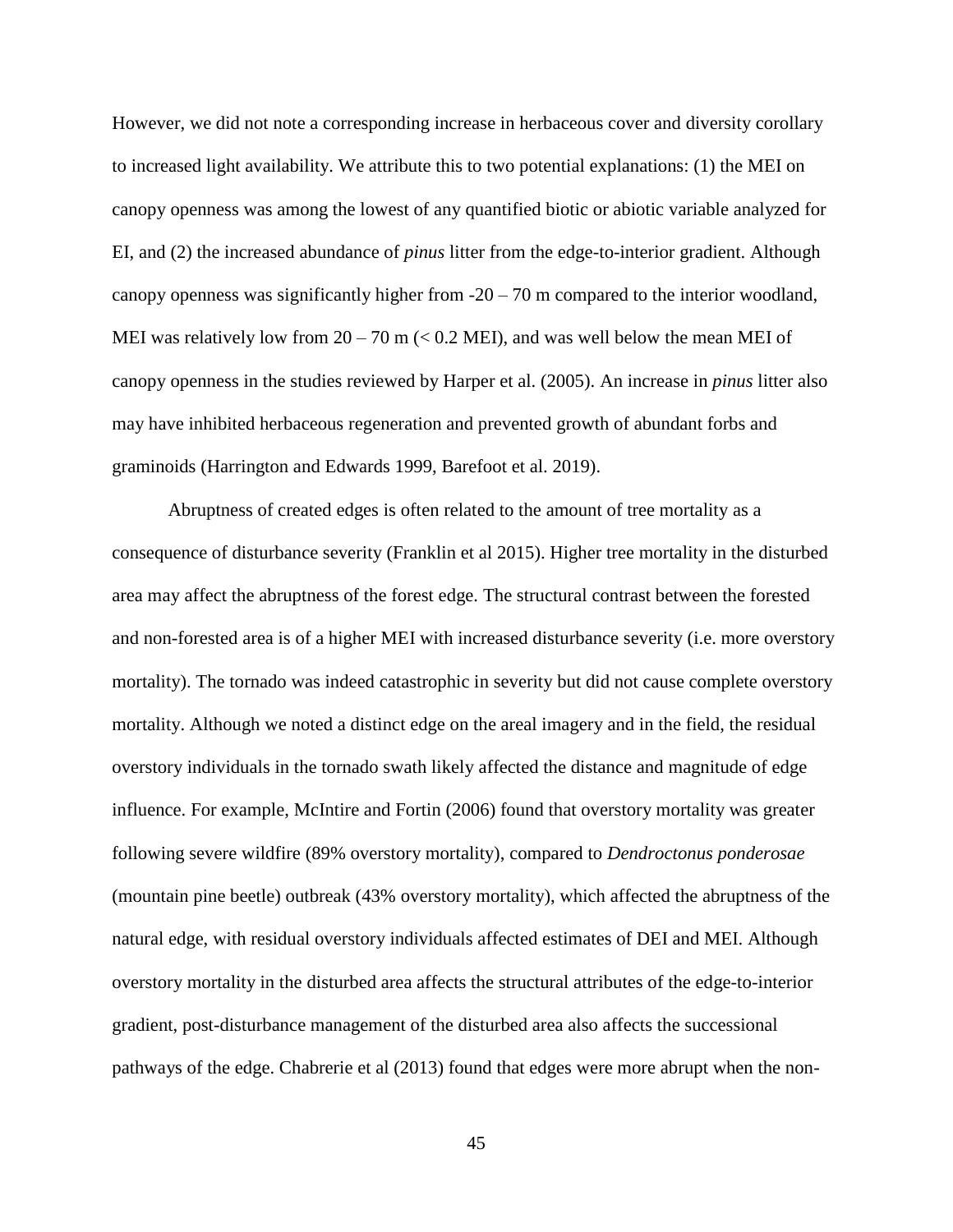However, we did not note a corresponding increase in herbaceous cover and diversity corollary to increased light availability. We attribute this to two potential explanations: (1) the MEI on canopy openness was among the lowest of any quantified biotic or abiotic variable analyzed for EI, and (2) the increased abundance of *pinus* litter from the edge-to-interior gradient. Although canopy openness was significantly higher from -20 – 70 m compared to the interior woodland, MEI was relatively low from 20 – 70 m (< 0.2 MEI), and was well below the mean MEI of canopy openness in the studies reviewed by Harper et al. (2005). An increase in *pinus* litter also may have inhibited herbaceous regeneration and prevented growth of abundant forbs and graminoids (Harrington and Edwards 1999, Barefoot et al. 2019).

Abruptness of created edges is often related to the amount of tree mortality as a consequence of disturbance severity (Franklin et al 2015). Higher tree mortality in the disturbed area may affect the abruptness of the forest edge. The structural contrast between the forested and non-forested area is of a higher MEI with increased disturbance severity (i.e. more overstory mortality). The tornado was indeed catastrophic in severity but did not cause complete overstory mortality. Although we noted a distinct edge on the areal imagery and in the field, the residual overstory individuals in the tornado swath likely affected the distance and magnitude of edge influence. For example, McIntire and Fortin (2006) found that overstory mortality was greater following severe wildfire (89% overstory mortality), compared to *Dendroctonus ponderosae* (mountain pine beetle) outbreak (43% overstory mortality), which affected the abruptness of the natural edge, with residual overstory individuals affected estimates of DEI and MEI. Although overstory mortality in the disturbed area affects the structural attributes of the edge-to-interior gradient, post-disturbance management of the disturbed area also affects the successional pathways of the edge. Chabrerie et al (2013) found that edges were more abrupt when the non-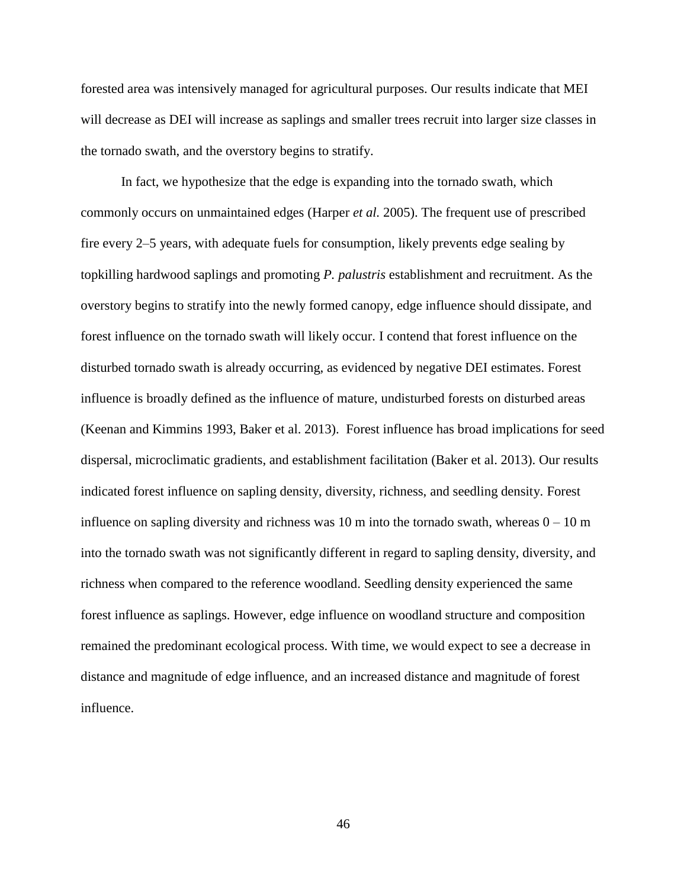forested area was intensively managed for agricultural purposes. Our results indicate that MEI will decrease as DEI will increase as saplings and smaller trees recruit into larger size classes in the tornado swath, and the overstory begins to stratify.

In fact, we hypothesize that the edge is expanding into the tornado swath, which commonly occurs on unmaintained edges (Harper *et al.* 2005). The frequent use of prescribed fire every 2–5 years, with adequate fuels for consumption, likely prevents edge sealing by topkilling hardwood saplings and promoting *P. palustris* establishment and recruitment. As the overstory begins to stratify into the newly formed canopy, edge influence should dissipate, and forest influence on the tornado swath will likely occur. I contend that forest influence on the disturbed tornado swath is already occurring, as evidenced by negative DEI estimates. Forest influence is broadly defined as the influence of mature, undisturbed forests on disturbed areas (Keenan and Kimmins 1993, Baker et al. 2013). Forest influence has broad implications for seed dispersal, microclimatic gradients, and establishment facilitation (Baker et al. 2013). Our results indicated forest influence on sapling density, diversity, richness, and seedling density. Forest influence on sapling diversity and richness was 10 m into the tornado swath, whereas 0 – 10 m into the tornado swath was not significantly different in regard to sapling density, diversity, and richness when compared to the reference woodland. Seedling density experienced the same forest influence as saplings. However, edge influence on woodland structure and composition remained the predominant ecological process. With time, we would expect to see a decrease in distance and magnitude of edge influence, and an increased distance and magnitude of forest influence.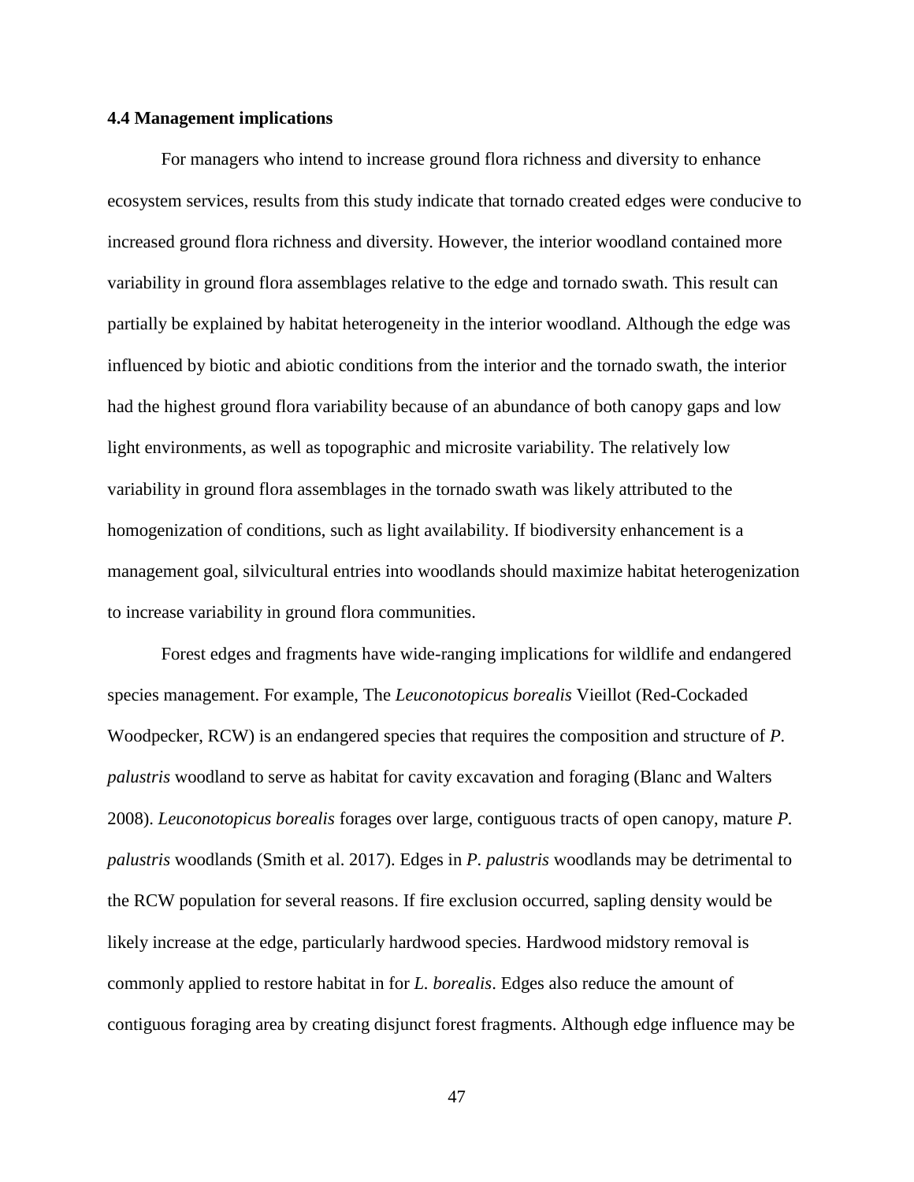### 4.4 Management implications

For managers who intend to increase ground flora richness and diversity to enhance ecosystem services, results from this study indicate that tornado created edges were conducive to increased ground flora richness and diversity. However, the interior woodland contained more variability in ground flora assemblages relative to the edge and tornado swath. This result can partially be explained by habitat heterogeneity in the interior woodland. Although the edge was influenced by biotic and abiotic conditions from the interior and the tornado swath, the interior had the highest ground flora variability because of an abundance of both canopy gaps and low light environments, as well as topographic and microsite variability. The relatively low variability in ground flora assemblages in the tornado swath was likely attributed to the homogenization of conditions, such as light availability. If biodiversity enhancement is a management goal, silvicultural entries into woodlands should maximize habitat heterogenization to increase variability in ground flora communities.

Forest edges and fragments have wide-ranging implications for wildlife and endangered species management. For example, The *Leuconotopicus borealis* Vieillot (Red-Cockaded Woodpecker, RCW) is an endangered species that requires the composition and structure of *P. palustris* woodland to serve as habitat for cavity excavation and foraging (Blanc and Walters 2008). *Leuconotopicus borealis* forages over large, contiguous tracts of open canopy, mature *P. palustris* woodlands (Smith et al. 2017). Edges in *P. palustris* woodlands may be detrimental to the RCW population for several reasons. If fire exclusion occurred, sapling density would be likely increase at the edge, particularly hardwood species. Hardwood midstory removal is commonly applied to restore habitat in for *L. borealis*. Edges also reduce the amount of contiguous foraging area by creating disjunct forest fragments. Although edge influence may be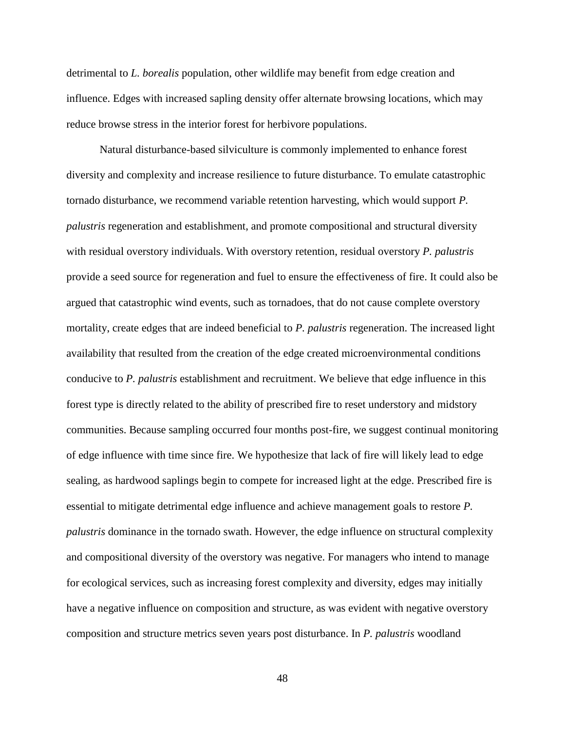detrimental to *L. borealis* population, other wildlife may benefit from edge creation and influence. Edges with increased sapling density offer alternate browsing locations, which may reduce browse stress in the interior forest for herbivore populations.

Natural disturbance-based silviculture is commonly implemented to enhance forest diversity and complexity and increase resilience to future disturbance. To emulate catastrophic tornado disturbance, we recommend variable retention harvesting, which would support *P. palustris* regeneration and establishment, and promote compositional and structural diversity with residual overstory individuals. With overstory retention, residual overstory *P. palustris* provide a seed source for regeneration and fuel to ensure the effectiveness of fire. It could also be argued that catastrophic wind events, such as tornadoes, that do not cause complete overstory mortality, create edges that are indeed beneficial to *P. palustris* regeneration. The increased light availability that resulted from the creation of the edge created microenvironmental conditions conducive to *P. palustris* establishment and recruitment. We believe that edge influence in this forest type is directly related to the ability of prescribed fire to reset understory and midstory communities. Because sampling occurred four months post-fire, we suggest continual monitoring of edge influence with time since fire. We hypothesize that lack of fire will likely lead to edge sealing, as hardwood saplings begin to compete for increased light at the edge. Prescribed fire is essential to mitigate detrimental edge influence and achieve management goals to restore *P. palustris* dominance in the tornado swath. However, the edge influence on structural complexity and compositional diversity of the overstory was negative. For managers who intend to manage for ecological services, such as increasing forest complexity and diversity, edges may initially have a negative influence on composition and structure, as was evident with negative overstory composition and structure metrics seven years post disturbance. In *P. palustris* woodland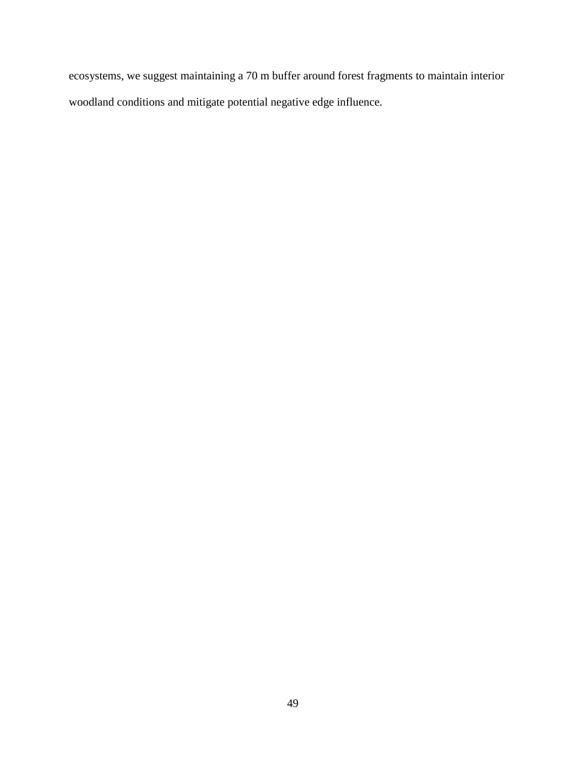ecosystems, we suggest maintaining a 70 m buffer around forest fragments to maintain interior woodland conditions and mitigate potential negative edge influence.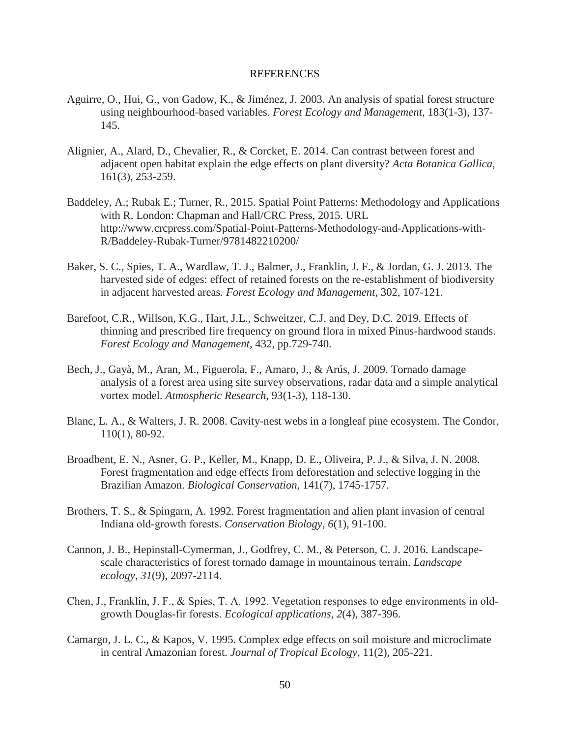# REFERENCES

Aguirre, O., Hui, G., von Gadow, K., & Jiménez, J. 2003. An analysis of spatial forest structure using neighbourhood-based variables. *Forest Ecology and Management*, 183(1-3), 137-145.

Alignier, A., Alard, D., Chevalier, R., & Corcket, E. 2014. Can contrast between forest and adjacent open habitat explain the edge effects on plant diversity? *Acta Botanica Gallica*, 161(3), 253-259.

Baddeley, A.; Rubak E.; Turner, R., 2015. Spatial Point Patterns: Methodology and Applications with R. London: Chapman and Hall/CRC Press, 2015. URL http://www.crcpress.com/Spatial-Point-Patterns-Methodology-and-Applications-with-R/Baddeley-Rubak-Turner/9781482210200/

Baker, S. C., Spies, T. A., Wardlaw, T. J., Balmer, J., Franklin, J. F., & Jordan, G. J. 2013. The harvested side of edges: effect of retained forests on the re-establishment of biodiversity in adjacent harvested areas. *Forest Ecology and Management*, 302, 107-121.

Barefoot, C.R., Willson, K.G., Hart, J.L., Schweitzer, C.J. and Dey, D.C. 2019. Effects of thinning and prescribed fire frequency on ground flora in mixed Pinus-hardwood stands. *Forest Ecology and Management*, 432, pp.729-740.

Bech, J., Gayà, M., Aran, M., Figuerola, F., Amaro, J., & Arús, J. 2009. Tornado damage analysis of a forest area using site survey observations, radar data and a simple analytical vortex model. *Atmospheric Research*, 93(1-3), 118-130.

Blanc, L. A., & Walters, J. R. 2008. Cavity-nest webs in a longleaf pine ecosystem. The Condor, 110(1), 80-92.

Broadbent, E. N., Asner, G. P., Keller, M., Knapp, D. E., Oliveira, P. J., & Silva, J. N. 2008. Forest fragmentation and edge effects from deforestation and selective logging in the Brazilian Amazon. *Biological Conservation*, 141(7), 1745-1757.

Brothers, T. S., & Spingarn, A. 1992. Forest fragmentation and alien plant invasion of central Indiana old-growth forests. *Conservation Biology*, *6*(1), 91-100.

Cannon, J. B., Hepinstall-Cymerman, J., Godfrey, C. M., & Peterson, C. J. 2016. Landscape-scale characteristics of forest tornado damage in mountainous terrain. *Landscape ecology*, *31*(9), 2097-2114.

Chen, J., Franklin, J. F., & Spies, T. A. 1992. Vegetation responses to edge environments in old-growth Douglas-fir forests. *Ecological applications*, *2*(4), 387-396.

Camargo, J. L. C., & Kapos, V. 1995. Complex edge effects on soil moisture and microclimate in central Amazonian forest. *Journal of Tropical Ecology*, 11(2), 205-221.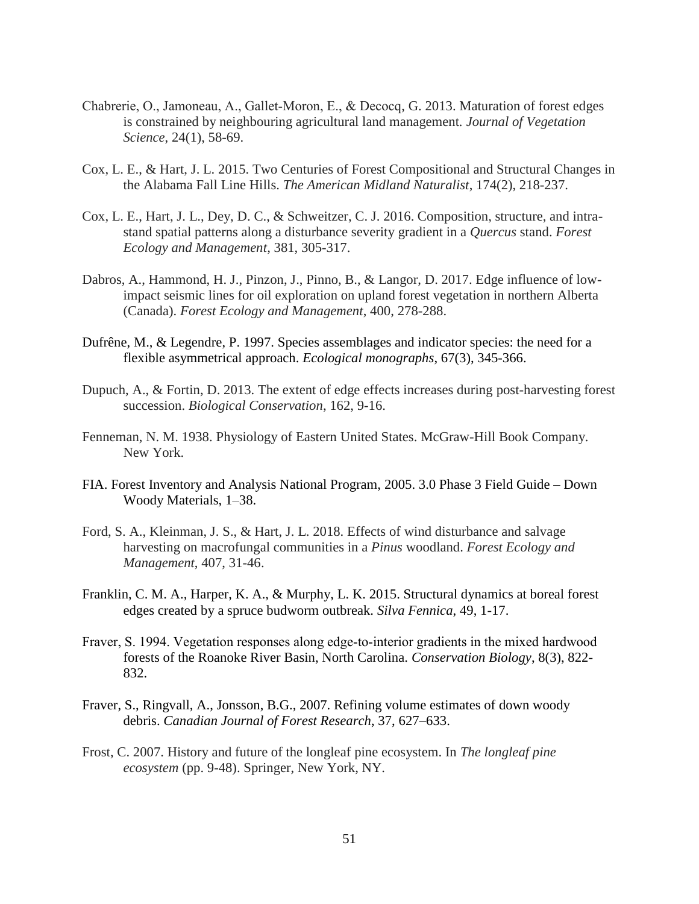Chabrerie, O., Jamoneau, A., Gallet-Moron, E., & Decocq, G. 2013. Maturation of forest edges is constrained by neighbouring agricultural land management. *Journal of Vegetation Science*, 24(1), 58-69.

Cox, L. E., & Hart, J. L. 2015. Two Centuries of Forest Compositional and Structural Changes in the Alabama Fall Line Hills. *The American Midland Naturalist*, 174(2), 218-237.

Cox, L. E., Hart, J. L., Dey, D. C., & Schweitzer, C. J. 2016. Composition, structure, and intra-stand spatial patterns along a disturbance severity gradient in a *Quercus* stand. *Forest Ecology and Management*, 381, 305-317.

Dabros, A., Hammond, H. J., Pinzon, J., Pinno, B., & Langor, D. 2017. Edge influence of low-impact seismic lines for oil exploration on upland forest vegetation in northern Alberta (Canada). *Forest Ecology and Management*, 400, 278-288.

Dufrêne, M., & Legendre, P. 1997. Species assemblages and indicator species: the need for a flexible asymmetrical approach. *Ecological monographs*, 67(3), 345-366.

Dupuch, A., & Fortin, D. 2013. The extent of edge effects increases during post-harvesting forest succession. *Biological Conservation*, 162, 9-16.

Fenneman, N. M. 1938. Physiology of Eastern United States. McGraw-Hill Book Company. New York.

FIA. Forest Inventory and Analysis National Program, 2005. 3.0 Phase 3 Field Guide – Down Woody Materials, 1–38.

Ford, S. A., Kleinman, J. S., & Hart, J. L. 2018. Effects of wind disturbance and salvage harvesting on macrofungal communities in a *Pinus* woodland. *Forest Ecology and Management*, 407, 31-46.

Franklin, C. M. A., Harper, K. A., & Murphy, L. K. 2015. Structural dynamics at boreal forest edges created by a spruce budworm outbreak. *Silva Fennica*, 49, 1-17.

Fraver, S. 1994. Vegetation responses along edge-to-interior gradients in the mixed hardwood forests of the Roanoke River Basin, North Carolina. *Conservation Biology*, 8(3), 822-832.

Fraver, S., Ringvall, A., Jonsson, B.G., 2007. Refining volume estimates of down woody debris. *Canadian Journal of Forest Research*, 37, 627–633.

Frost, C. 2007. History and future of the longleaf pine ecosystem. In *The longleaf pine ecosystem* (pp. 9-48). Springer, New York, NY.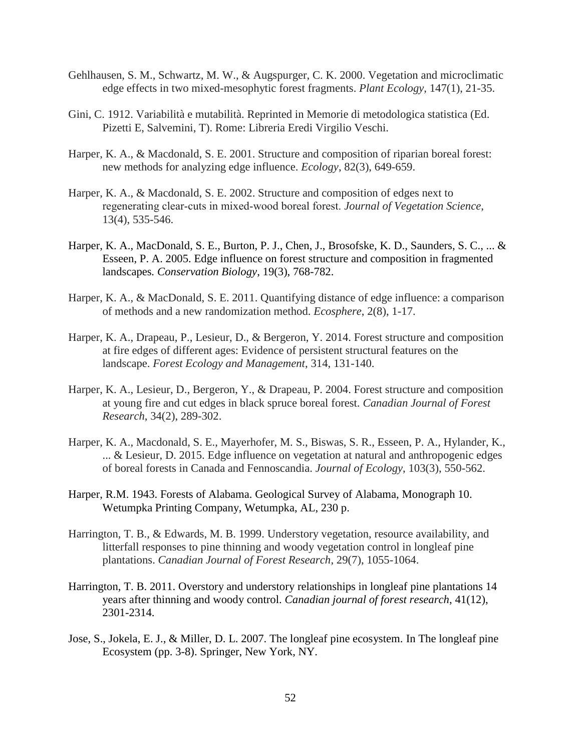Gehlhausen, S. M., Schwartz, M. W., & Augspurger, C. K. 2000. Vegetation and microclimatic edge effects in two mixed-mesophytic forest fragments. *Plant Ecology*, 147(1), 21-35.

Gini, C. 1912. Variabilità e mutabilità. Reprinted in Memorie di metodologica statistica (Ed. Pizetti E, Salvemini, T). Rome: Libreria Eredi Virgilio Veschi.

Harper, K. A., & Macdonald, S. E. 2001. Structure and composition of riparian boreal forest: new methods for analyzing edge influence. *Ecology*, 82(3), 649-659.

Harper, K. A., & Macdonald, S. E. 2002. Structure and composition of edges next to regenerating clear-cuts in mixed-wood boreal forest. *Journal of Vegetation Science*, 13(4), 535-546.

Harper, K. A., MacDonald, S. E., Burton, P. J., Chen, J., Brosofske, K. D., Saunders, S. C., ... & Esseen, P. A. 2005. Edge influence on forest structure and composition in fragmented landscapes. *Conservation Biology*, 19(3), 768-782.

Harper, K. A., & MacDonald, S. E. 2011. Quantifying distance of edge influence: a comparison of methods and a new randomization method. *Ecosphere*, 2(8), 1-17.

Harper, K. A., Drapeau, P., Lesieur, D., & Bergeron, Y. 2014. Forest structure and composition at fire edges of different ages: Evidence of persistent structural features on the landscape. *Forest Ecology and Management*, 314, 131-140.

Harper, K. A., Lesieur, D., Bergeron, Y., & Drapeau, P. 2004. Forest structure and composition at young fire and cut edges in black spruce boreal forest. *Canadian Journal of Forest Research*, 34(2), 289-302.

Harper, K. A., Macdonald, S. E., Mayerhofer, M. S., Biswas, S. R., Esseen, P. A., Hylander, K., ... & Lesieur, D. 2015. Edge influence on vegetation at natural and anthropogenic edges of boreal forests in Canada and Fennoscandia. *Journal of Ecology*, 103(3), 550-562.

Harper, R.M. 1943. Forests of Alabama. Geological Survey of Alabama, Monograph 10. Wetumpka Printing Company, Wetumpka, AL, 230 p.

Harrington, T. B., & Edwards, M. B. 1999. Understory vegetation, resource availability, and litterfall responses to pine thinning and woody vegetation control in longleaf pine plantations. *Canadian Journal of Forest Research*, 29(7), 1055-1064.

Harrington, T. B. 2011. Overstory and understory relationships in longleaf pine plantations 14 years after thinning and woody control. *Canadian journal of forest research*, 41(12), 2301-2314.

Jose, S., Jokela, E. J., & Miller, D. L. 2007. The longleaf pine ecosystem. In The longleaf pine Ecosystem (pp. 3-8). Springer, New York, NY.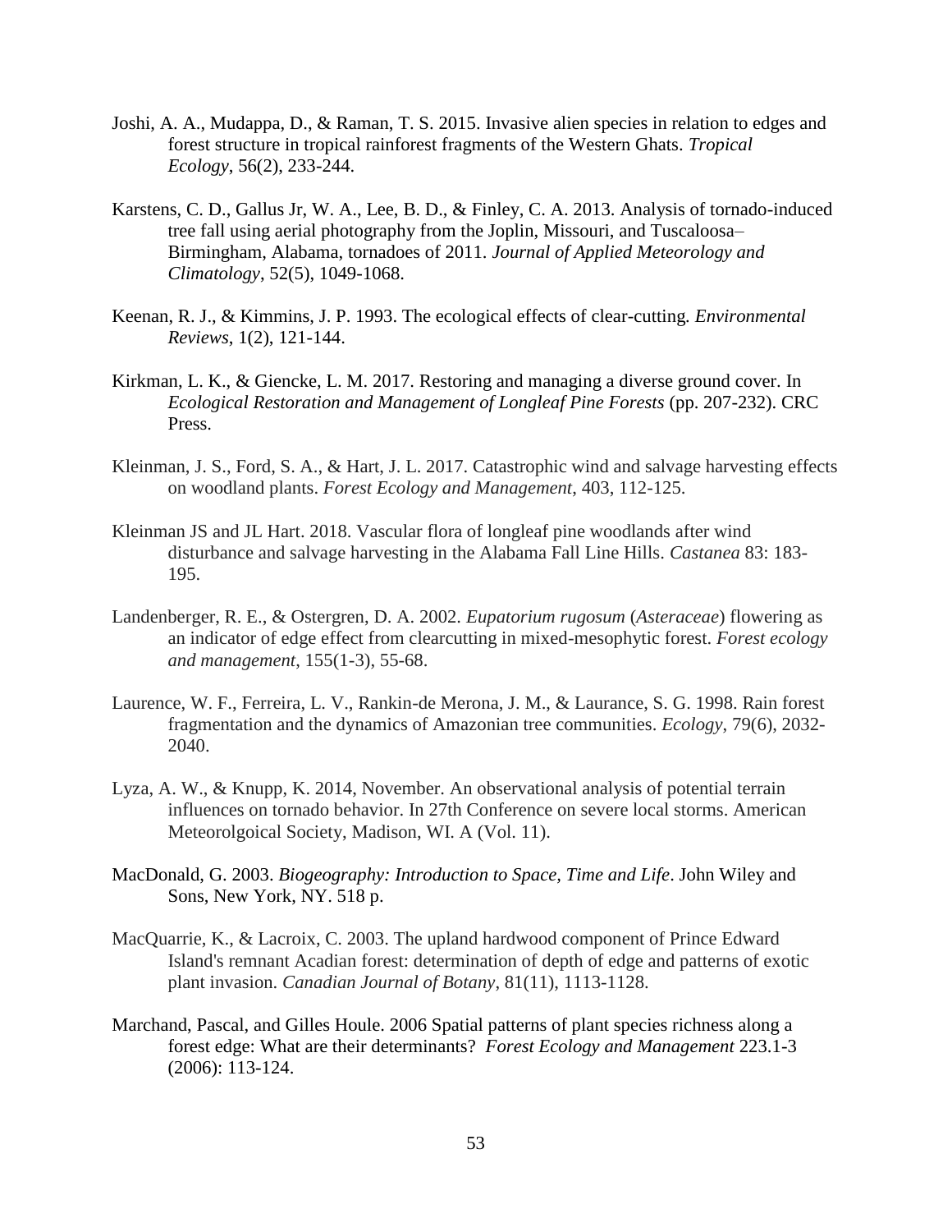Joshi, A. A., Mudappa, D., & Raman, T. S. 2015. Invasive alien species in relation to edges and forest structure in tropical rainforest fragments of the Western Ghats. *Tropical Ecology*, 56(2), 233-244.

Karstens, C. D., Gallus Jr, W. A., Lee, B. D., & Finley, C. A. 2013. Analysis of tornado-induced tree fall using aerial photography from the Joplin, Missouri, and Tuscaloosa–Birmingham, Alabama, tornadoes of 2011. *Journal of Applied Meteorology and Climatology*, 52(5), 1049-1068.

Keenan, R. J., & Kimmins, J. P. 1993. The ecological effects of clear-cutting. *Environmental Reviews*, 1(2), 121-144.

Kirkman, L. K., & Giencke, L. M. 2017. Restoring and managing a diverse ground cover. In *Ecological Restoration and Management of Longleaf Pine Forests* (pp. 207-232). CRC Press.

Kleinman, J. S., Ford, S. A., & Hart, J. L. 2017. Catastrophic wind and salvage harvesting effects on woodland plants. *Forest Ecology and Management*, 403, 112-125.

Kleinman JS and JL Hart. 2018. Vascular flora of longleaf pine woodlands after wind disturbance and salvage harvesting in the Alabama Fall Line Hills. *Castanea* 83: 183-195.

Landenberger, R. E., & Ostergren, D. A. 2002. *Eupatorium rugosum* (*Asteraceae*) flowering as an indicator of edge effect from clearcutting in mixed-mesophytic forest. *Forest ecology and management*, 155(1-3), 55-68.

Laurence, W. F., Ferreira, L. V., Rankin-de Merona, J. M., & Laurance, S. G. 1998. Rain forest fragmentation and the dynamics of Amazonian tree communities. *Ecology*, 79(6), 2032-2040.

Lyza, A. W., & Knupp, K. 2014, November. An observational analysis of potential terrain influences on tornado behavior. In 27th Conference on severe local storms. American Meteorolgoical Society, Madison, WI. A (Vol. 11).

MacDonald, G. 2003. *Biogeography: Introduction to Space, Time and Life*. John Wiley and Sons, New York, NY. 518 p.

MacQuarrie, K., & Lacroix, C. 2003. The upland hardwood component of Prince Edward Island's remnant Acadian forest: determination of depth of edge and patterns of exotic plant invasion. *Canadian Journal of Botany*, 81(11), 1113-1128.

Marchand, Pascal, and Gilles Houle. 2006 Spatial patterns of plant species richness along a forest edge: What are their determinants? *Forest Ecology and Management* 223.1-3 (2006): 113-124.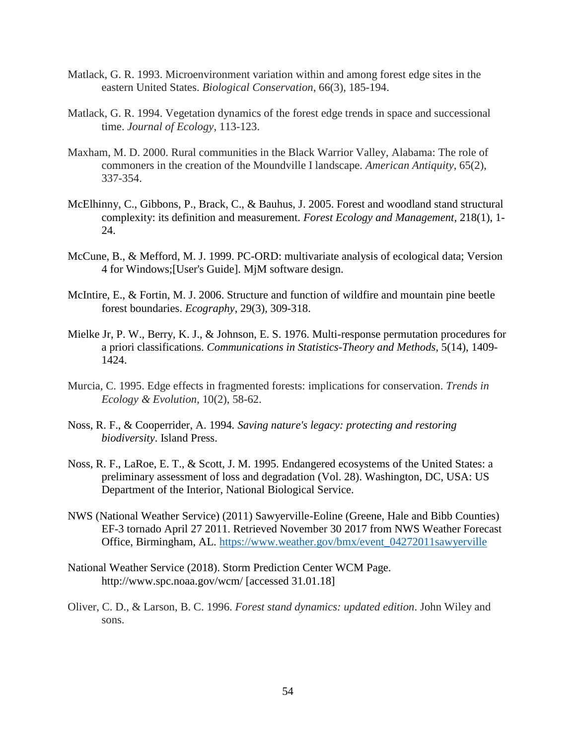Matlack, G. R. 1993. Microenvironment variation within and among forest edge sites in the eastern United States. *Biological Conservation*, 66(3), 185-194.

Matlack, G. R. 1994. Vegetation dynamics of the forest edge trends in space and successional time. *Journal of Ecology*, 113-123.

Maxham, M. D. 2000. Rural communities in the Black Warrior Valley, Alabama: The role of commoners in the creation of the Moundville I landscape. *American Antiquity*, 65(2), 337-354.

McElhinny, C., Gibbons, P., Brack, C., & Bauhus, J. 2005. Forest and woodland stand structural complexity: its definition and measurement. *Forest Ecology and Management*, 218(1), 1-24.

McCune, B., & Mefford, M. J. 1999. PC-ORD: multivariate analysis of ecological data; Version 4 for Windows;[User's Guide]. MjM software design.

McIntire, E., & Fortin, M. J. 2006. Structure and function of wildfire and mountain pine beetle forest boundaries. *Ecography*, 29(3), 309-318.

Mielke Jr, P. W., Berry, K. J., & Johnson, E. S. 1976. Multi-response permutation procedures for a priori classifications. *Communications in Statistics-Theory and Methods*, 5(14), 1409-1424.

Murcia, C. 1995. Edge effects in fragmented forests: implications for conservation. *Trends in Ecology & Evolution*, 10(2), 58-62.

Noss, R. F., & Cooperrider, A. 1994. *Saving nature's legacy: protecting and restoring biodiversity*. Island Press.

Noss, R. F., LaRoe, E. T., & Scott, J. M. 1995. Endangered ecosystems of the United States: a preliminary assessment of loss and degradation (Vol. 28). Washington, DC, USA: US Department of the Interior, National Biological Service.

NWS (National Weather Service) (2011) Sawyerville-Eoline (Greene, Hale and Bibb Counties) EF-3 tornado April 27 2011. Retrieved November 30 2017 from NWS Weather Forecast Office, Birmingham, AL. https://www.weather.gov/bmx/event_04272011sawyerville

National Weather Service (2018). Storm Prediction Center WCM Page. http://www.spc.noaa.gov/wcm/ [accessed 31.01.18]

Oliver, C. D., & Larson, B. C. 1996. *Forest stand dynamics: updated edition*. John Wiley and sons.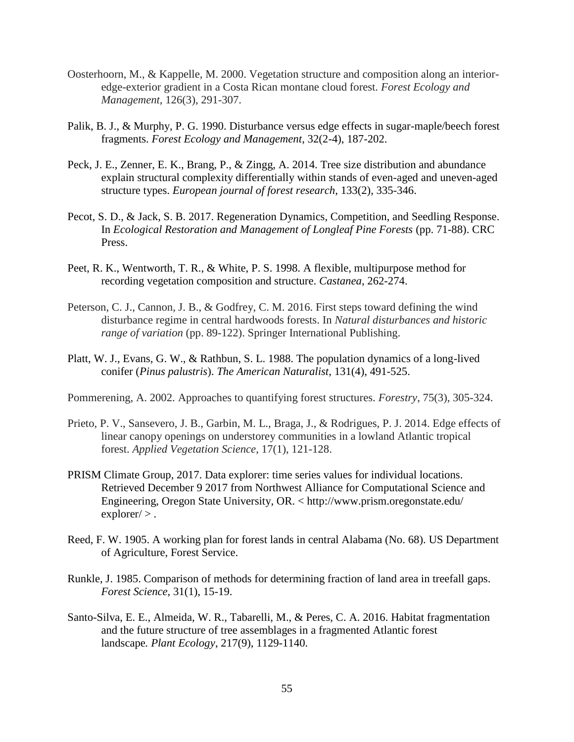Oosterhoorn, M., & Kappelle, M. 2000. Vegetation structure and composition along an interior-edge-exterior gradient in a Costa Rican montane cloud forest. *Forest Ecology and Management*, 126(3), 291-307.

Palik, B. J., & Murphy, P. G. 1990. Disturbance versus edge effects in sugar-maple/beech forest fragments. *Forest Ecology and Management*, 32(2-4), 187-202.

Peck, J. E., Zenner, E. K., Brang, P., & Zingg, A. 2014. Tree size distribution and abundance explain structural complexity differentially within stands of even-aged and uneven-aged structure types. *European journal of forest research*, 133(2), 335-346.

Pecot, S. D., & Jack, S. B. 2017. Regeneration Dynamics, Competition, and Seedling Response. In *Ecological Restoration and Management of Longleaf Pine Forests* (pp. 71-88). CRC Press.

Peet, R. K., Wentworth, T. R., & White, P. S. 1998. A flexible, multipurpose method for recording vegetation composition and structure. *Castanea*, 262-274.

Peterson, C. J., Cannon, J. B., & Godfrey, C. M. 2016. First steps toward defining the wind disturbance regime in central hardwoods forests. In *Natural disturbances and historic range of variation* (pp. 89-122). Springer International Publishing.

Platt, W. J., Evans, G. W., & Rathbun, S. L. 1988. The population dynamics of a long-lived conifer (*Pinus palustris*). *The American Naturalist*, 131(4), 491-525.

Pommerening, A. 2002. Approaches to quantifying forest structures. *Forestry*, 75(3), 305-324.

Prieto, P. V., Sansevero, J. B., Garbin, M. L., Braga, J., & Rodrigues, P. J. 2014. Edge effects of linear canopy openings on understorey communities in a lowland Atlantic tropical forest. *Applied Vegetation Science*, 17(1), 121-128.

PRISM Climate Group, 2017. Data explorer: time series values for individual locations. Retrieved December 9 2017 from Northwest Alliance for Computational Science and Engineering, Oregon State University, OR. < http://www.prism.oregonstate.edu/ explorer/ > .

Reed, F. W. 1905. A working plan for forest lands in central Alabama (No. 68). US Department of Agriculture, Forest Service.

Runkle, J. 1985. Comparison of methods for determining fraction of land area in treefall gaps. *Forest Science*, 31(1), 15-19.

Santo-Silva, E. E., Almeida, W. R., Tabarelli, M., & Peres, C. A. 2016. Habitat fragmentation and the future structure of tree assemblages in a fragmented Atlantic forest landscape. *Plant Ecology*, 217(9), 1129-1140.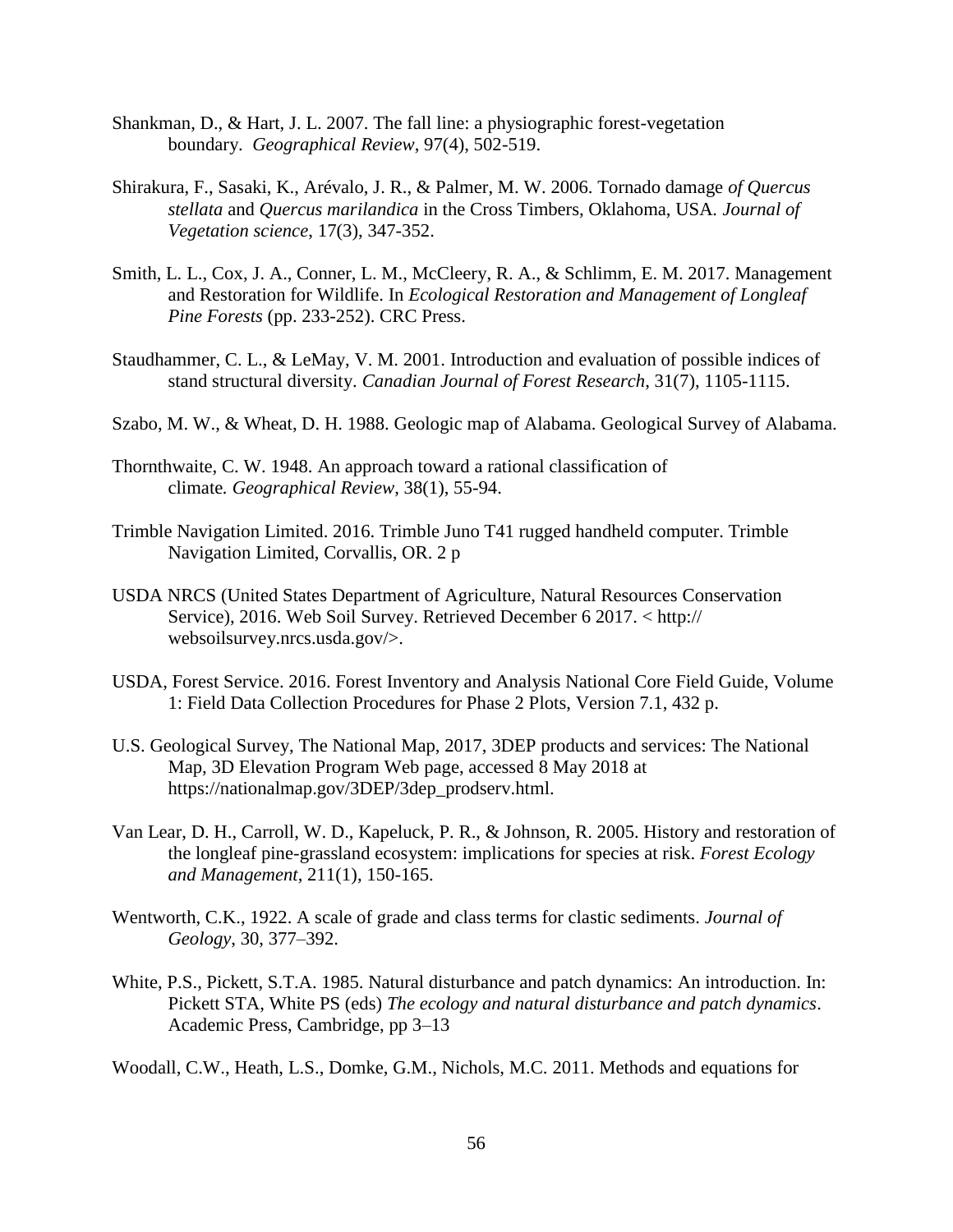Shankman, D., & Hart, J. L. 2007. The fall line: a physiographic forest-vegetation boundary. *Geographical Review*, 97(4), 502-519.

Shirakura, F., Sasaki, K., Arévalo, J. R., & Palmer, M. W. 2006. Tornado damage *of Quercus stellata* and *Quercus marilandica* in the Cross Timbers, Oklahoma, USA. *Journal of Vegetation science*, 17(3), 347-352.

Smith, L. L., Cox, J. A., Conner, L. M., McCleery, R. A., & Schlimm, E. M. 2017. Management and Restoration for Wildlife. In *Ecological Restoration and Management of Longleaf Pine Forests* (pp. 233-252). CRC Press.

Staudhammer, C. L., & LeMay, V. M. 2001. Introduction and evaluation of possible indices of stand structural diversity. *Canadian Journal of Forest Research*, 31(7), 1105-1115.

Szabo, M. W., & Wheat, D. H. 1988. Geologic map of Alabama. Geological Survey of Alabama.

Thornthwaite, C. W. 1948. An approach toward a rational classification of climate. *Geographical Review*, 38(1), 55-94.

Trimble Navigation Limited. 2016. Trimble Juno T41 rugged handheld computer. Trimble Navigation Limited, Corvallis, OR. 2 p

USDA NRCS (United States Department of Agriculture, Natural Resources Conservation Service), 2016. Web Soil Survey. Retrieved December 6 2017. < http:// websoilsurvey.nrcs.usda.gov/>.

USDA, Forest Service. 2016. Forest Inventory and Analysis National Core Field Guide, Volume 1: Field Data Collection Procedures for Phase 2 Plots, Version 7.1, 432 p.

U.S. Geological Survey, The National Map, 2017, 3DEP products and services: The National Map, 3D Elevation Program Web page, accessed 8 May 2018 at https://nationalmap.gov/3DEP/3dep_prodserv.html.

Van Lear, D. H., Carroll, W. D., Kapeluck, P. R., & Johnson, R. 2005. History and restoration of the longleaf pine-grassland ecosystem: implications for species at risk. *Forest Ecology and Management*, 211(1), 150-165.

Wentworth, C.K., 1922. A scale of grade and class terms for clastic sediments. *Journal of Geology*, 30, 377–392.

White, P.S., Pickett, S.T.A. 1985. Natural disturbance and patch dynamics: An introduction. In: Pickett STA, White PS (eds) *The ecology and natural disturbance and patch dynamics*. Academic Press, Cambridge, pp 3–13

Woodall, C.W., Heath, L.S., Domke, G.M., Nichols, M.C. 2011. Methods and equations for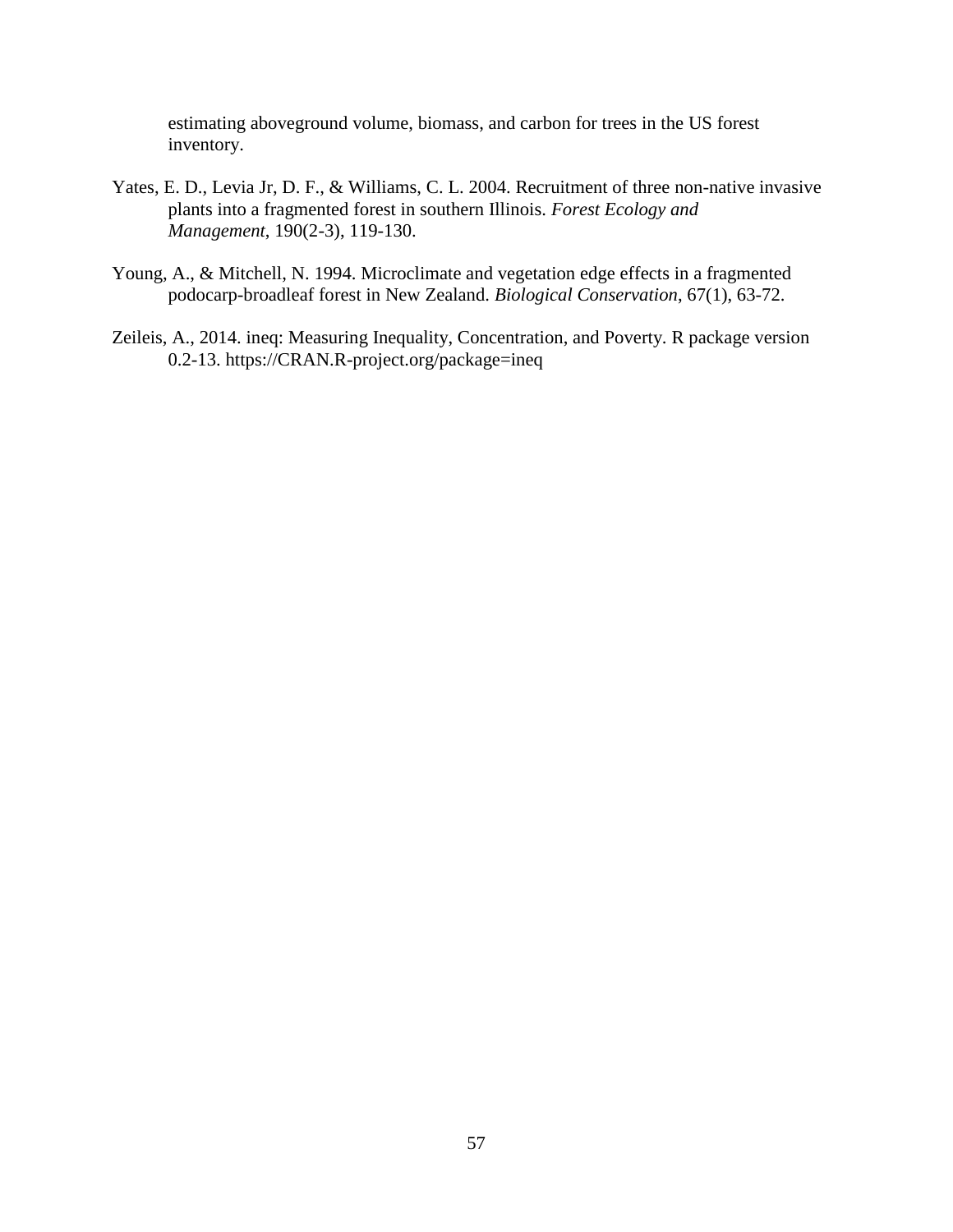estimating aboveground volume, biomass, and carbon for trees in the US forest inventory.

Yates, E. D., Levia Jr, D. F., & Williams, C. L. 2004. Recruitment of three non-native invasive plants into a fragmented forest in southern Illinois. *Forest Ecology and Management*, 190(2-3), 119-130.

Young, A., & Mitchell, N. 1994. Microclimate and vegetation edge effects in a fragmented podocarp-broadleaf forest in New Zealand. *Biological Conservation*, 67(1), 63-72.

Zeileis, A., 2014. ineq: Measuring Inequality, Concentration, and Poverty. R package version 0.2-13. https://CRAN.R-project.org/package=ineq